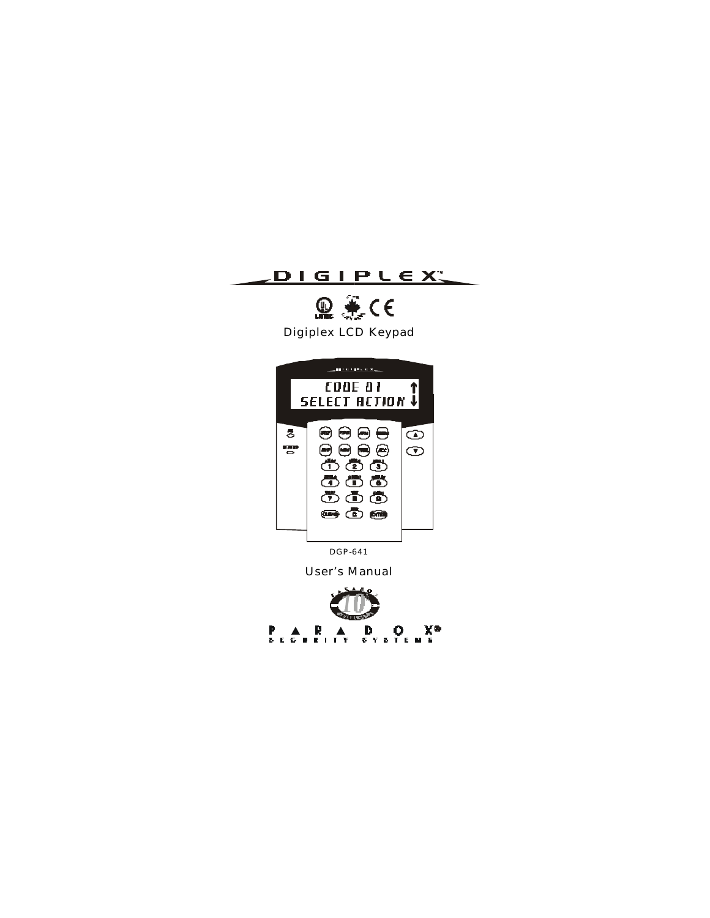# DIGIPLEX™

Digiplex LCD Keypad

DGP-641

User's Manual

PARADOX®
SECURITY SYSTEMS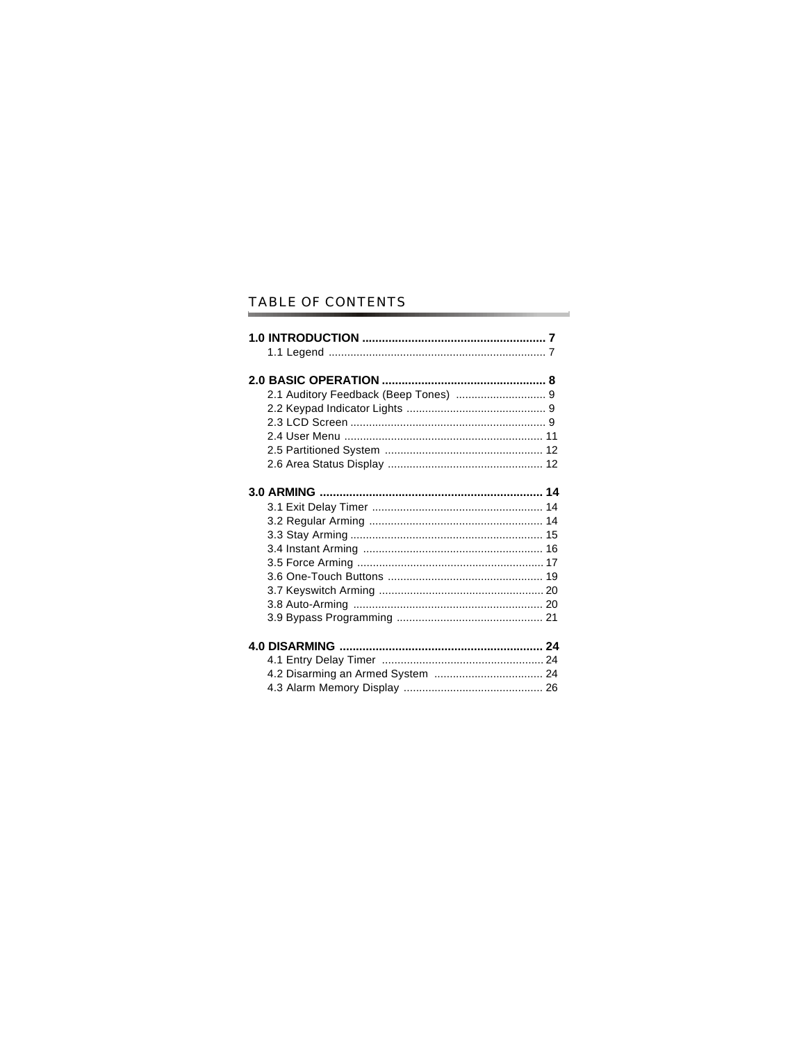# TABLE OF CONTENTS

**1.0 INTRODUCTION ........................................................ 7**

- 1.1 Legend ..................................................................... 7

**2.0 BASIC OPERATION .................................................. 8**

- 2.1 Auditory Feedback (Beep Tones) ............................. 9
- 2.2 Keypad Indicator Lights ............................................ 9
- 2.3 LCD Screen .............................................................. 9
- 2.4 User Menu ............................................................... 11
- 2.5 Partitioned System .................................................. 12
- 2.6 Area Status Display ................................................. 12

**3.0 ARMING .................................................................... 14**

- 3.1 Exit Delay Timer ...................................................... 14
- 3.2 Regular Arming ........................................................ 14
- 3.3 Stay Arming ............................................................. 15
- 3.4 Instant Arming .......................................................... 16
- 3.5 Force Arming ............................................................ 17
- 3.6 One-Touch Buttons .................................................. 19
- 3.7 Keyswitch Arming ..................................................... 20
- 3.8 Auto-Arming ............................................................. 20
- 3.9 Bypass Programming ............................................... 21

**4.0 DISARMING .............................................................. 24**

- 4.1 Entry Delay Timer .................................................... 24
- 4.2 Disarming an Armed System ................................... 24
- 4.3 Alarm Memory Display ............................................. 26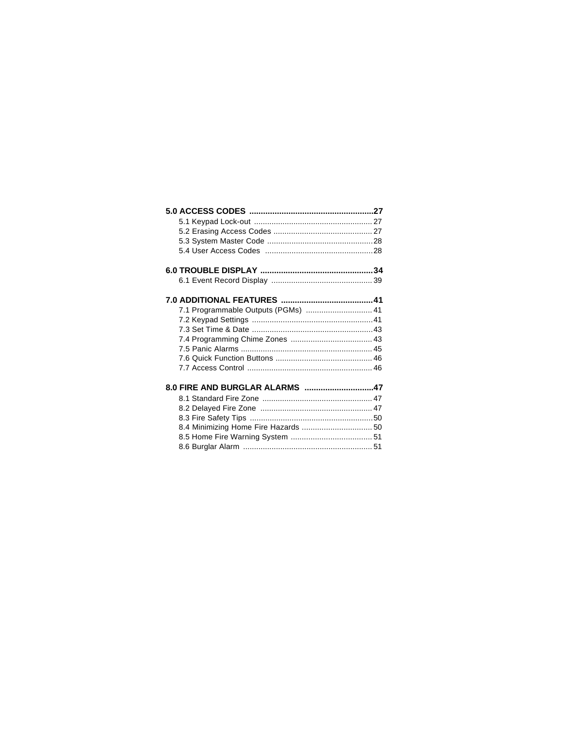**5.0 ACCESS CODES ......................................................27**

5.1 Keypad Lock-out ...................................................... 27
5.2 Erasing Access Codes ............................................ 27
5.3 System Master Code ................................................28
5.4 User Access Codes ................................................28

**6.0 TROUBLE DISPLAY .................................................34**

6.1 Event Record Display ............................................. 39

**7.0 ADDITIONAL FEATURES ........................................41**

7.1 Programmable Outputs (PGMs) .............................. 41
7.2 Keypad Settings .......................................................41
7.3 Set Time & Date .......................................................43
7.4 Programming Chime Zones ..................................... 43
7.5 Panic Alarms ............................................................ 45
7.6 Quick Function Buttons ............................................ 46
7.7 Access Control ......................................................... 46

**8.0 FIRE AND BURGLAR ALARMS ..............................47**

8.1 Standard Fire Zone .................................................. 47
8.2 Delayed Fire Zone ................................................... 47
8.3 Fire Safety Tips ........................................................50
8.4 Minimizing Home Fire Hazards ................................ 50
8.5 Home Fire Warning System ..................................... 51
8.6 Burglar Alarm ........................................................... 51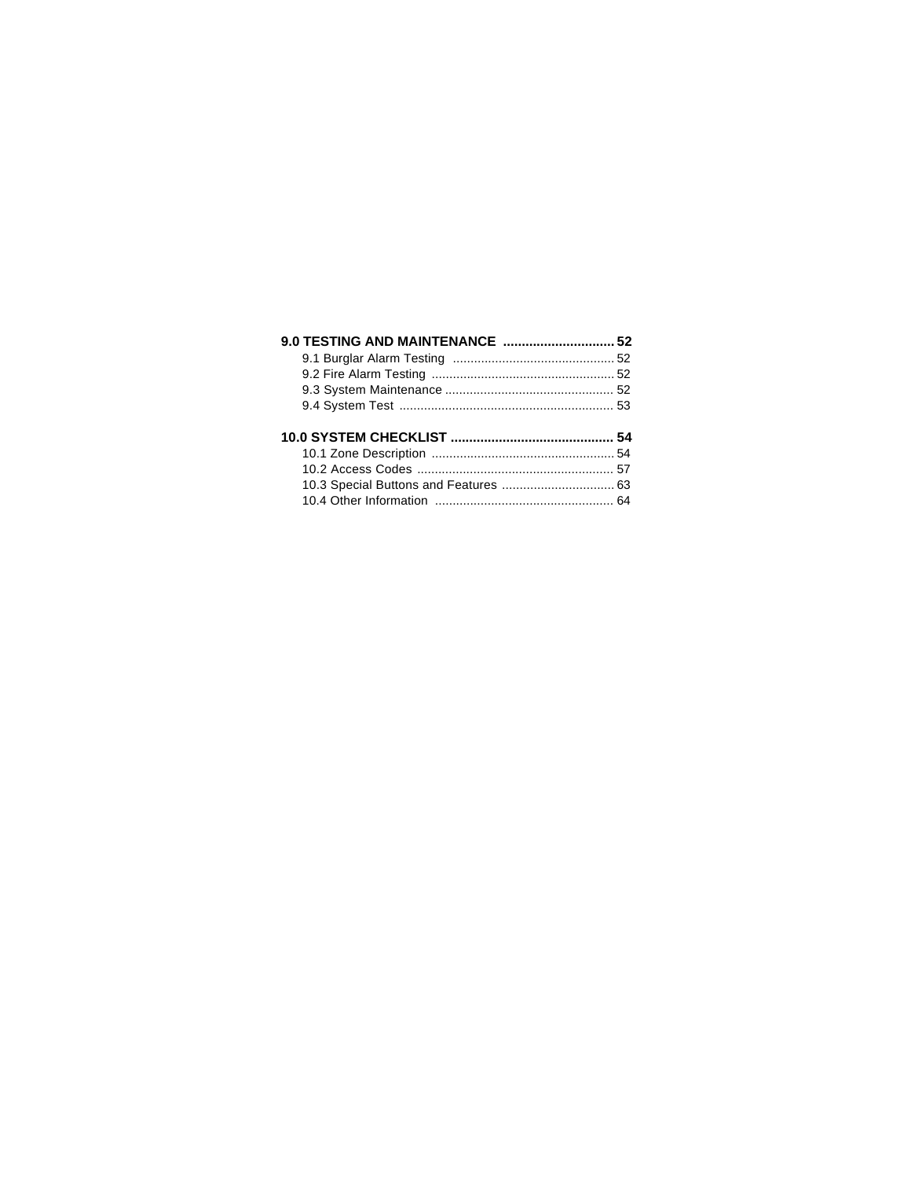**9.0 TESTING AND MAINTENANCE .............................. 52**

9.1 Burglar Alarm Testing .............................................. 52
9.2 Fire Alarm Testing .................................................... 52
9.3 System Maintenance ................................................ 52
9.4 System Test ............................................................ 53

**10.0 SYSTEM CHECKLIST ............................................ 54**

10.1 Zone Description .................................................... 54
10.2 Access Codes ........................................................ 57
10.3 Special Buttons and Features ................................ 63
10.4 Other Information ................................................... 64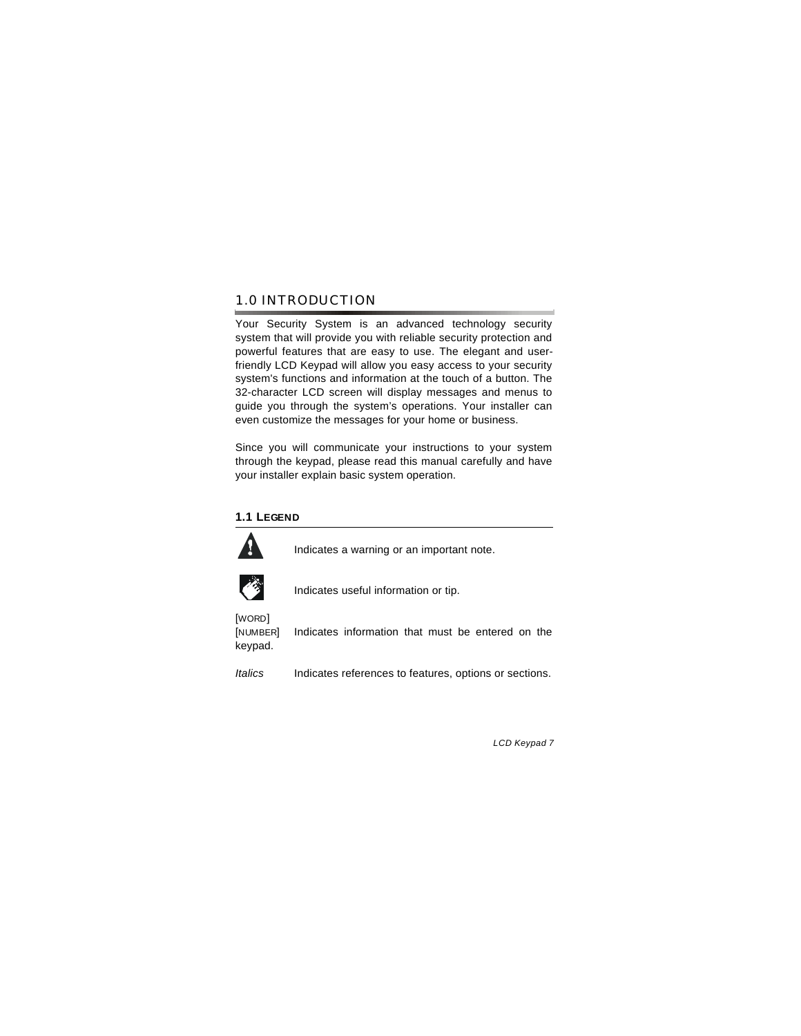# 1.0 INTRODUCTION

Your Security System is an advanced technology security system that will provide you with reliable security protection and powerful features that are easy to use. The elegant and user-friendly LCD Keypad will allow you easy access to your security system's functions and information at the touch of a button. The 32-character LCD screen will display messages and menus to guide you through the system's operations. Your installer can even customize the messages for your home or business.

Since you will communicate your instructions to your system through the keypad, please read this manual carefully and have your installer explain basic system operation.

## 1.1 LEGEND

Indicates a warning or an important note.

Indicates useful information or tip.

[WORD]
[NUMBER] Indicates information that must be entered on the keypad.

*Italics* Indicates references to features, options or sections.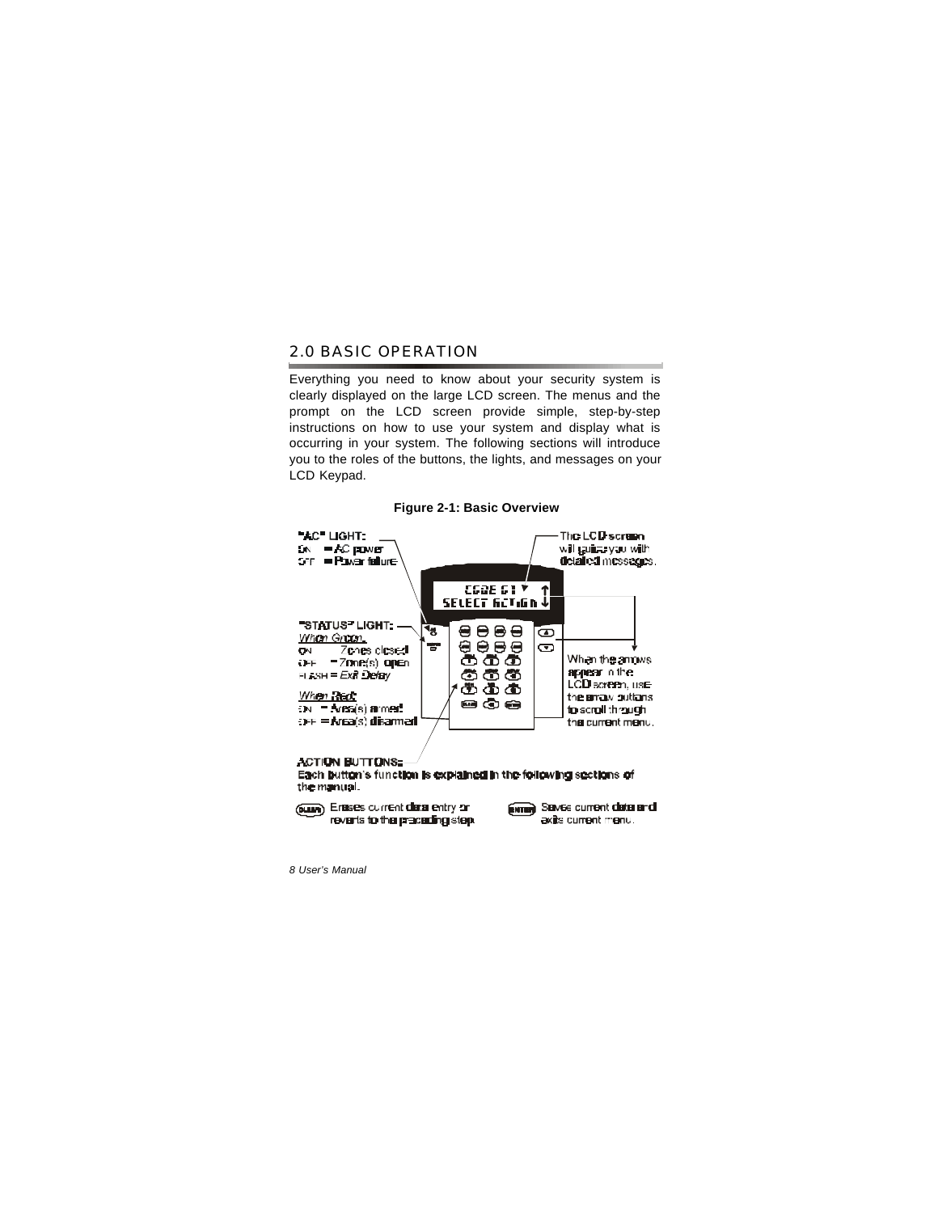## 2.0 BASIC OPERATION

Everything you need to know about your security system is clearly displayed on the large LCD screen. The menus and the prompt on the LCD screen provide simple, step-by-step instructions on how to use your system and display what is occurring in your system. The following sections will introduce you to the roles of the buttons, the lights, and messages on your LCD Keypad.

**Figure 2-1: Basic Overview**

"AC" LIGHT:
ON = AC power
OFF = Power failure

The LCD screen will guide you with detailed messages.

CODE 01
SELECT ACTION

"STATUS" LIGHT:
*When Green:*
ON = Zones closed
OFF = Zone(s) open
FLASH = *Exit Delay*

*When Red:*
ON = Area(s) armed
OFF = Area(s) disarmed

When the arrows appear on the LCD screen, use the arrow buttons to scroll through the current menu.

ACTION BUTTONS:
Each button's function is explained in the following sections of the manual.

CLEAR: Erases current data entry or reverts to the preceding step.

ENTER: Saves current data and exits current menu.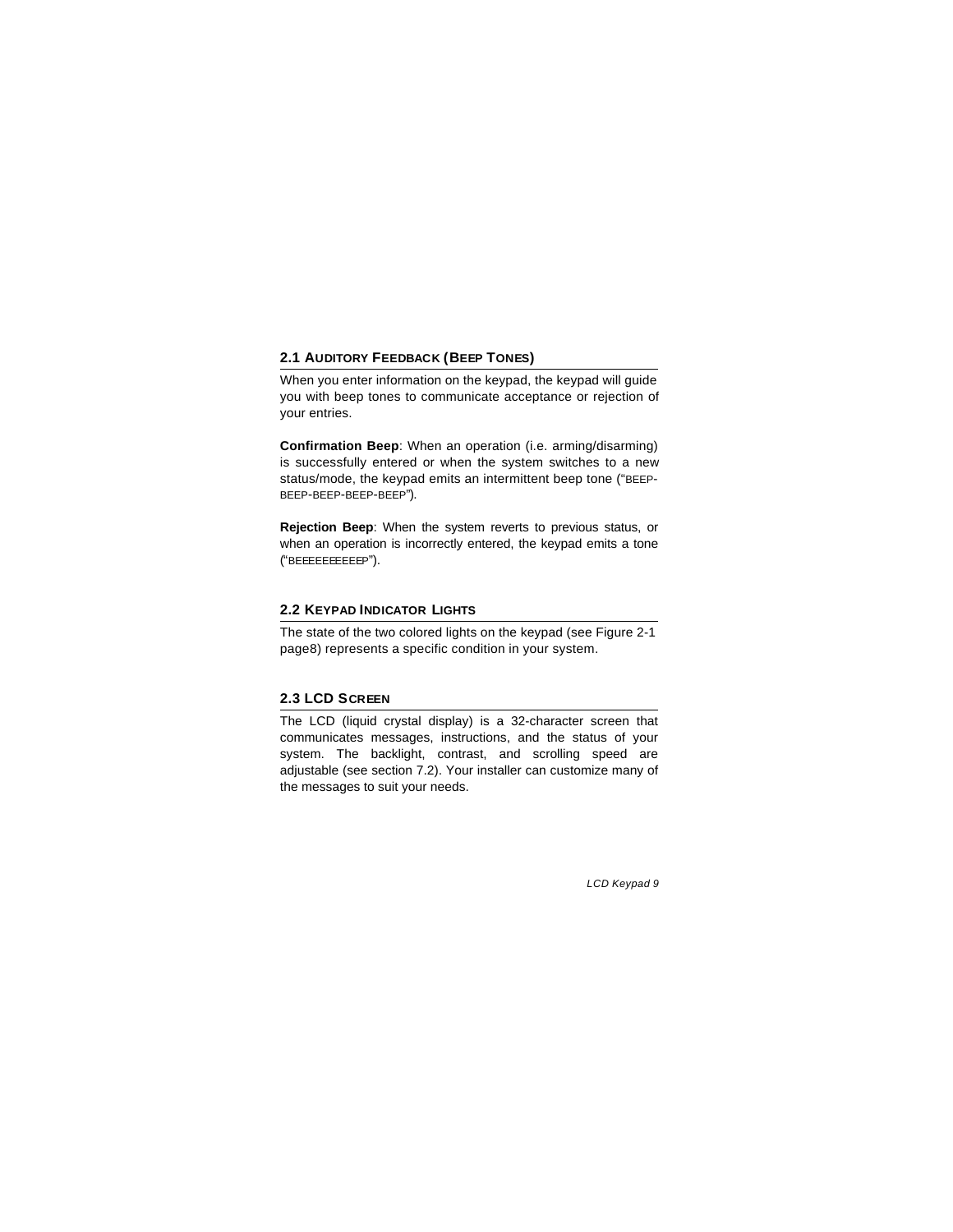## 2.1 AUDITORY FEEDBACK (BEEP TONES)

When you enter information on the keypad, the keypad will guide you with beep tones to communicate acceptance or rejection of your entries.

**Confirmation Beep**: When an operation (i.e. arming/disarming) is successfully entered or when the system switches to a new status/mode, the keypad emits an intermittent beep tone ("BEEP-BEEP-BEEP-BEEP-BEEP").

**Rejection Beep**: When the system reverts to previous status, or when an operation is incorrectly entered, the keypad emits a tone ("BEEEEEEEEEEP").

## 2.2 KEYPAD INDICATOR LIGHTS

The state of the two colored lights on the keypad (see Figure 2-1 page8) represents a specific condition in your system.

## 2.3 LCD SCREEN

The LCD (liquid crystal display) is a 32-character screen that communicates messages, instructions, and the status of your system. The backlight, contrast, and scrolling speed are adjustable (see section 7.2). Your installer can customize many of the messages to suit your needs.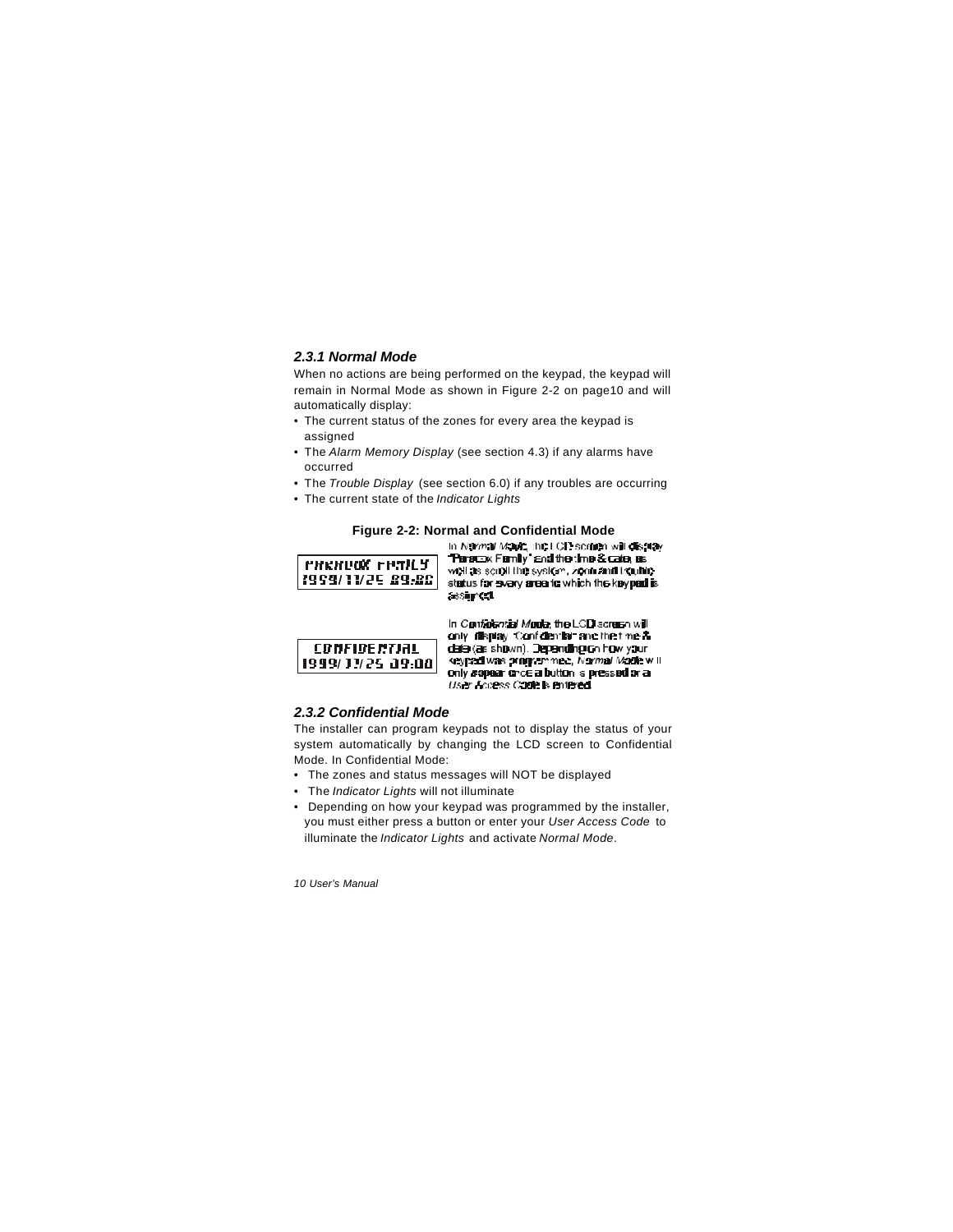### 2.3.1 Normal Mode

When no actions are being performed on the keypad, the keypad will remain in Normal Mode as shown in Figure 2-2 on page10 and will automatically display:

- The current status of the zones for every area the keypad is assigned
- The *Alarm Memory Display* (see section 4.3) if any alarms have occurred
- The *Trouble Display* (see section 6.0) if any troubles are occurring
- The current state of the *Indicator Lights*

**Figure 2-2: Normal and Confidential Mode**

| LCD Display | Description |
|---|---|
| PARADOX FAMILY<br>1999/11/25 09:00 | In *Normal Mode*, the LCD screen will display "Paradox Family" and the time & date, as well as scroll the system, zone and trouble status for every area to which the keypad is assigned. |
| CONFIDENTIAL<br>1999/11/25 09:00 | In *Confidential Mode*, the LCD screen will only display "Confidential" and the time & date (as shown). Depending on how your keypad was programmed, *Normal Mode* will only appear once a button is pressed or a *User Access Code* is entered. |

### 2.3.2 Confidential Mode

The installer can program keypads not to display the status of your system automatically by changing the LCD screen to Confidential Mode. In Confidential Mode:

- The zones and status messages will NOT be displayed
- The *Indicator Lights* will not illuminate
- Depending on how your keypad was programmed by the installer, you must either press a button or enter your *User Access Code* to illuminate the *Indicator Lights* and activate *Normal Mode*.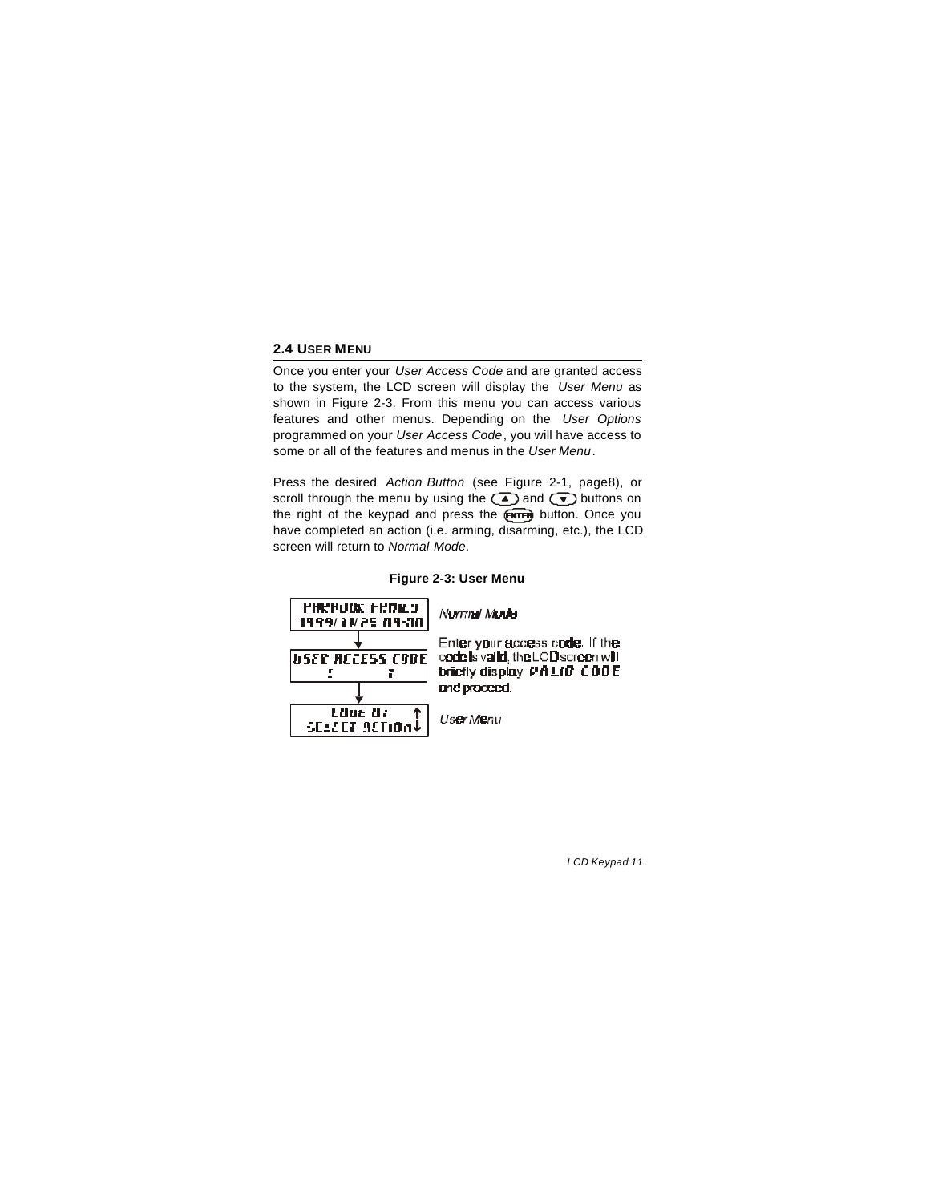## 2.4 USER MENU

Once you enter your *User Access Code* and are granted access to the system, the LCD screen will display the *User Menu* as shown in Figure 2-3. From this menu you can access various features and other menus. Depending on the *User Options* programmed on your *User Access Code*, you will have access to some or all of the features and menus in the *User Menu*.

Press the desired *Action Button* (see Figure 2-1, page8), or scroll through the menu by using the ▲ and ▼ buttons on the right of the keypad and press the ENTER button. Once you have completed an action (i.e. arming, disarming, etc.), the LCD screen will return to *Normal Mode*.

**Figure 2-3: User Menu**

| LCD Screen | Description |
|---|---|
| PARADOX FAMILY 1999/11/25 09:00 | *Normal Mode* |
| USER ACCESS CODE [ ] | Enter your access code. If the code is valid, the LCD screen will briefly display VALID CODE and proceed. |
| CODE OK SELECT ACTION | *User Menu* |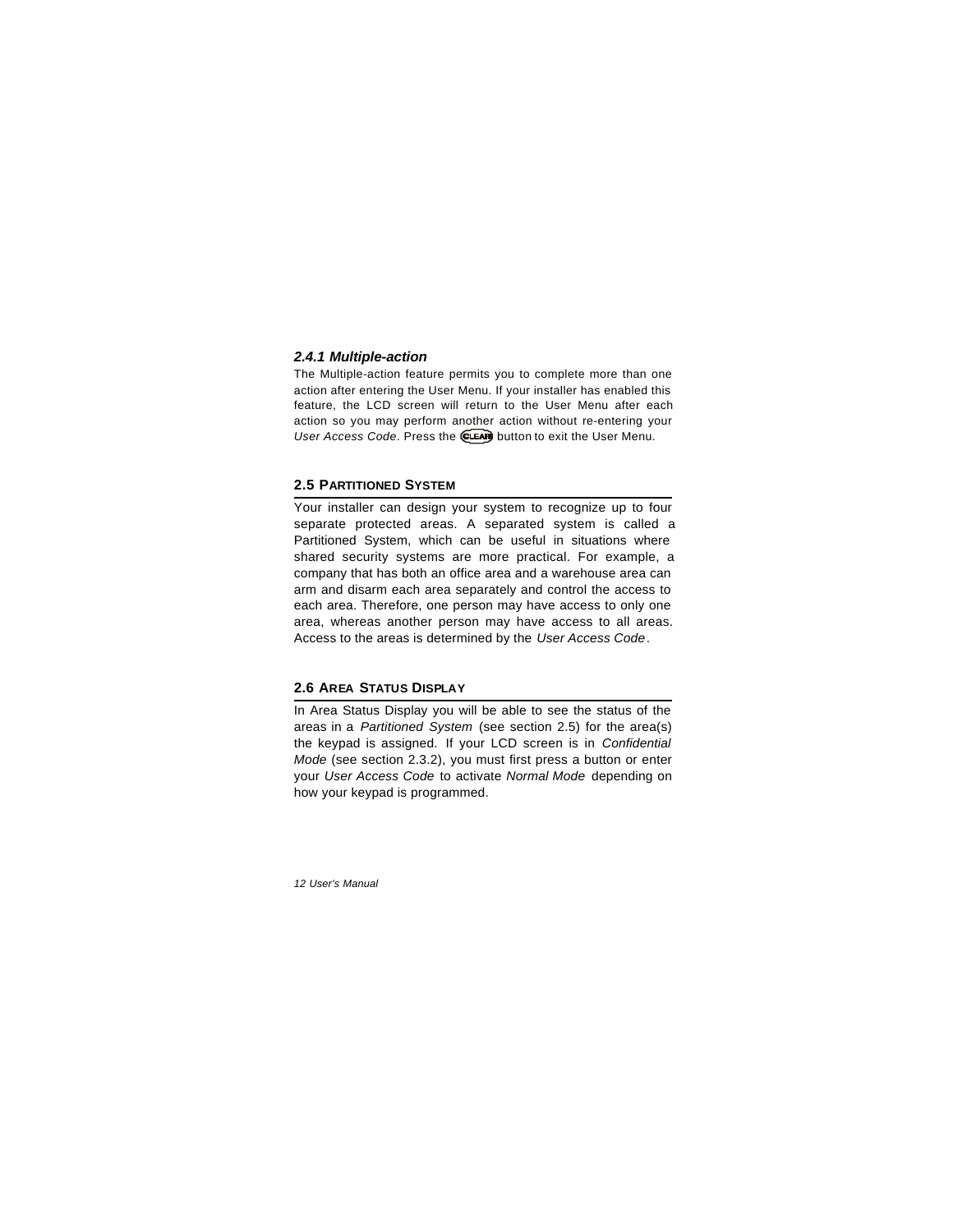### *2.4.1 Multiple-action*

The Multiple-action feature permits you to complete more than one action after entering the User Menu. If your installer has enabled this feature, the LCD screen will return to the User Menu after each action so you may perform another action without re-entering your *User Access Code*. Press the [CLEAR] button to exit the User Menu.

## 2.5 PARTITIONED SYSTEM

Your installer can design your system to recognize up to four separate protected areas. A separated system is called a Partitioned System, which can be useful in situations where shared security systems are more practical. For example, a company that has both an office area and a warehouse area can arm and disarm each area separately and control the access to each area. Therefore, one person may have access to only one area, whereas another person may have access to all areas. Access to the areas is determined by the *User Access Code*.

## 2.6 AREA STATUS DISPLAY

In Area Status Display you will be able to see the status of the areas in a *Partitioned System* (see section 2.5) for the area(s) the keypad is assigned. If your LCD screen is in *Confidential Mode* (see section 2.3.2), you must first press a button or enter your *User Access Code* to activate *Normal Mode* depending on how your keypad is programmed.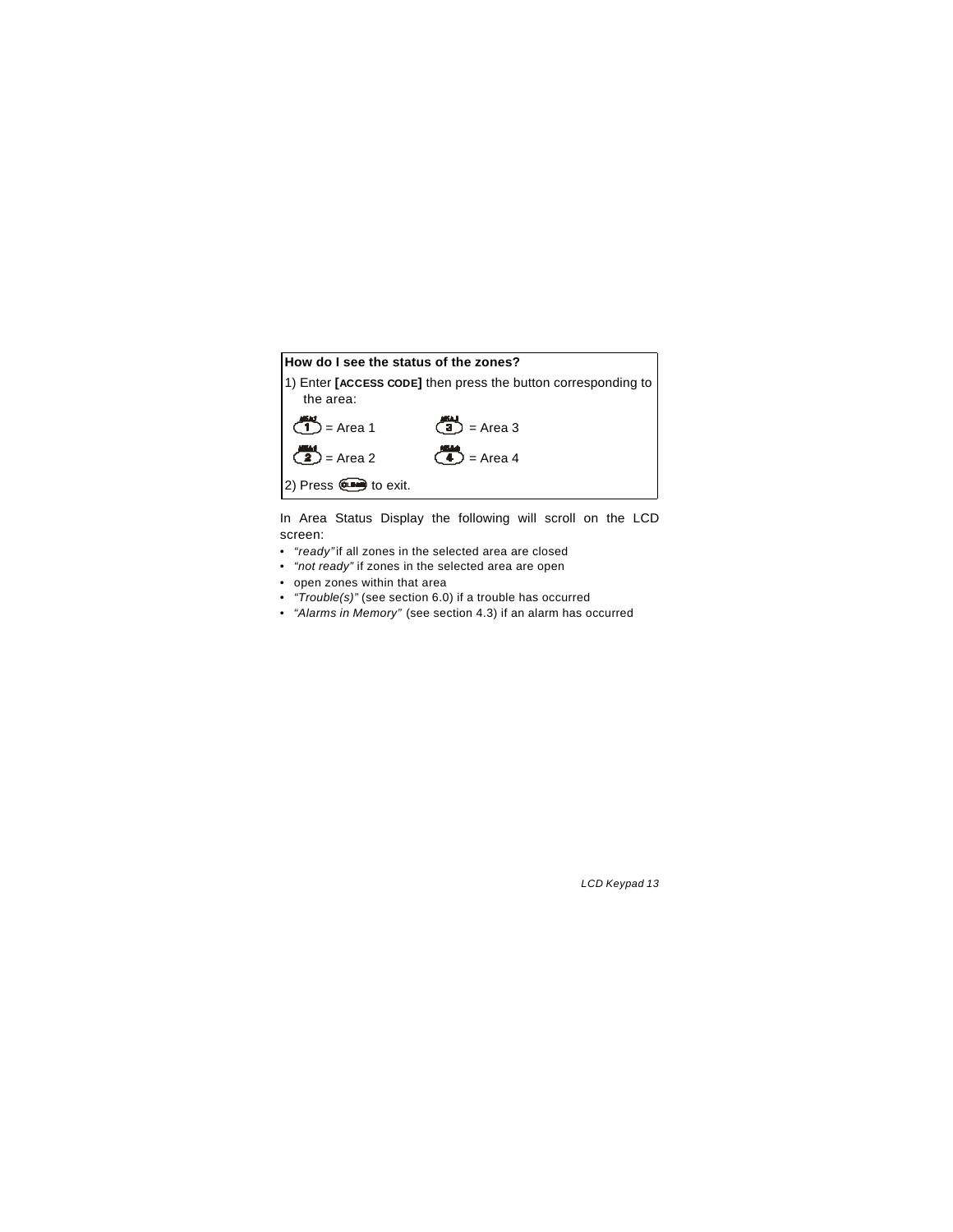**How do I see the status of the zones?**

1) Enter **[ACCESS CODE]** then press the button corresponding to the area:

[1] = Area 1 [3] = Area 3

[2] = Area 2 [4] = Area 4

2) Press [CLEAR] to exit.

In Area Status Display the following will scroll on the LCD screen:

- *"ready"* if all zones in the selected area are closed
- *"not ready"* if zones in the selected area are open
- open zones within that area
- *"Trouble(s)"* (see section 6.0) if a trouble has occurred
- *"Alarms in Memory"* (see section 4.3) if an alarm has occurred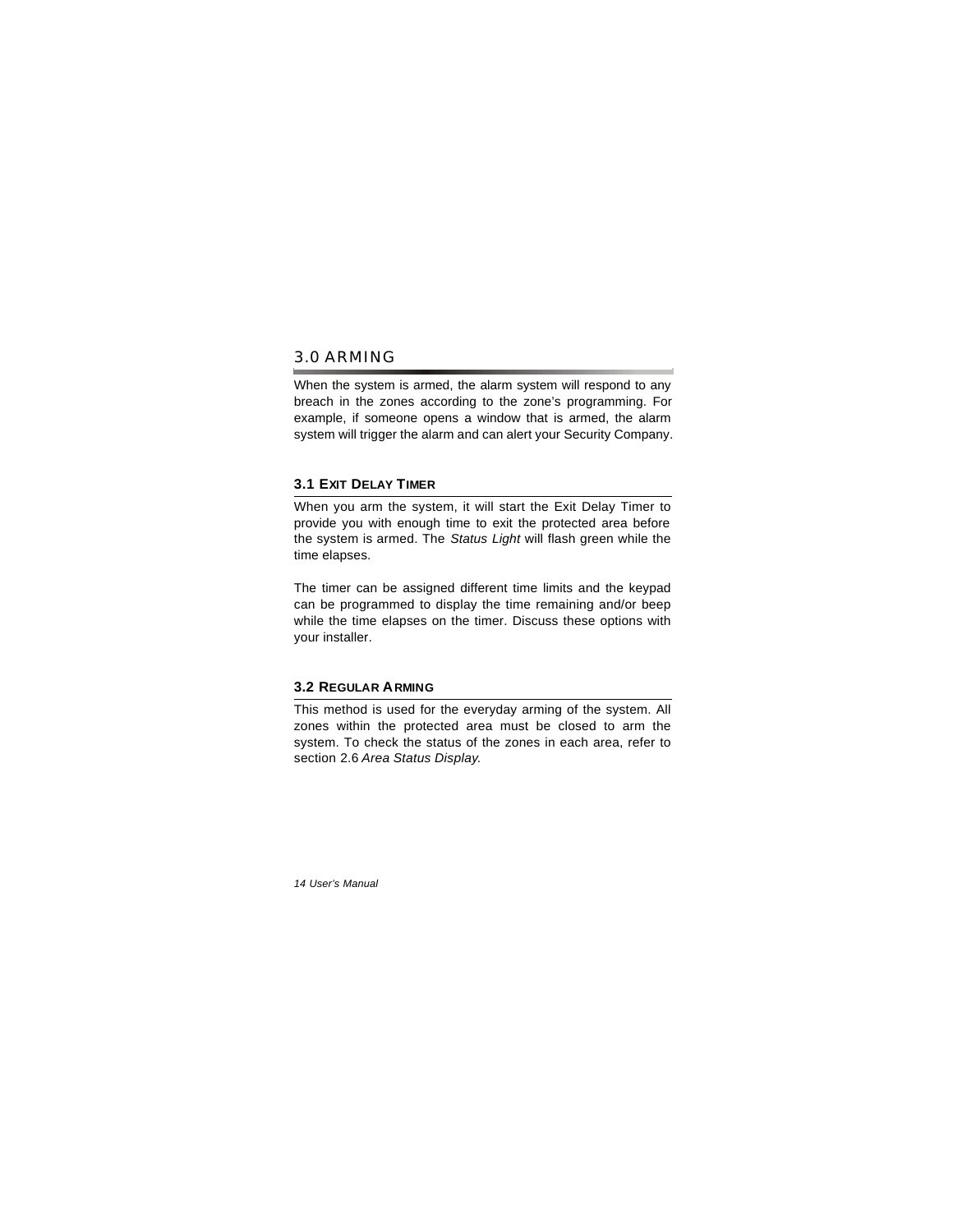# 3.0 ARMING

When the system is armed, the alarm system will respond to any breach in the zones according to the zone's programming. For example, if someone opens a window that is armed, the alarm system will trigger the alarm and can alert your Security Company.

## 3.1 Exit Delay Timer

When you arm the system, it will start the Exit Delay Timer to provide you with enough time to exit the protected area before the system is armed. The *Status Light* will flash green while the time elapses.

The timer can be assigned different time limits and the keypad can be programmed to display the time remaining and/or beep while the time elapses on the timer. Discuss these options with your installer.

## 3.2 Regular Arming

This method is used for the everyday arming of the system. All zones within the protected area must be closed to arm the system. To check the status of the zones in each area, refer to section 2.6 *Area Status Display.*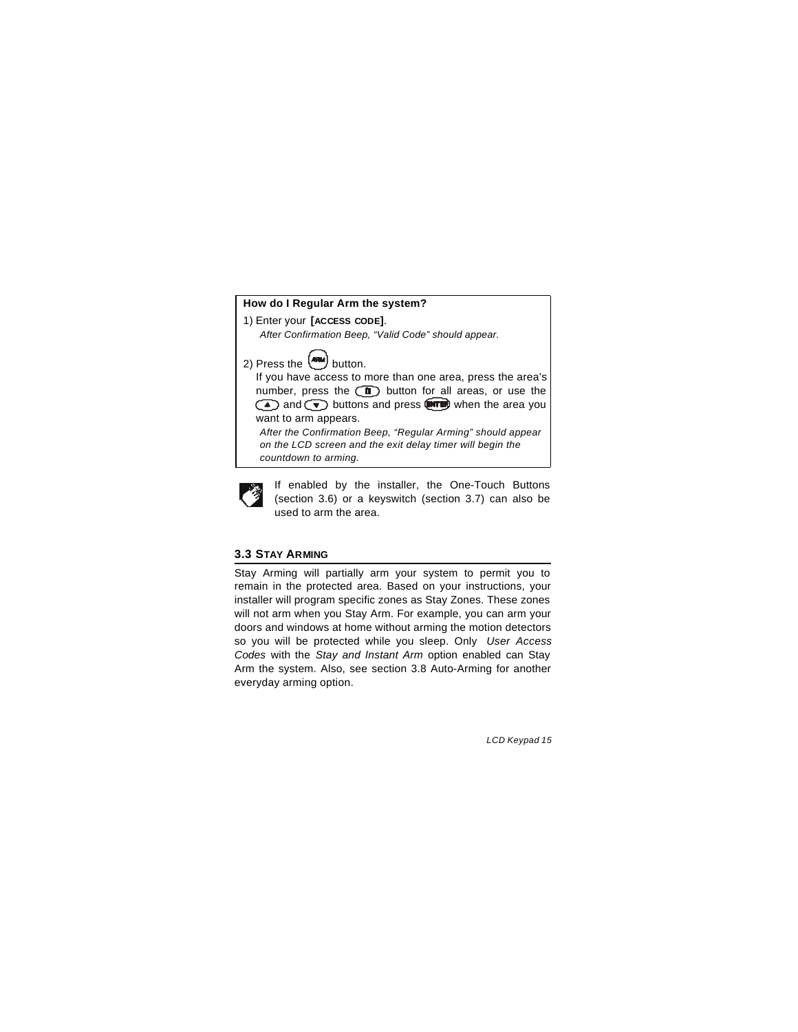**How do I Regular Arm the system?**

1) Enter your **[ACCESS CODE]**.

*After Confirmation Beep, "Valid Code" should appear.*

2) Press the [ARM] button.

If you have access to more than one area, press the area's number, press the [0] button for all areas, or use the [▲] and [▼] buttons and press [ENTER] when the area you want to arm appears.

*After the Confirmation Beep, "Regular Arming" should appear on the LCD screen and the exit delay timer will begin the countdown to arming.*

If enabled by the installer, the One-Touch Buttons (section 3.6) or a keyswitch (section 3.7) can also be used to arm the area.

## 3.3 Stay Arming

Stay Arming will partially arm your system to permit you to remain in the protected area. Based on your instructions, your installer will program specific zones as Stay Zones. These zones will not arm when you Stay Arm. For example, you can arm your doors and windows at home without arming the motion detectors so you will be protected while you sleep. Only *User Access Codes* with the *Stay and Instant Arm* option enabled can Stay Arm the system. Also, see section 3.8 Auto-Arming for another everyday arming option.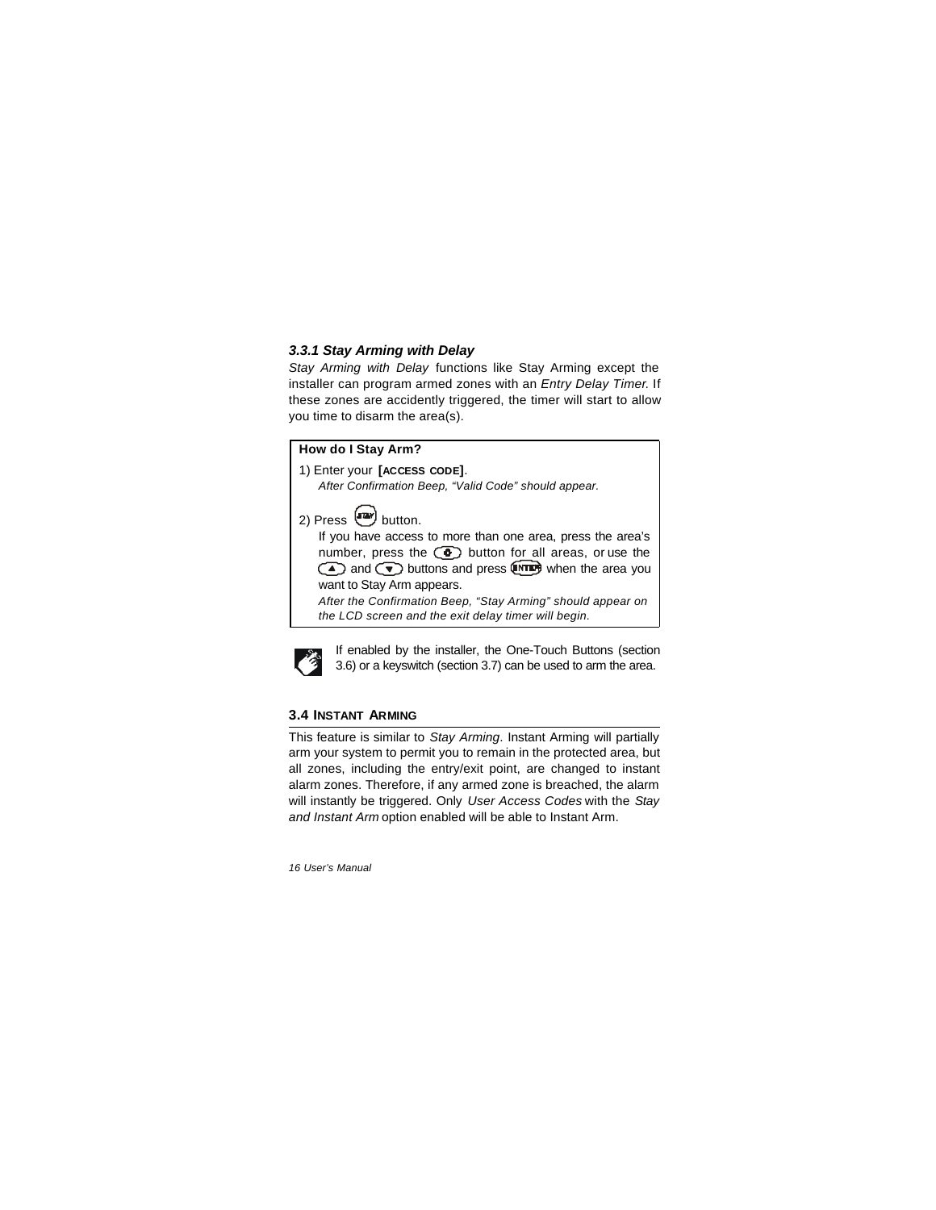### *3.3.1 Stay Arming with Delay*

*Stay Arming with Delay* functions like Stay Arming except the installer can program armed zones with an *Entry Delay Timer.* If these zones are accidently triggered, the timer will start to allow you time to disarm the area(s).

**How do I Stay Arm?**

1) Enter your **[ACCESS CODE]**.
*After Confirmation Beep, "Valid Code" should appear.*

2) Press [STAY] button.
If you have access to more than one area, press the area's number, press the [0] button for all areas, or use the [▲] and [▼] buttons and press [ENTER] when the area you want to Stay Arm appears.
*After the Confirmation Beep, "Stay Arming" should appear on the LCD screen and the exit delay timer will begin.*

If enabled by the installer, the One-Touch Buttons (section 3.6) or a keyswitch (section 3.7) can be used to arm the area.

## 3.4 INSTANT ARMING

This feature is similar to *Stay Arming*. Instant Arming will partially arm your system to permit you to remain in the protected area, but all zones, including the entry/exit point, are changed to instant alarm zones. Therefore, if any armed zone is breached, the alarm will instantly be triggered. Only *User Access Codes* with the *Stay and Instant Arm* option enabled will be able to Instant Arm.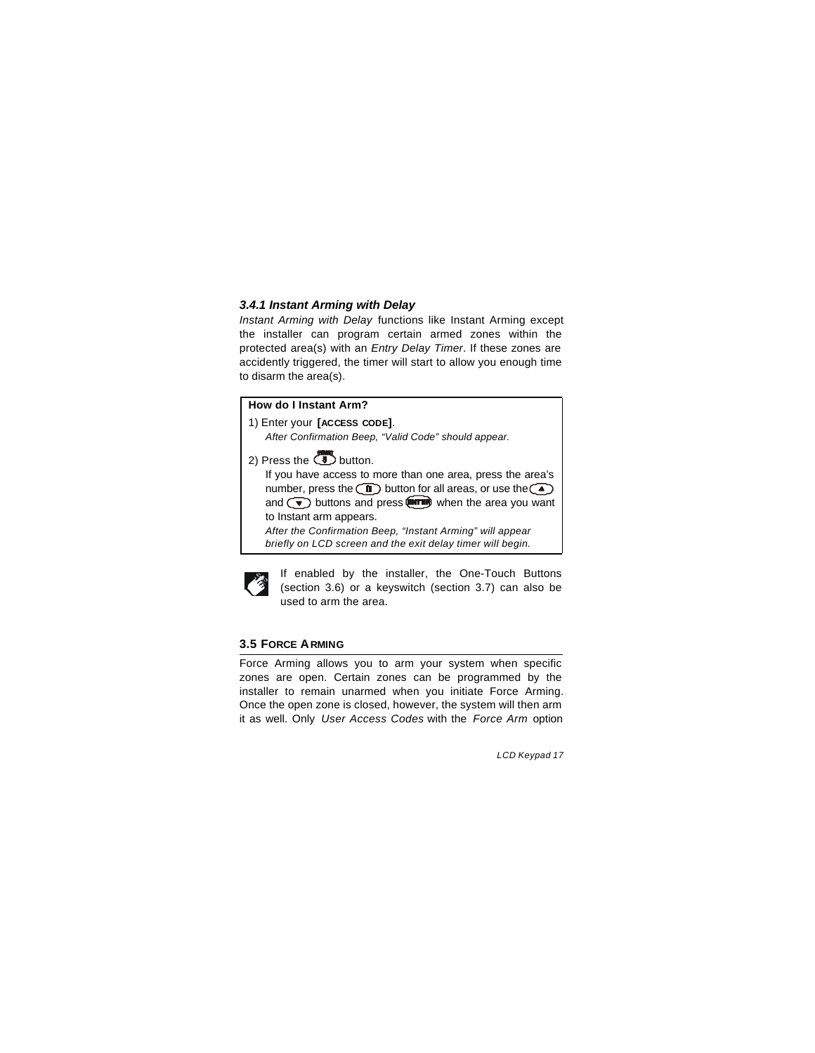### *3.4.1 Instant Arming with Delay*

*Instant Arming with Delay* functions like Instant Arming except the installer can program certain armed zones within the protected area(s) with an *Entry Delay Timer*. If these zones are accidently triggered, the timer will start to allow you enough time to disarm the area(s).

**How do I Instant Arm?**

1) Enter your **[ACCESS CODE]**.
   *After Confirmation Beep, "Valid Code" should appear.*

2) Press the [5] button.
   If you have access to more than one area, press the area's number, press the [0] button for all areas, or use the [▲] and [▼] buttons and press [ENTER] when the area you want to Instant arm appears.
   *After the Confirmation Beep, "Instant Arming" will appear briefly on LCD screen and the exit delay timer will begin.*

If enabled by the installer, the One-Touch Buttons (section 3.6) or a keyswitch (section 3.7) can also be used to arm the area.

## 3.5 FORCE ARMING

Force Arming allows you to arm your system when specific zones are open. Certain zones can be programmed by the installer to remain unarmed when you initiate Force Arming. Once the open zone is closed, however, the system will then arm it as well. Only *User Access Codes* with the *Force Arm* option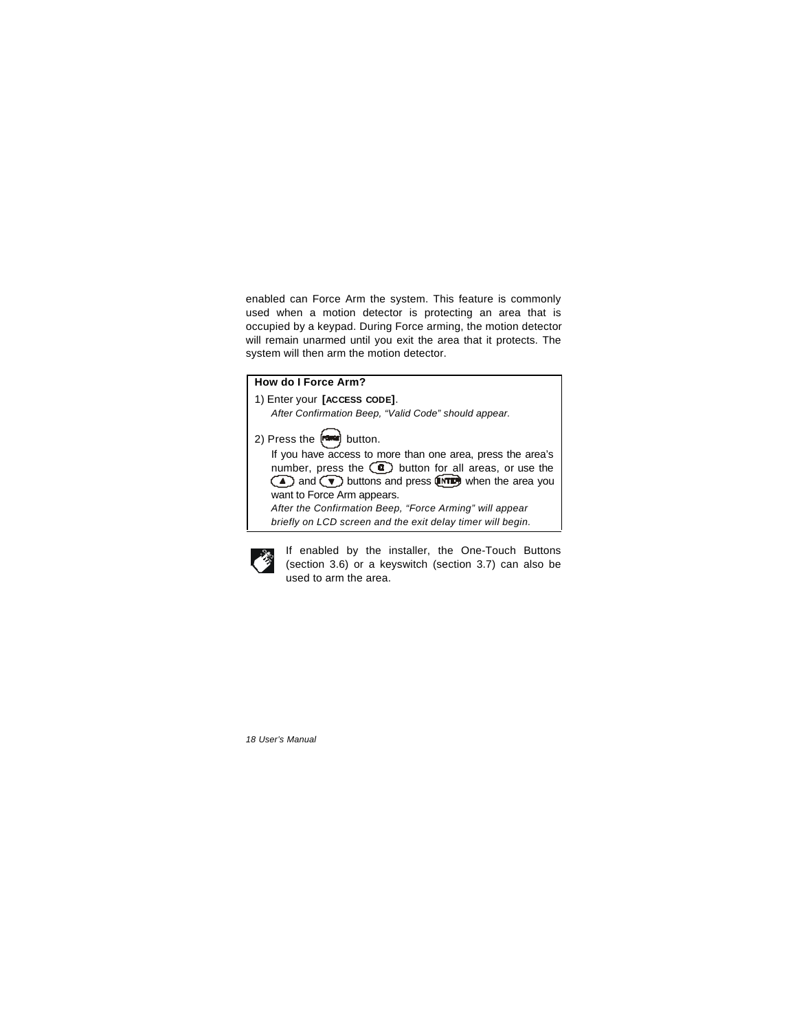enabled can Force Arm the system. This feature is commonly used when a motion detector is protecting an area that is occupied by a keypad. During Force arming, the motion detector will remain unarmed until you exit the area that it protects. The system will then arm the motion detector.

**How do I Force Arm?**

1) Enter your **[ACCESS CODE]**.
   *After Confirmation Beep, "Valid Code" should appear.*

2) Press the [FORCE] button.
   If you have access to more than one area, press the area's number, press the [0] button for all areas, or use the [▲] and [▼] buttons and press [ENTER] when the area you want to Force Arm appears.
   *After the Confirmation Beep, "Force Arming" will appear briefly on LCD screen and the exit delay timer will begin.*

If enabled by the installer, the One-Touch Buttons (section 3.6) or a keyswitch (section 3.7) can also be used to arm the area.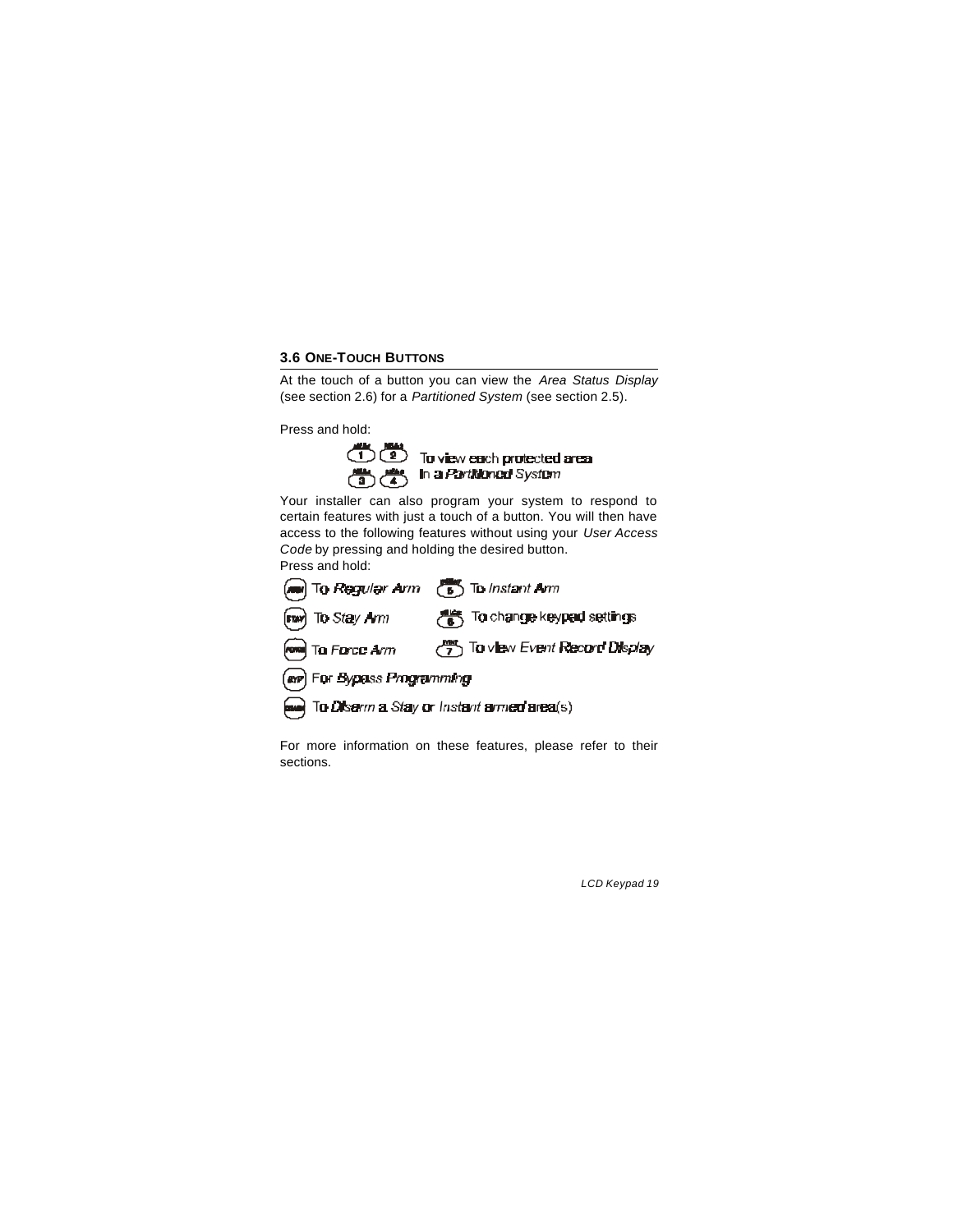### 3.6 ONE-TOUCH BUTTONS

At the touch of a button you can view the *Area Status Display* (see section 2.6) for a *Partitioned System* (see section 2.5).

Press and hold:

[1] [2] [3] [4] To view each protected area in a *Partitioned System*

Your installer can also program your system to respond to certain features with just a touch of a button. You will then have access to the following features without using your *User Access Code* by pressing and holding the desired button.

Press and hold:

- [ARM] To *Regular Arm*
- [5] To *Instant Arm*
- [STAY] To *Stay Arm*
- [6] To change keypad settings
- [FORCE] To *Force Arm*
- [7] To view *Event Record Display*
- [BYP] For *Bypass Programming*
- [DISARM] To *Disarm* a *Stay* or *Instant armed* area(s)

For more information on these features, please refer to their sections.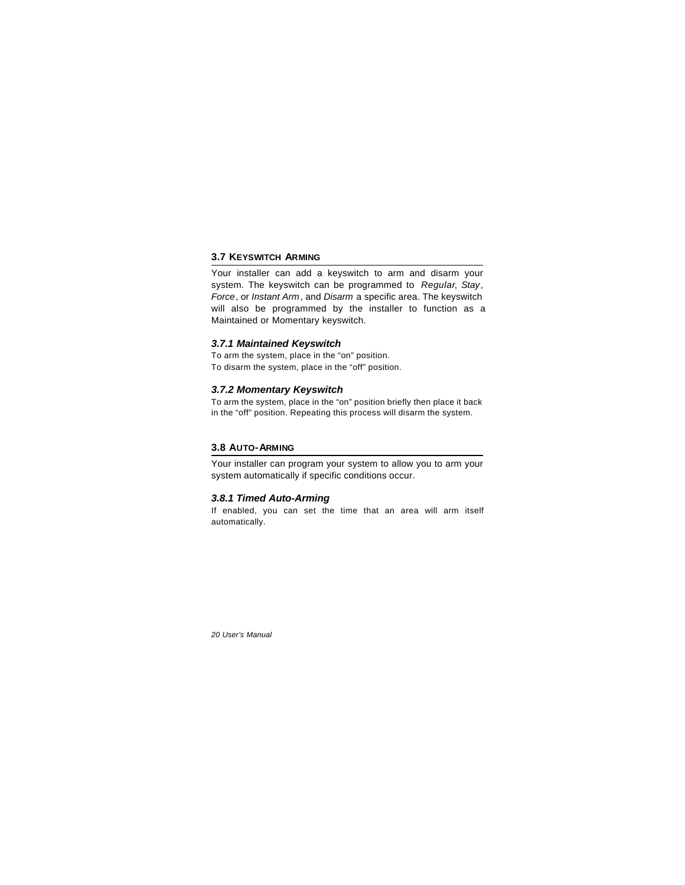## 3.7 KEYSWITCH ARMING

Your installer can add a keyswitch to arm and disarm your system. The keyswitch can be programmed to *Regular*, *Stay*, *Force*, or *Instant Arm*, and *Disarm* a specific area. The keyswitch will also be programmed by the installer to function as a Maintained or Momentary keyswitch.

### *3.7.1 Maintained Keyswitch*

To arm the system, place in the "on" position.
To disarm the system, place in the "off" position.

### *3.7.2 Momentary Keyswitch*

To arm the system, place in the "on" position briefly then place it back in the "off" position. Repeating this process will disarm the system.

## 3.8 AUTO-ARMING

Your installer can program your system to allow you to arm your system automatically if specific conditions occur.

### *3.8.1 Timed Auto-Arming*

If enabled, you can set the time that an area will arm itself automatically.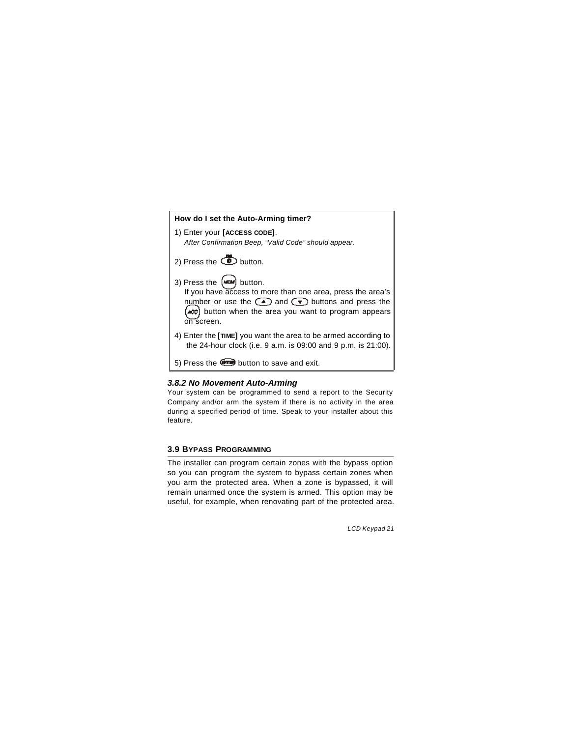**How do I set the Auto-Arming timer?**

1) Enter your **[ACCESS CODE]**.
   *After Confirmation Beep, "Valid Code" should appear.*

2) Press the [0] button.

3) Press the [MEM] button.
   If you have access to more than one area, press the area's number or use the [▲] and [▼] buttons and press the [ACC] button when the area you want to program appears on screen.

4) Enter the **[TIME]** you want the area to be armed according to the 24-hour clock (i.e. 9 a.m. is 09:00 and 9 p.m. is 21:00).

5) Press the [ENTER] button to save and exit.

### *3.8.2 No Movement Auto-Arming*

Your system can be programmed to send a report to the Security Company and/or arm the system if there is no activity in the area during a specified period of time. Speak to your installer about this feature.

## 3.9 BYPASS PROGRAMMING

The installer can program certain zones with the bypass option so you can program the system to bypass certain zones when you arm the protected area. When a zone is bypassed, it will remain unarmed once the system is armed. This option may be useful, for example, when renovating part of the protected area.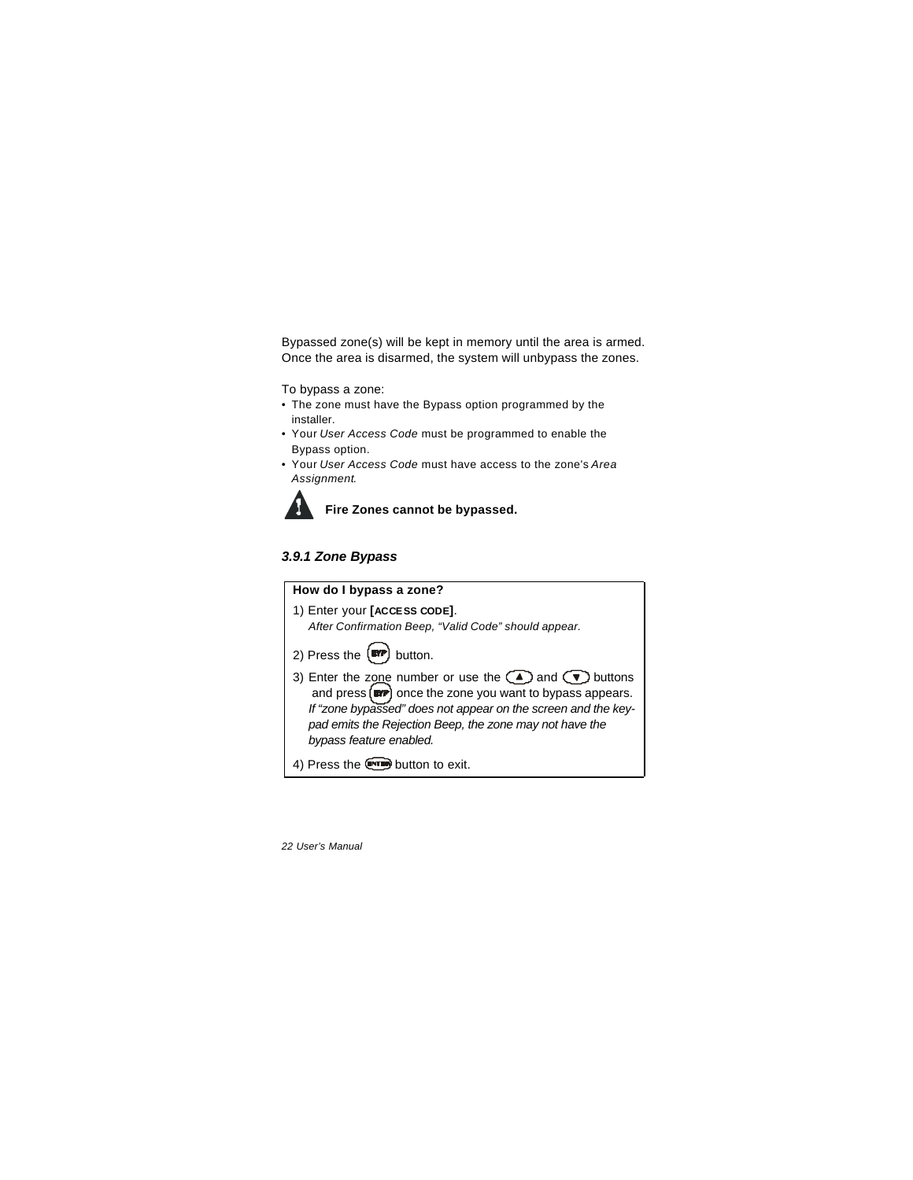Bypassed zone(s) will be kept in memory until the area is armed. Once the area is disarmed, the system will unbypass the zones.

To bypass a zone:

- The zone must have the Bypass option programmed by the installer.
- Your *User Access Code* must be programmed to enable the Bypass option.
- Your *User Access Code* must have access to the zone's *Area Assignment*.

**Fire Zones cannot be bypassed.**

### *3.9.1 Zone Bypass*

**How do I bypass a zone?**

1) Enter your **[ACCESS CODE]**.
   *After Confirmation Beep, "Valid Code" should appear.*

2) Press the [BYP] button.

3) Enter the zone number or use the [▲] and [▼] buttons and press [BYP] once the zone you want to bypass appears.
   *If "zone bypassed" does not appear on the screen and the keypad emits the Rejection Beep, the zone may not have the bypass feature enabled.*

4) Press the [ENTER] button to exit.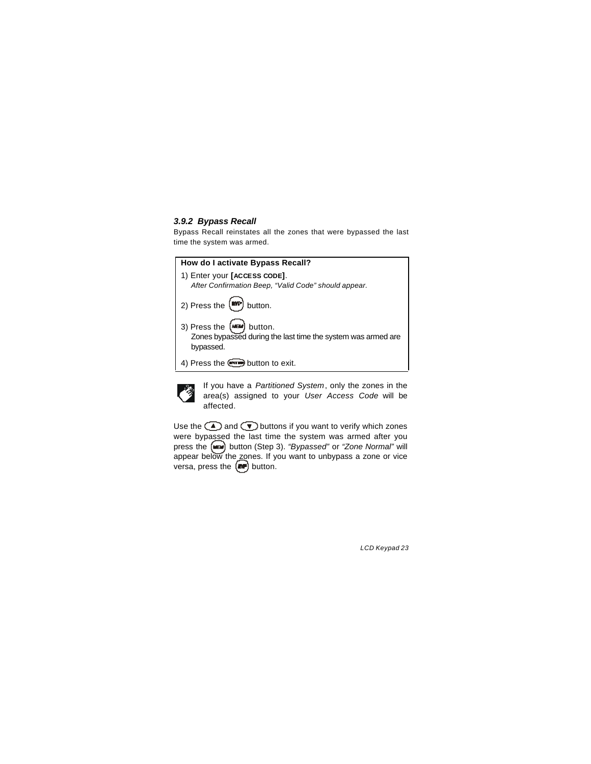### *3.9.2 Bypass Recall*

Bypass Recall reinstates all the zones that were bypassed the last time the system was armed.

**How do I activate Bypass Recall?**

1) Enter your **[ACCESS CODE]**.
   *After Confirmation Beep, "Valid Code" should appear.*

2) Press the [BYP] button.

3) Press the [MEM] button.
   Zones bypassed during the last time the system was armed are bypassed.

4) Press the [ENTER] button to exit.

If you have a *Partitioned System*, only the zones in the area(s) assigned to your *User Access Code* will be affected.

Use the [▲] and [▼] buttons if you want to verify which zones were bypassed the last time the system was armed after you press the [MEM] button (Step 3). *"Bypassed"* or *"Zone Normal"* will appear below the zones. If you want to unbypass a zone or vice versa, press the [BYP] button.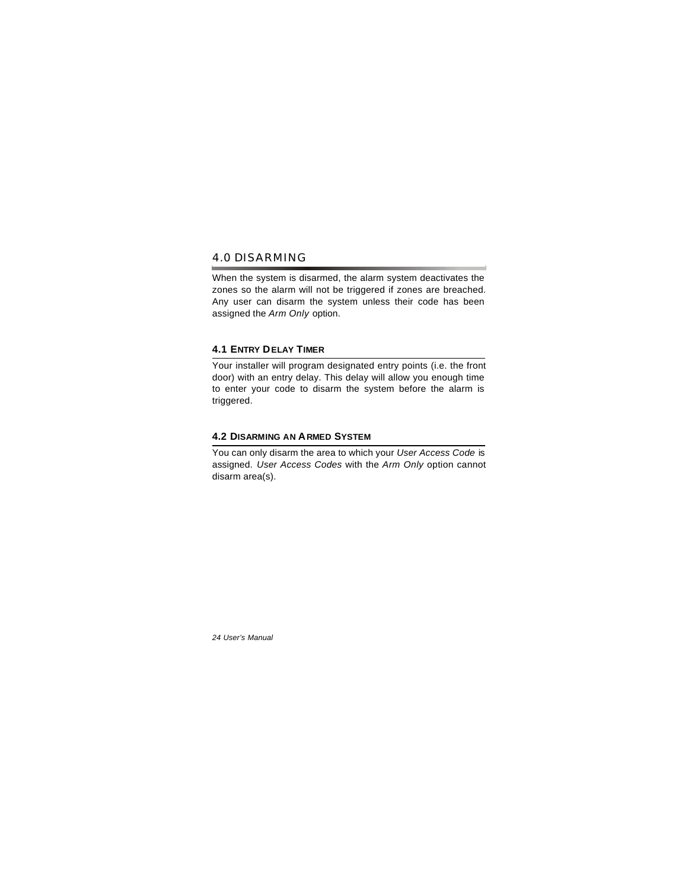# 4.0 DISARMING

When the system is disarmed, the alarm system deactivates the zones so the alarm will not be triggered if zones are breached. Any user can disarm the system unless their code has been assigned the *Arm Only* option.

## 4.1 Entry Delay Timer

Your installer will program designated entry points (i.e. the front door) with an entry delay. This delay will allow you enough time to enter your code to disarm the system before the alarm is triggered.

## 4.2 Disarming an Armed System

You can only disarm the area to which your *User Access Code* is assigned. *User Access Codes* with the *Arm Only* option cannot disarm area(s).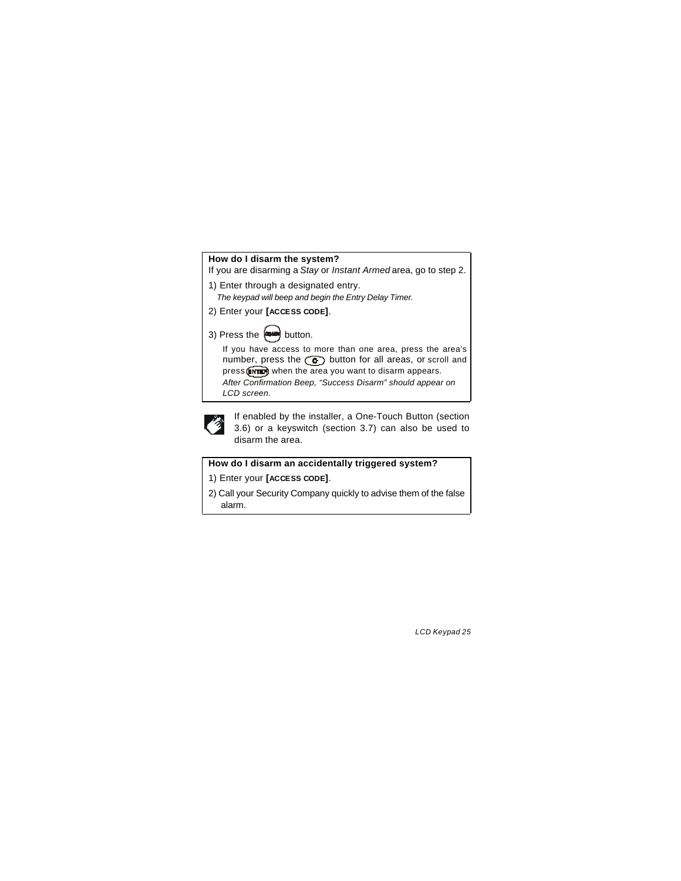**How do I disarm the system?**

If you are disarming a *Stay* or *Instant Armed* area, go to step 2.

1) Enter through a designated entry.
   *The keypad will beep and begin the Entry Delay Timer.*

2) Enter your **[ACCESS CODE]**.

3) Press the [DISARM] button.

   If you have access to more than one area, press the area's number, press the [0] button for all areas, or scroll and press [ENTER] when the area you want to disarm appears.

   *After Confirmation Beep, "Success Disarm" should appear on LCD screen.*

If enabled by the installer, a One-Touch Button (section 3.6) or a keyswitch (section 3.7) can also be used to disarm the area.

**How do I disarm an accidentally triggered system?**

1) Enter your **[ACCESS CODE]**.

2) Call your Security Company quickly to advise them of the false alarm.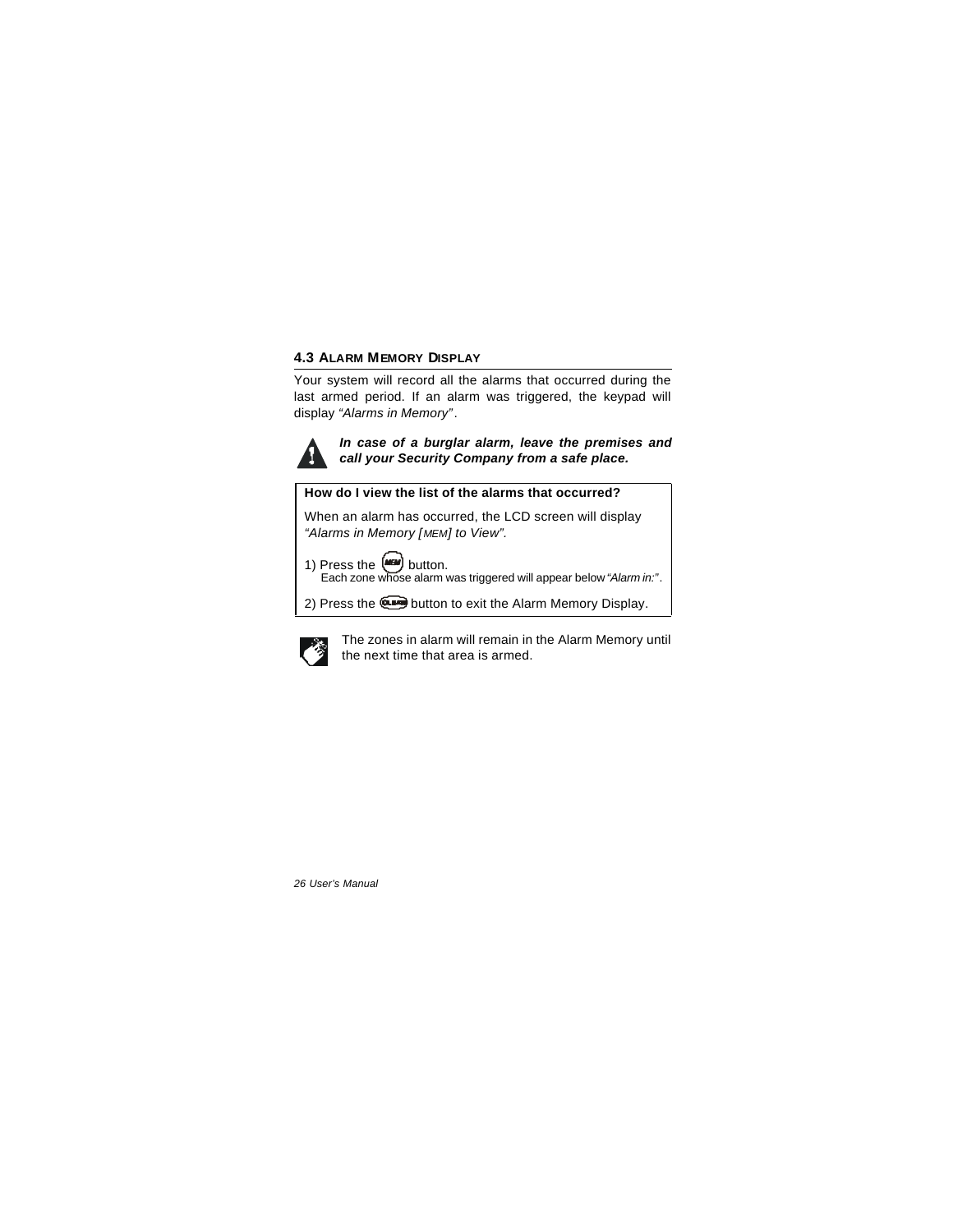## 4.3 ALARM MEMORY DISPLAY

Your system will record all the alarms that occurred during the last armed period. If an alarm was triggered, the keypad will display *"Alarms in Memory"*.

***In case of a burglar alarm, leave the premises and call your Security Company from a safe place.***

**How do I view the list of the alarms that occurred?**

When an alarm has occurred, the LCD screen will display *"Alarms in Memory [MEM] to View"*.

1) Press the [MEM] button.
   Each zone whose alarm was triggered will appear below *"Alarm in:"*.

2) Press the [CLEAR] button to exit the Alarm Memory Display.

The zones in alarm will remain in the Alarm Memory until the next time that area is armed.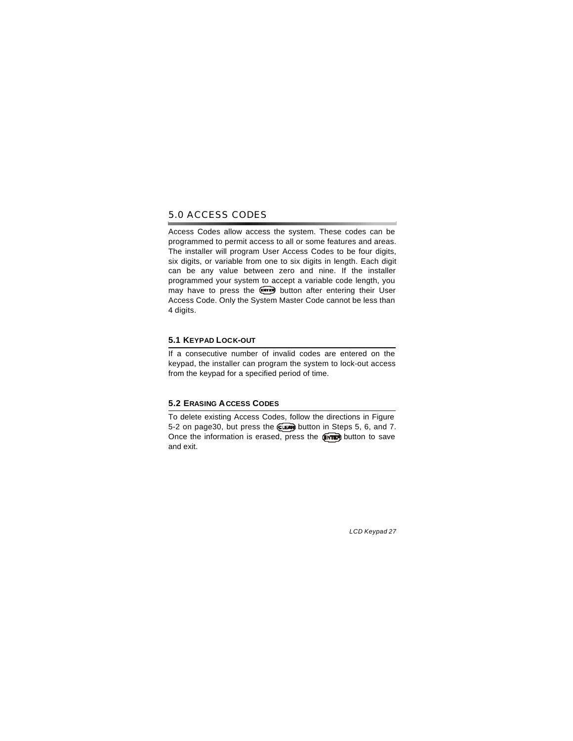## 5.0 ACCESS CODES

Access Codes allow access the system. These codes can be programmed to permit access to all or some features and areas. The installer will program User Access Codes to be four digits, six digits, or variable from one to six digits in length. Each digit can be any value between zero and nine. If the installer programmed your system to accept a variable code length, you may have to press the [ENTER] button after entering their User Access Code. Only the System Master Code cannot be less than 4 digits.

### 5.1 KEYPAD LOCK-OUT

If a consecutive number of invalid codes are entered on the keypad, the installer can program the system to lock-out access from the keypad for a specified period of time.

### 5.2 ERASING ACCESS CODES

To delete existing Access Codes, follow the directions in Figure 5-2 on page30, but press the [CLEAR] button in Steps 5, 6, and 7. Once the information is erased, press the [ENTER] button to save and exit.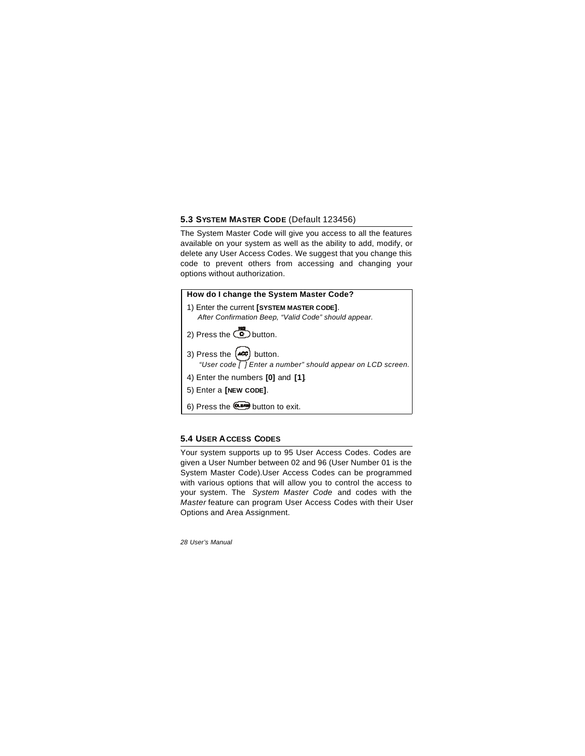## 5.3 SYSTEM MASTER CODE (Default 123456)

The System Master Code will give you access to all the features available on your system as well as the ability to add, modify, or delete any User Access Codes. We suggest that you change this code to prevent others from accessing and changing your options without authorization.

**How do I change the System Master Code?**

1) Enter the current **[SYSTEM MASTER CODE]**.
*After Confirmation Beep, "Valid Code" should appear.*

2) Press the [C] button.

3) Press the [ACC] button.
*"User code [ ] Enter a number" should appear on LCD screen.*

4) Enter the numbers **[0]** and **[1]**.

5) Enter a **[NEW CODE]**.

6) Press the [CLEAR] button to exit.

## 5.4 USER ACCESS CODES

Your system supports up to 95 User Access Codes. Codes are given a User Number between 02 and 96 (User Number 01 is the System Master Code).User Access Codes can be programmed with various options that will allow you to control the access to your system. The *System Master Code* and codes with the *Master* feature can program User Access Codes with their User Options and Area Assignment.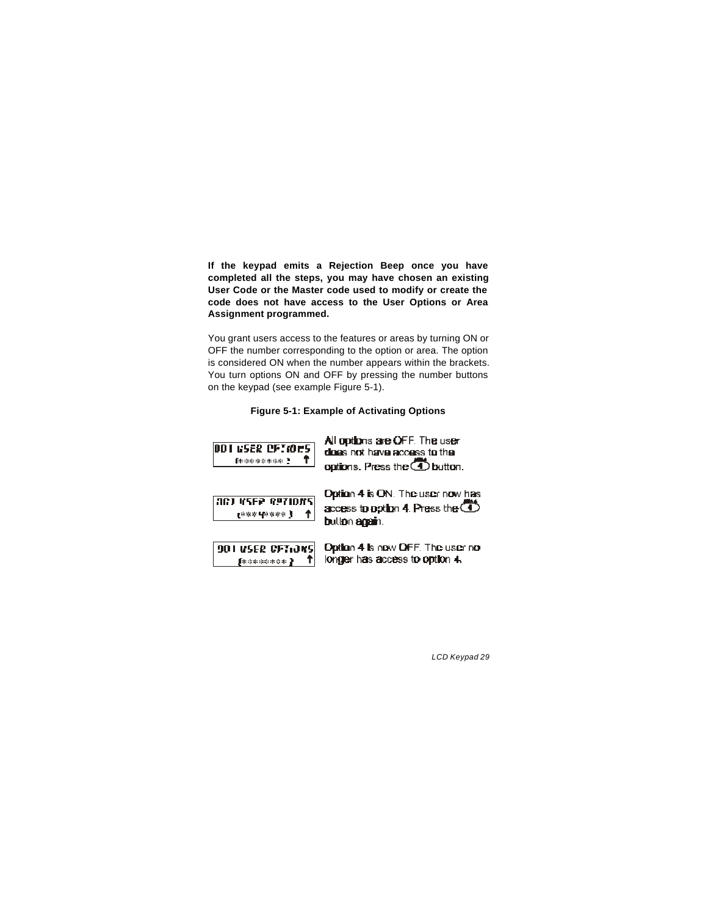**If the keypad emits a Rejection Beep once you have completed all the steps, you may have chosen an existing User Code or the Master code used to modify or create the code does not have access to the User Options or Area Assignment programmed.**

You grant users access to the features or areas by turning ON or OFF the number corresponding to the option or area. The option is considered ON when the number appears within the brackets. You turn options ON and OFF by pressing the number buttons on the keypad (see example Figure 5-1).

**Figure 5-1: Example of Activating Options**

| Display | Description |
|---|---|
| 001 USER OPTIONS<br>[********] ↑ | All options are OFF. The user does not have access to the options. Press the [4] button. |
| 001 USER OPTIONS<br>[***4****] ↑ | Option 4 is ON. The user now has access to option 4. Press the [4] button again. |
| 001 USER OPTIONS<br>[********] ↑ | Option 4 is now OFF. The user no longer has access to option 4. |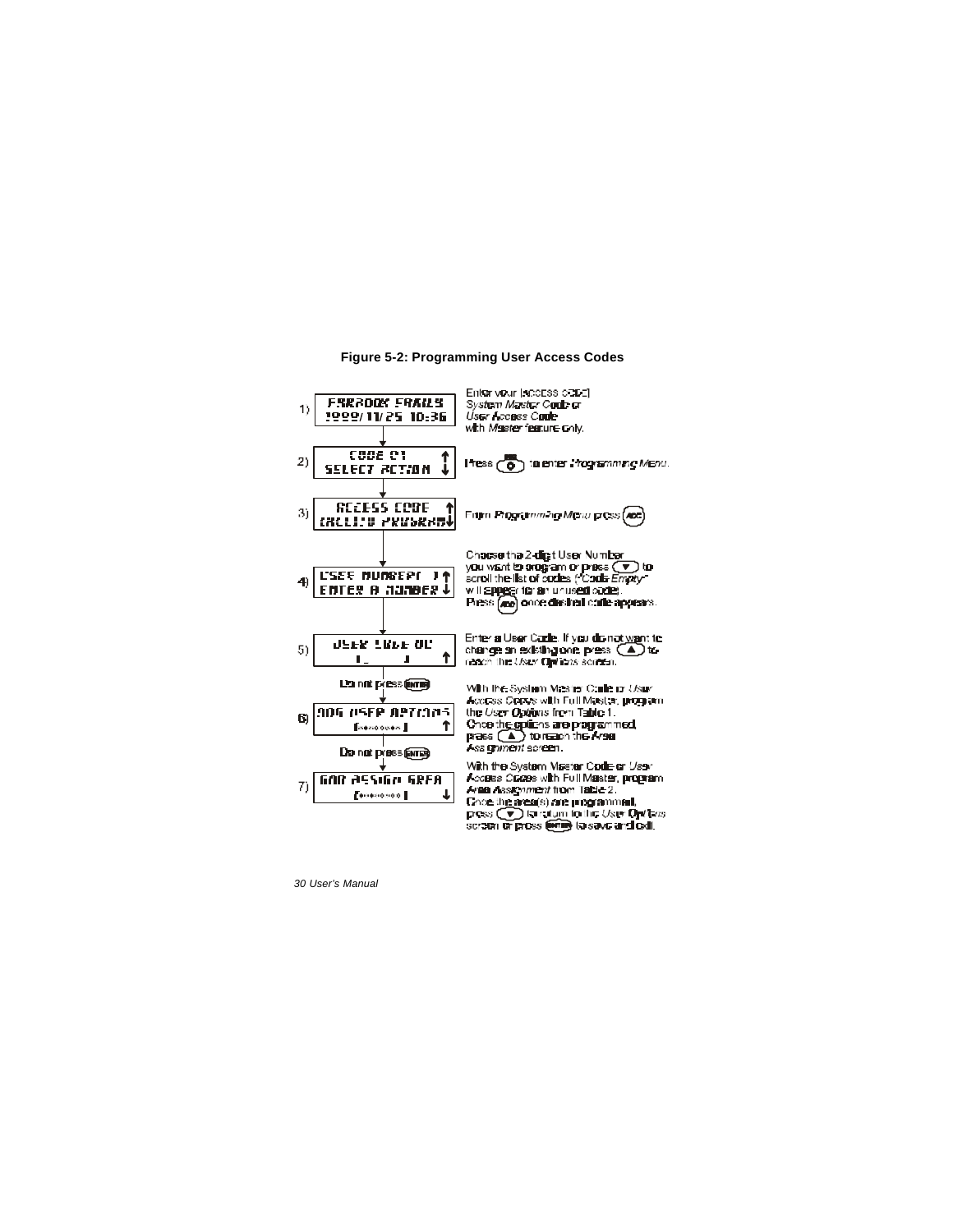**Figure 5-2: Programming User Access Codes**

1) **FAIRBROOK FARMS / 1999/11/25 10:36** — Enter your [ACCESS CODE] *System Master Code* or *User Access Code* with *Master* feature only.

2) **CODE 01 / SELECT ACTION** — Press [0] to enter *Programming Menu*.

3) **ACCESS CODE / (ACC) TO PROGRAM** — From *Programming Menu* press [ACC].

4) **USER NUMBER? 1 / ENTER A NUMBER** — Choose the 2-digit User Number you want to program or press [▼] to scroll the list of codes (*"Code Empty"* will appear for an unused code). Press [ACC] once desired code appears.

5) **USER CODE 01 / [ ]** — Enter a User Code. If you do not want to change an existing one, press [▲] to reach the *User Options* screen.

Do not press [ENTER]

6) **001 USER OPTIONS / [--------]** — With the System Master Code or *User Access Codes* with Full Master, program the *User Options* from Table 1. Once the options are programmed, press [▲] to reach the *Area Assignment* screen.

Do not press [ENTER]

7) **001 ASSIGN AREA / [--------]** — With the System Master Code or *User Access Codes* with Full Master, program *Area Assignment* from Table 2. Once the area(s) are programmed, press [▼] to return to the *User Options* screen or press [ENTER] to save and exit.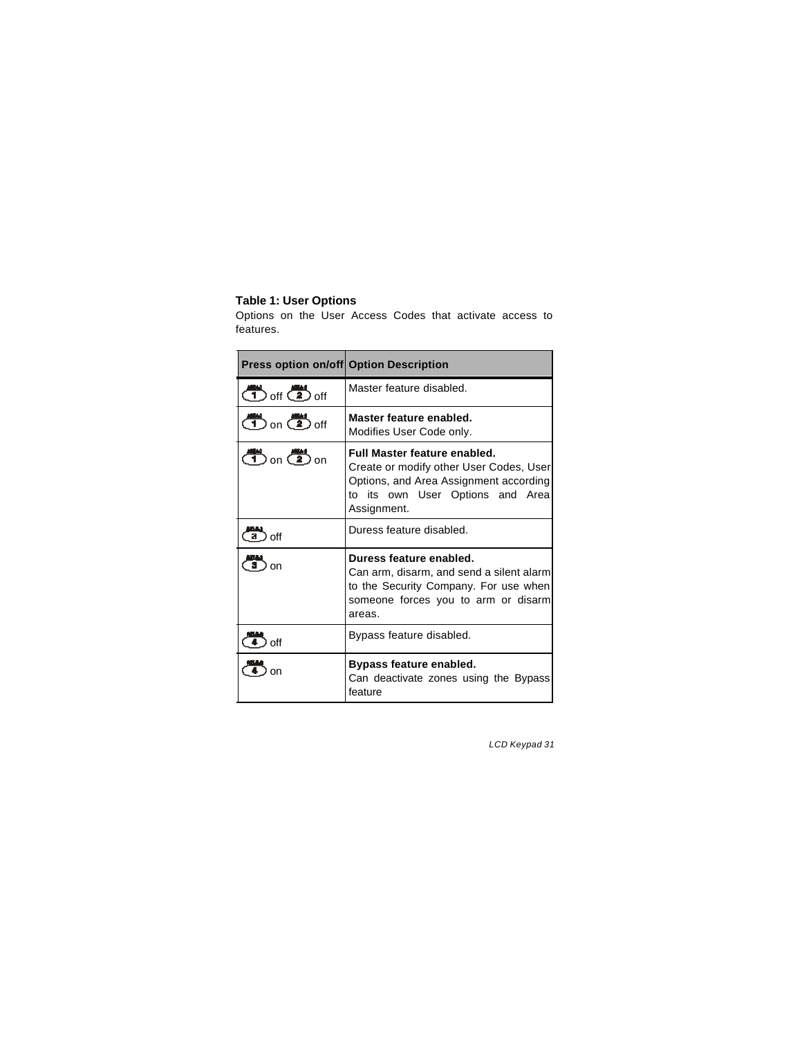**Table 1: User Options**

Options on the User Access Codes that activate access to features.

| Press option on/off | Option Description |
|---|---|
| 1 off 2 off | Master feature disabled. |
| 1 on 2 off | **Master feature enabled.** Modifies User Code only. |
| 1 on 2 on | **Full Master feature enabled.** Create or modify other User Codes, User Options, and Area Assignment according to its own User Options and Area Assignment. |
| 3 off | Duress feature disabled. |
| 3 on | **Duress feature enabled.** Can arm, disarm, and send a silent alarm to the Security Company. For use when someone forces you to arm or disarm areas. |
| 4 off | Bypass feature disabled. |
| 4 on | **Bypass feature enabled.** Can deactivate zones using the Bypass feature |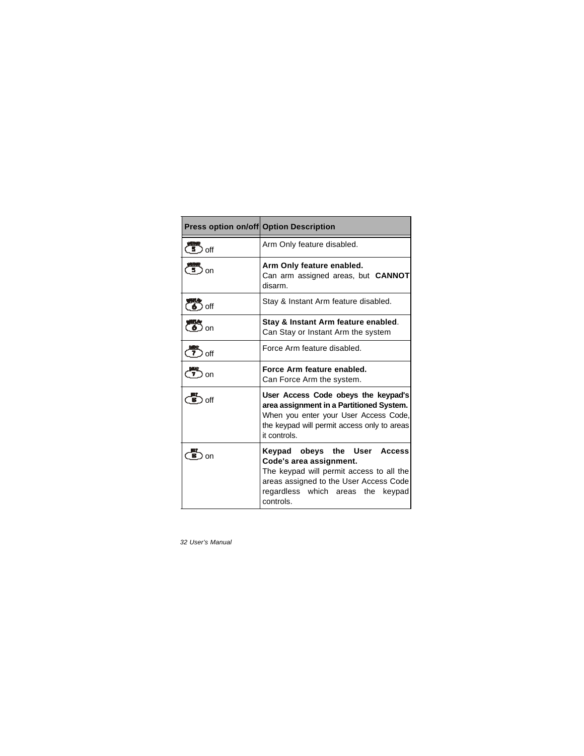| Press option on/off | Option Description |
|---|---|
| [5] off | Arm Only feature disabled. |
| [5] on | **Arm Only feature enabled.** Can arm assigned areas, but **CANNOT** disarm. |
| [6] off | Stay & Instant Arm feature disabled. |
| [6] on | **Stay & Instant Arm feature enabled**. Can Stay or Instant Arm the system |
| [7] off | Force Arm feature disabled. |
| [7] on | **Force Arm feature enabled.** Can Force Arm the system. |
| [8] off | **User Access Code obeys the keypad's area assignment in a Partitioned System.** When you enter your User Access Code, the keypad will permit access only to areas it controls. |
| [8] on | **Keypad obeys the User Access Code's area assignment.** The keypad will permit access to all the areas assigned to the User Access Code regardless which areas the keypad controls. |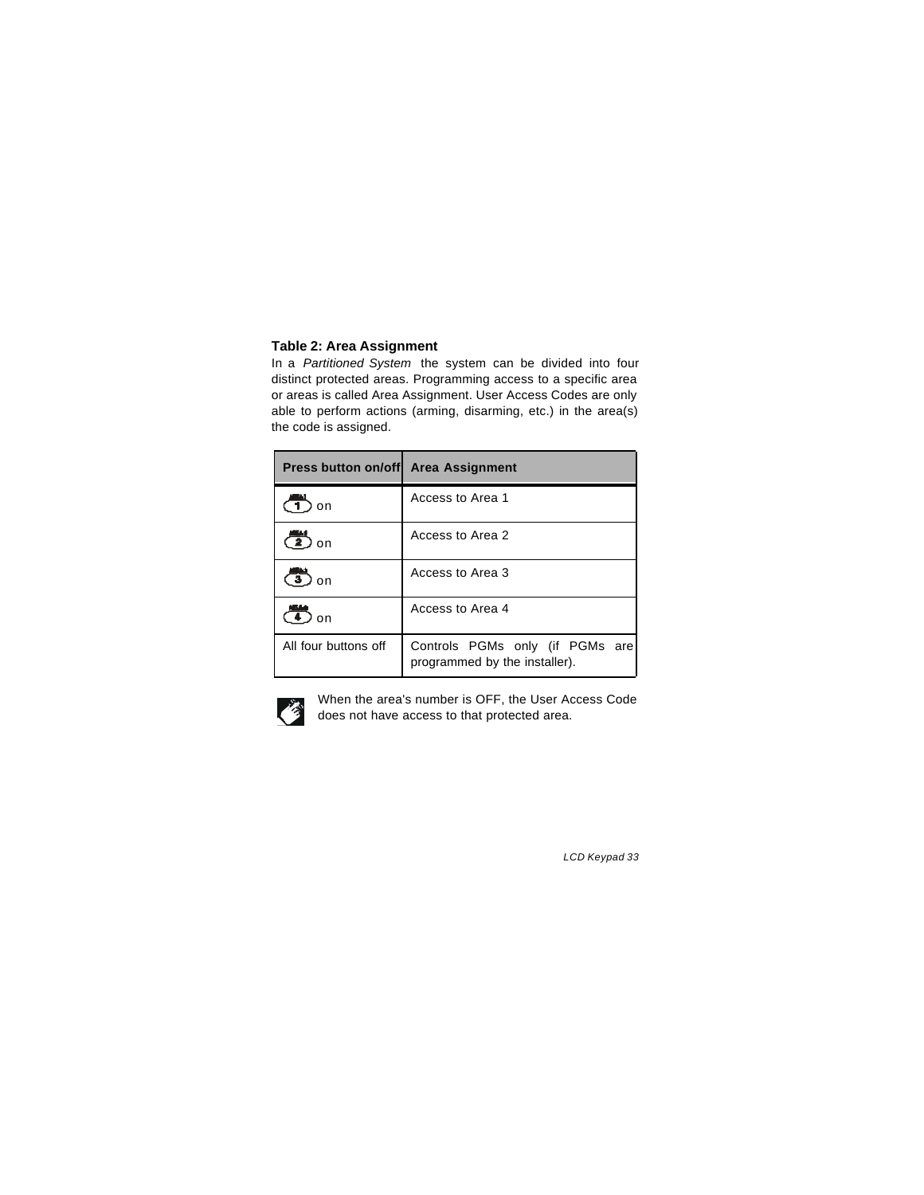### Table 2: Area Assignment

In a *Partitioned System* the system can be divided into four distinct protected areas. Programming access to a specific area or areas is called Area Assignment. User Access Codes are only able to perform actions (arming, disarming, etc.) in the area(s) the code is assigned.

| Press button on/off | Area Assignment |
|---|---|
| 1 on | Access to Area 1 |
| 2 on | Access to Area 2 |
| 3 on | Access to Area 3 |
| 4 on | Access to Area 4 |
| All four buttons off | Controls PGMs only (if PGMs are programmed by the installer). |

When the area's number is OFF, the User Access Code does not have access to that protected area.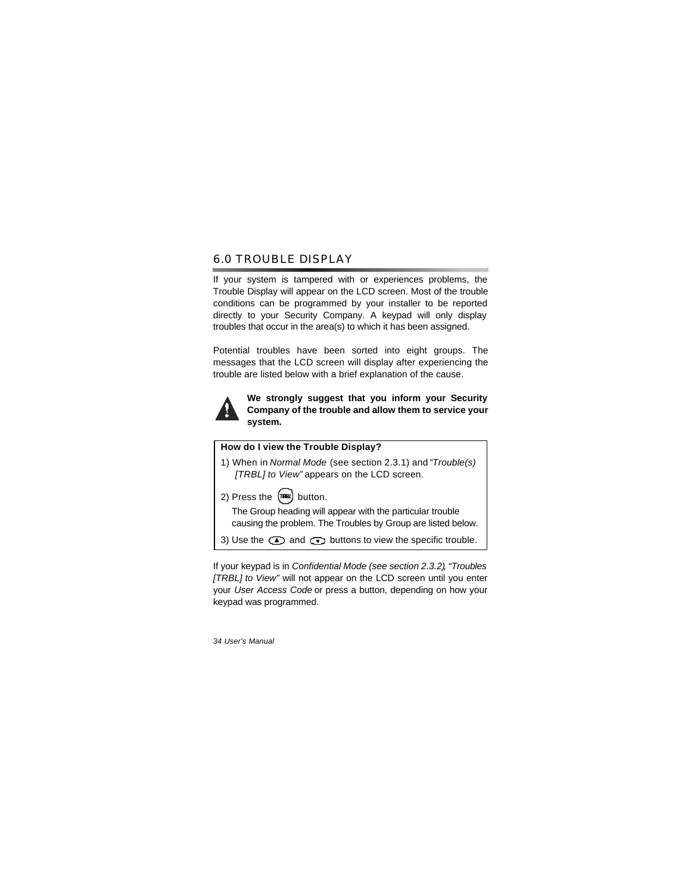## 6.0 TROUBLE DISPLAY

If your system is tampered with or experiences problems, the Trouble Display will appear on the LCD screen. Most of the trouble conditions can be programmed by your installer to be reported directly to your Security Company. A keypad will only display troubles that occur in the area(s) to which it has been assigned.

Potential troubles have been sorted into eight groups. The messages that the LCD screen will display after experiencing the trouble are listed below with a brief explanation of the cause.

**We strongly suggest that you inform your Security Company of the trouble and allow them to service your system.**

**How do I view the Trouble Display?**

1) When in *Normal Mode* (see section 2.3.1) and *"Trouble(s) [TRBL] to View"* appears on the LCD screen.

2) Press the [TRBL] button.

The Group heading will appear with the particular trouble causing the problem. The Troubles by Group are listed below.

3) Use the [▲] and [▼] buttons to view the specific trouble.

If your keypad is in *Confidential Mode (see section 2.3.2)*, *"Troubles [TRBL] to View"* will not appear on the LCD screen until you enter your *User Access Code* or press a button, depending on how your keypad was programmed.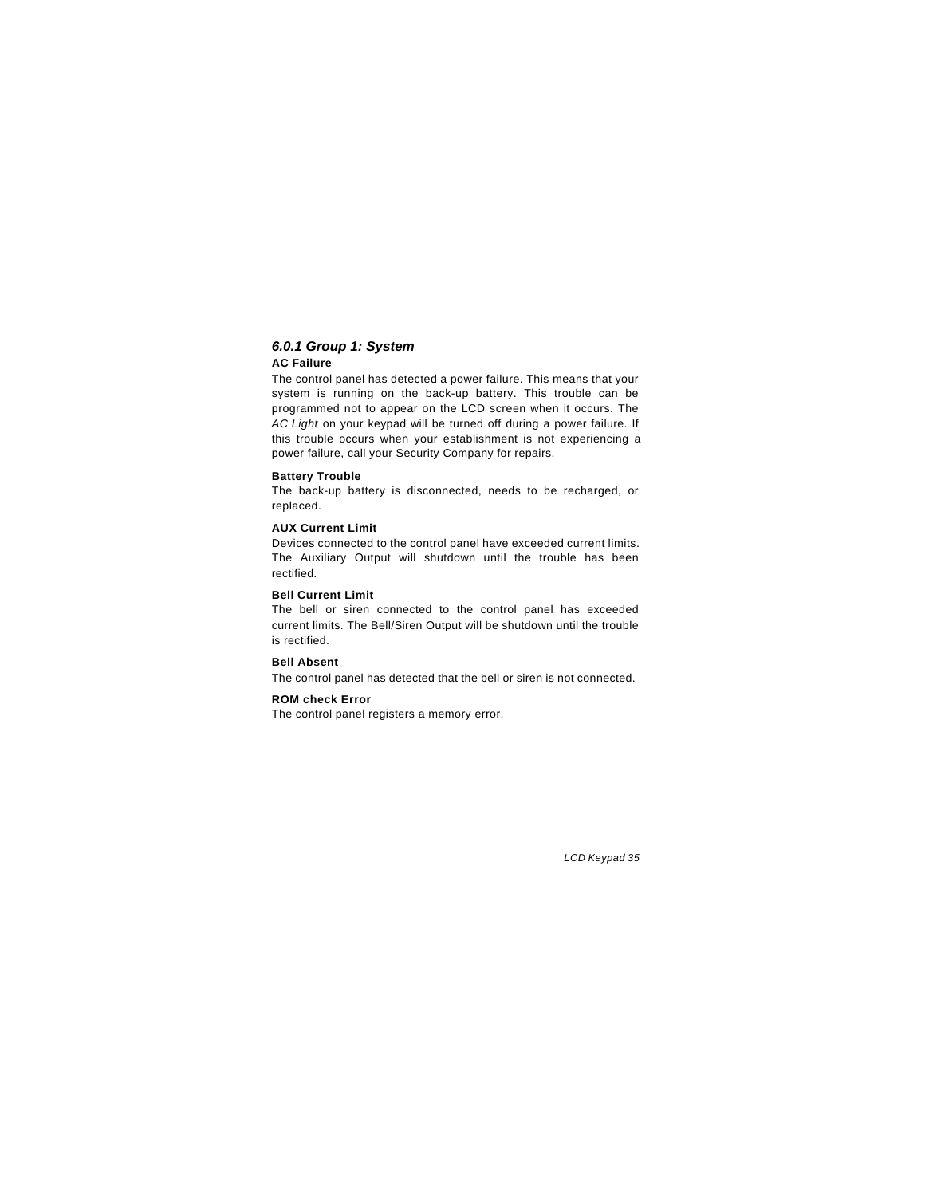### *6.0.1 Group 1: System*

**AC Failure**

The control panel has detected a power failure. This means that your system is running on the back-up battery. This trouble can be programmed not to appear on the LCD screen when it occurs. The *AC Light* on your keypad will be turned off during a power failure. If this trouble occurs when your establishment is not experiencing a power failure, call your Security Company for repairs.

**Battery Trouble**

The back-up battery is disconnected, needs to be recharged, or replaced.

**AUX Current Limit**

Devices connected to the control panel have exceeded current limits. The Auxiliary Output will shutdown until the trouble has been rectified.

**Bell Current Limit**

The bell or siren connected to the control panel has exceeded current limits. The Bell/Siren Output will be shutdown until the trouble is rectified.

**Bell Absent**

The control panel has detected that the bell or siren is not connected.

**ROM check Error**

The control panel registers a memory error.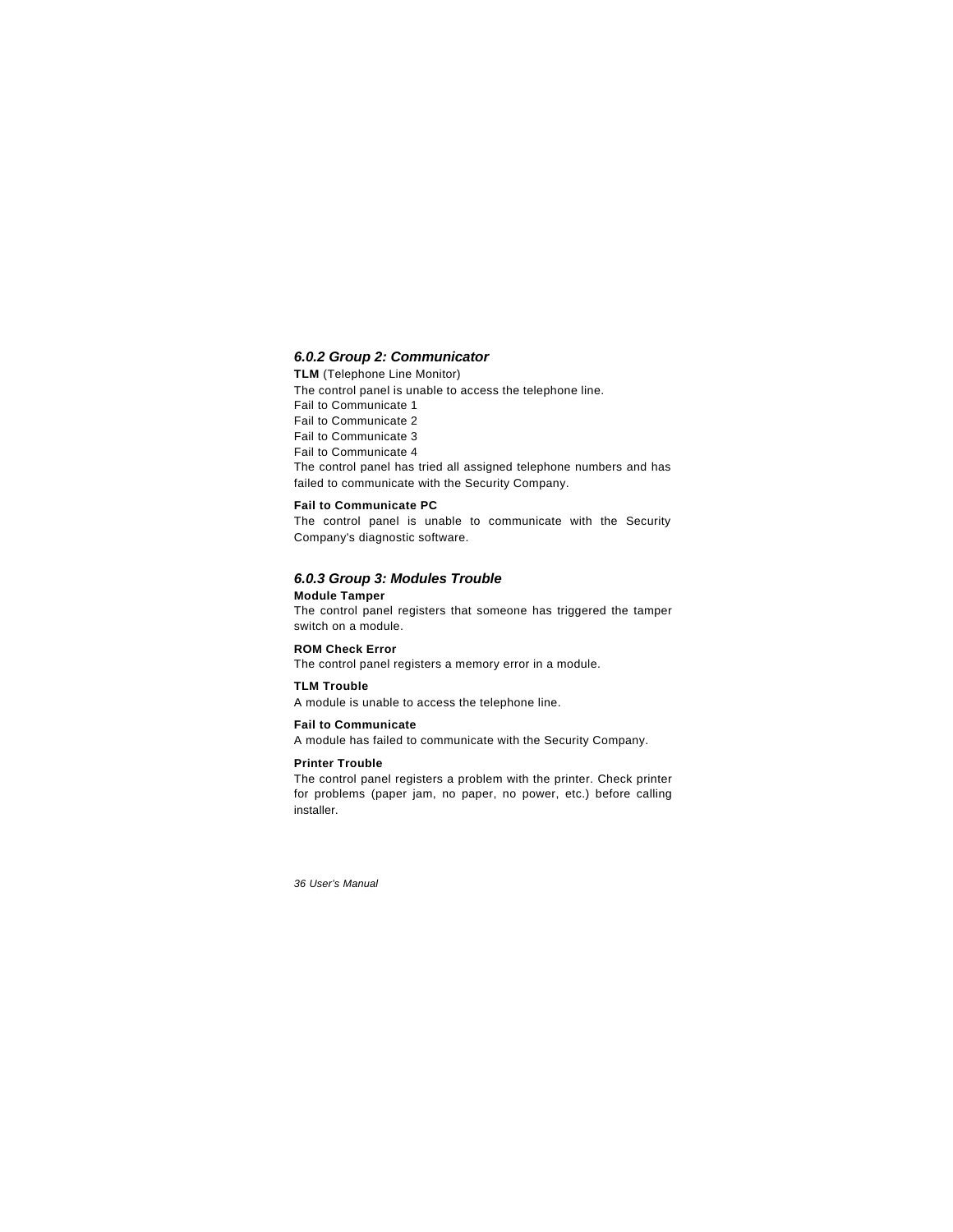### *6.0.2 Group 2: Communicator*

**TLM** (Telephone Line Monitor)

The control panel is unable to access the telephone line.

Fail to Communicate 1

Fail to Communicate 2

Fail to Communicate 3

Fail to Communicate 4

The control panel has tried all assigned telephone numbers and has failed to communicate with the Security Company.

**Fail to Communicate PC**

The control panel is unable to communicate with the Security Company's diagnostic software.

### *6.0.3 Group 3: Modules Trouble*

**Module Tamper**

The control panel registers that someone has triggered the tamper switch on a module.

**ROM Check Error**

The control panel registers a memory error in a module.

**TLM Trouble**

A module is unable to access the telephone line.

**Fail to Communicate**

A module has failed to communicate with the Security Company.

**Printer Trouble**

The control panel registers a problem with the printer. Check printer for problems (paper jam, no paper, no power, etc.) before calling installer.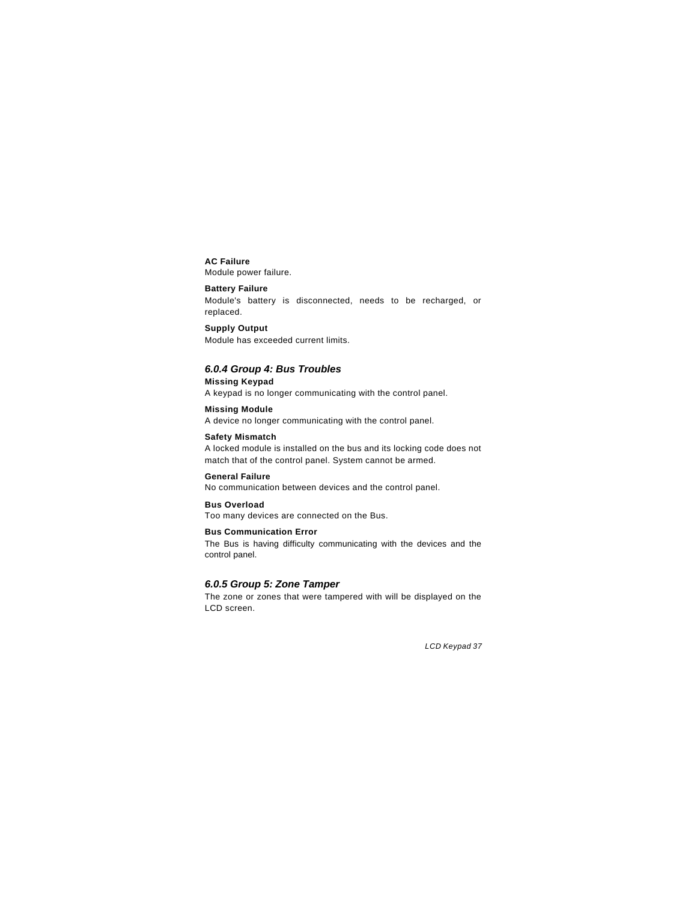**AC Failure**

Module power failure.

**Battery Failure**

Module's battery is disconnected, needs to be recharged, or replaced.

**Supply Output**

Module has exceeded current limits.

### *6.0.4 Group 4: Bus Troubles*

**Missing Keypad**

A keypad is no longer communicating with the control panel.

**Missing Module**

A device no longer communicating with the control panel.

**Safety Mismatch**

A locked module is installed on the bus and its locking code does not match that of the control panel. System cannot be armed.

**General Failure**

No communication between devices and the control panel.

**Bus Overload**

Too many devices are connected on the Bus.

**Bus Communication Error**

The Bus is having difficulty communicating with the devices and the control panel.

### *6.0.5 Group 5: Zone Tamper*

The zone or zones that were tampered with will be displayed on the LCD screen.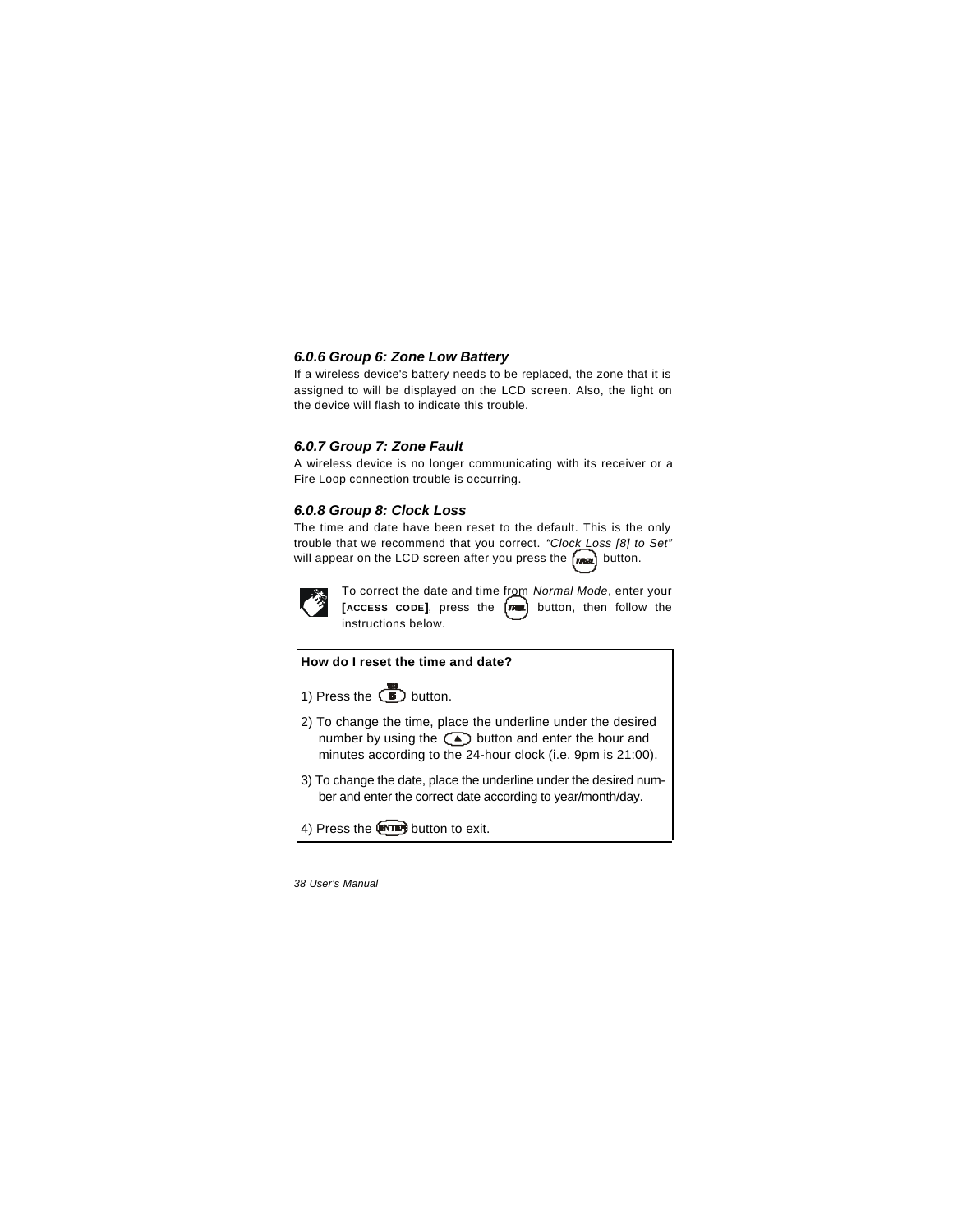### *6.0.6 Group 6: Zone Low Battery*

If a wireless device's battery needs to be replaced, the zone that it is assigned to will be displayed on the LCD screen. Also, the light on the device will flash to indicate this trouble.

### *6.0.7 Group 7: Zone Fault*

A wireless device is no longer communicating with its receiver or a Fire Loop connection trouble is occurring.

### *6.0.8 Group 8: Clock Loss*

The time and date have been reset to the default. This is the only trouble that we recommend that you correct. *"Clock Loss [8] to Set"* will appear on the LCD screen after you press the [TRBL] button.

To correct the date and time from *Normal Mode*, enter your **[ACCESS CODE]**, press the [TRBL] button, then follow the instructions below.

**How do I reset the time and date?**

1) Press the [8] button.

2) To change the time, place the underline under the desired number by using the [▲] button and enter the hour and minutes according to the 24-hour clock (i.e. 9pm is 21:00).

3) To change the date, place the underline under the desired number and enter the correct date according to year/month/day.

4) Press the [ENTER] button to exit.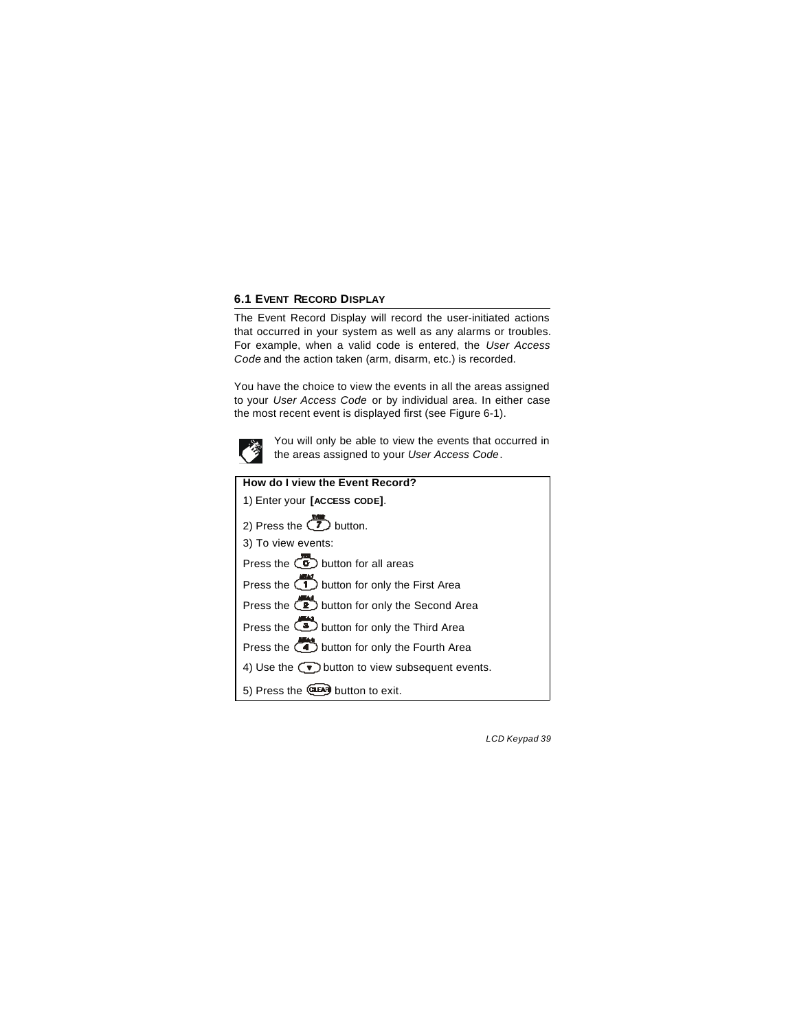## 6.1 Event Record Display

The Event Record Display will record the user-initiated actions that occurred in your system as well as any alarms or troubles. For example, when a valid code is entered, the *User Access Code* and the action taken (arm, disarm, etc.) is recorded.

You have the choice to view the events in all the areas assigned to your *User Access Code* or by individual area. In either case the most recent event is displayed first (see Figure 6-1).

You will only be able to view the events that occurred in the areas assigned to your *User Access Code*.

**How do I view the Event Record?**

1) Enter your **[ACCESS CODE]**.

2) Press the [7] button.

3) To view events:

Press the [0] button for all areas

Press the [1] button for only the First Area

Press the [2] button for only the Second Area

Press the [3] button for only the Third Area

Press the [4] button for only the Fourth Area

4) Use the [▼] button to view subsequent events.

5) Press the [CLEAR] button to exit.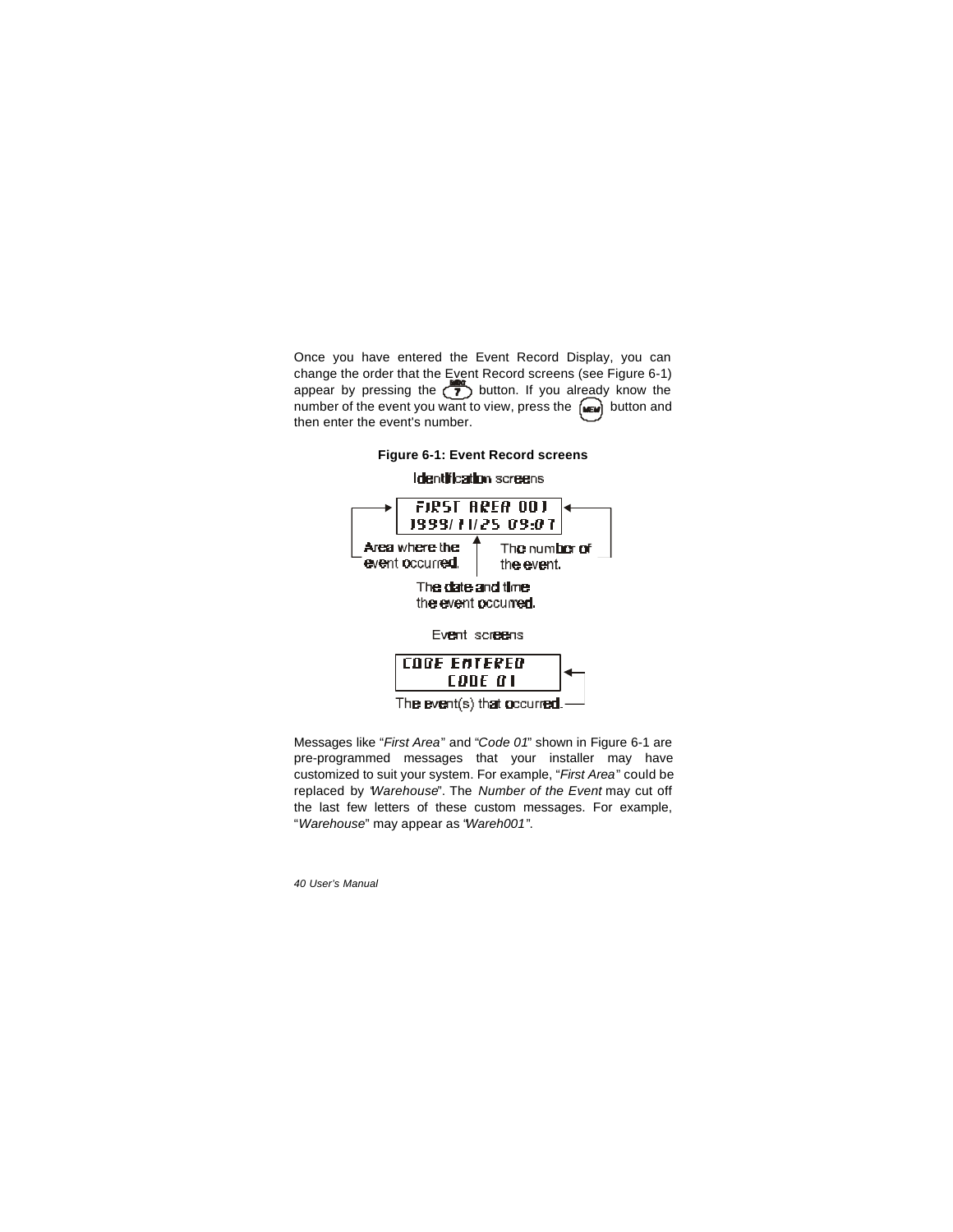Once you have entered the Event Record Display, you can change the order that the Event Record screens (see Figure 6-1) appear by pressing the [7] button. If you already know the number of the event you want to view, press the [MEM] button and then enter the event's number.

**Figure 6-1: Event Record screens**

Identification screens

```
FIRST AREA 001
1999/11/25 09:07
```

Area where the event occurred.

The number of the event.

The date and time the event occurred.

Event screens

```
CODE ENTERED
    CODE 01
```

The event(s) that occurred.

Messages like "*First Area*" and "*Code 01*" shown in Figure 6-1 are pre-programmed messages that your installer may have customized to suit your system. For example, "*First Area*" could be replaced by "*Warehouse*". The *Number of the Event* may cut off the last few letters of these custom messages. For example, "*Warehouse*" may appear as "*Wareh001*".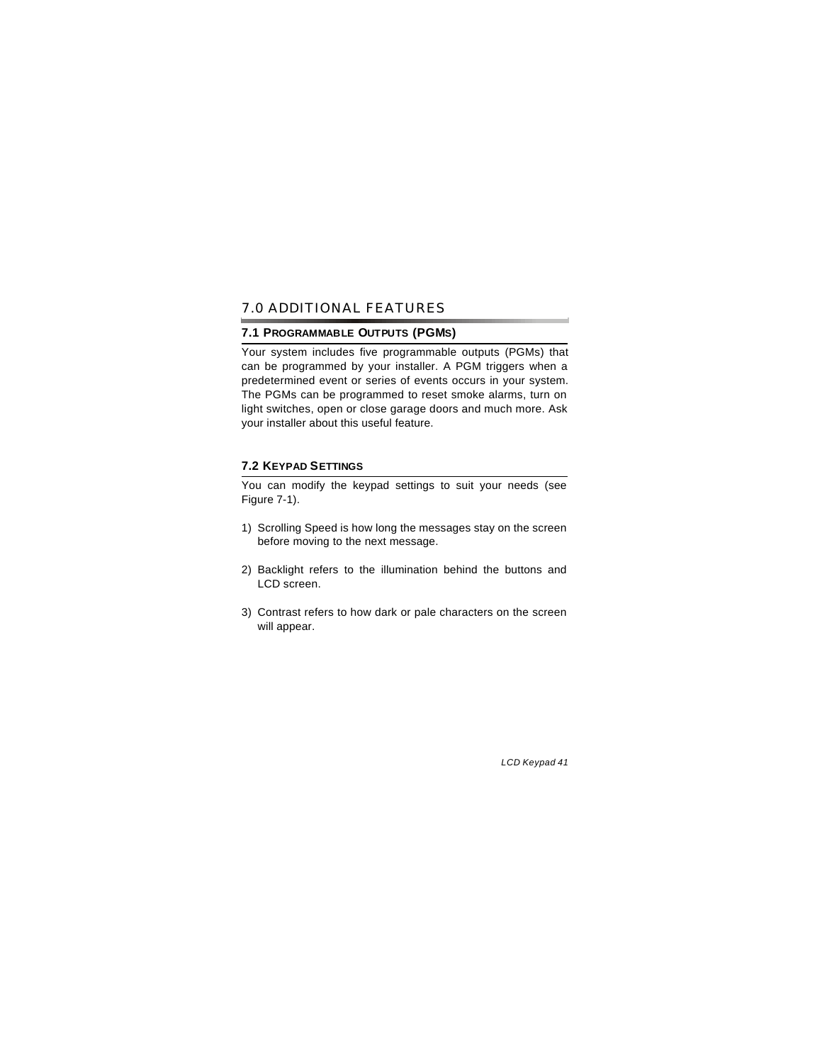# 7.0 ADDITIONAL FEATURES

## 7.1 PROGRAMMABLE OUTPUTS (PGMS)

Your system includes five programmable outputs (PGMs) that can be programmed by your installer. A PGM triggers when a predetermined event or series of events occurs in your system. The PGMs can be programmed to reset smoke alarms, turn on light switches, open or close garage doors and much more. Ask your installer about this useful feature.

## 7.2 KEYPAD SETTINGS

You can modify the keypad settings to suit your needs (see Figure 7-1).

1) Scrolling Speed is how long the messages stay on the screen before moving to the next message.

2) Backlight refers to the illumination behind the buttons and LCD screen.

3) Contrast refers to how dark or pale characters on the screen will appear.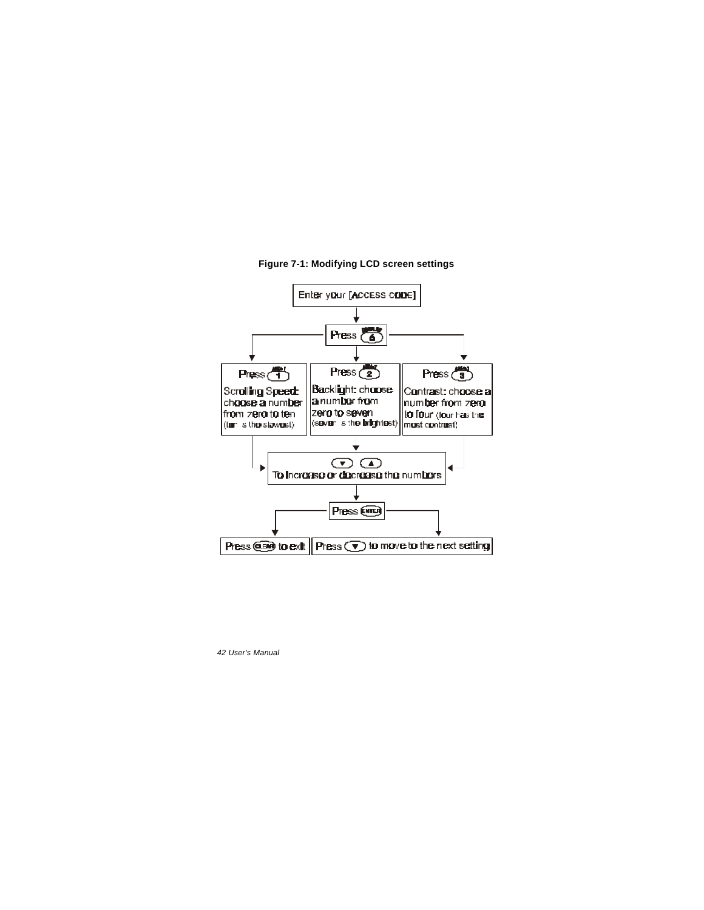**Figure 7-1: Modifying LCD screen settings**

Enter your [ACCESS CODE]

Press 6

- Press 1 — Scrolling Speed: choose a number from zero to ten (ten is the slowest)
- Press 2 — Backlight: choose a number from zero to seven (seven is the brightest)
- Press 3 — Contrast: choose a number from zero to four (four has the most contrast)

▼ ▲ To increase or decrease the numbers

Press ENTER

- Press CLEAR to exit
- Press ▼ to move to the next setting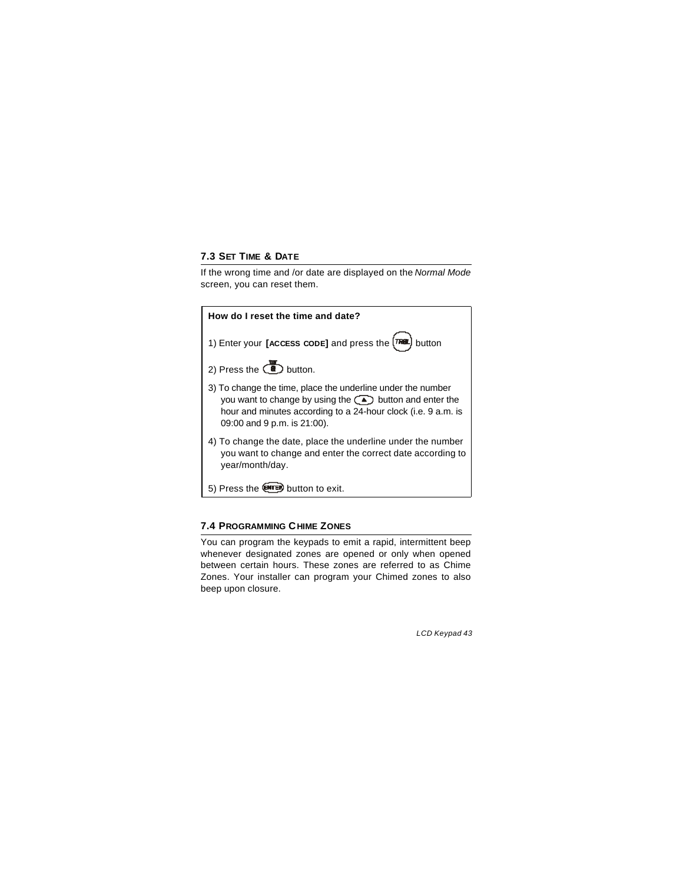## 7.3 SET TIME & DATE

If the wrong time and /or date are displayed on the *Normal Mode* screen, you can reset them.

**How do I reset the time and date?**

1) Enter your **[ACCESS CODE]** and press the [TRBL] button

2) Press the [8] button.

3) To change the time, place the underline under the number you want to change by using the [▲] button and enter the hour and minutes according to a 24-hour clock (i.e. 9 a.m. is 09:00 and 9 p.m. is 21:00).

4) To change the date, place the underline under the number you want to change and enter the correct date according to year/month/day.

5) Press the [ENTER] button to exit.

## 7.4 PROGRAMMING CHIME ZONES

You can program the keypads to emit a rapid, intermittent beep whenever designated zones are opened or only when opened between certain hours. These zones are referred to as Chime Zones. Your installer can program your Chimed zones to also beep upon closure.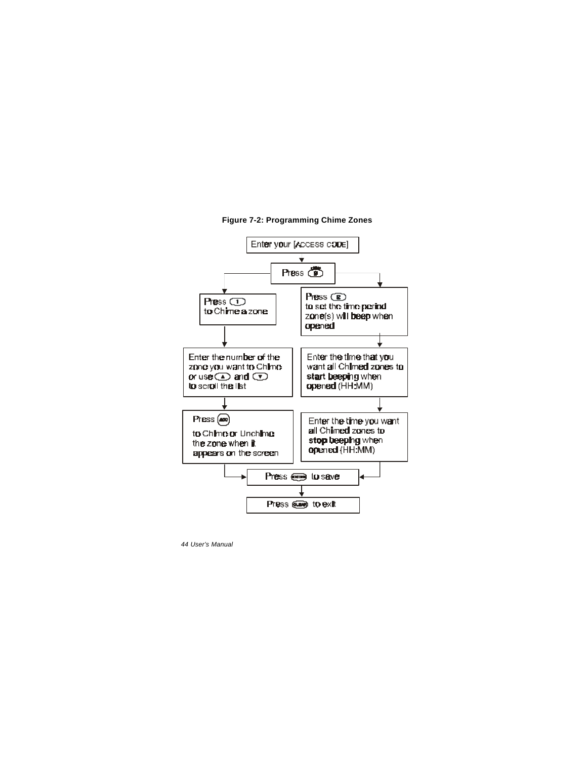**Figure 7-2: Programming Chime Zones**

Enter your [ACCESS CODE]

Press [9]

**Left branch:**

Press [1] to Chime a zone

Enter the number of the zone you want to Chime or use [▲] and [▼] to scroll the list

Press [ACC] to Chime or Unchime the zone when it appears on the screen

**Right branch:**

Press [2] to set the time period zone(s) will beep when opened

Enter the time that you want all Chimed zones to start beeping when opened (HH:MM)

Enter the time you want all Chimed zones to stop beeping when opened (HH:MM)

**Both branches:**

Press [ENTER] to save

Press [CLEAR] to exit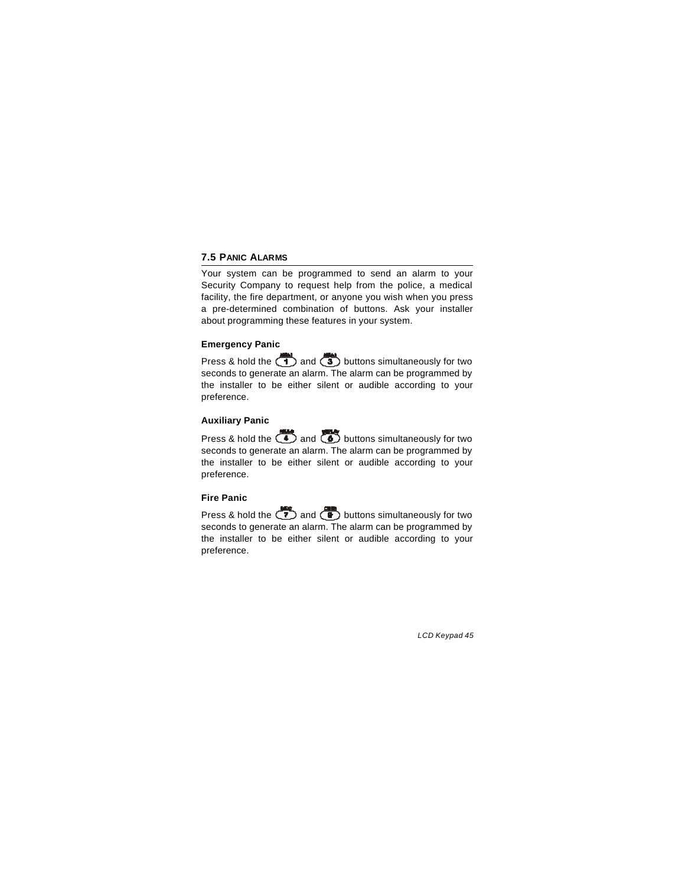## 7.5 Panic Alarms

Your system can be programmed to send an alarm to your Security Company to request help from the police, a medical facility, the fire department, or anyone you wish when you press a pre-determined combination of buttons. Ask your installer about programming these features in your system.

### Emergency Panic

Press & hold the 1 and 3 buttons simultaneously for two seconds to generate an alarm. The alarm can be programmed by the installer to be either silent or audible according to your preference.

### Auxiliary Panic

Press & hold the 4 and 6 buttons simultaneously for two seconds to generate an alarm. The alarm can be programmed by the installer to be either silent or audible according to your preference.

### Fire Panic

Press & hold the 7 and 9 buttons simultaneously for two seconds to generate an alarm. The alarm can be programmed by the installer to be either silent or audible according to your preference.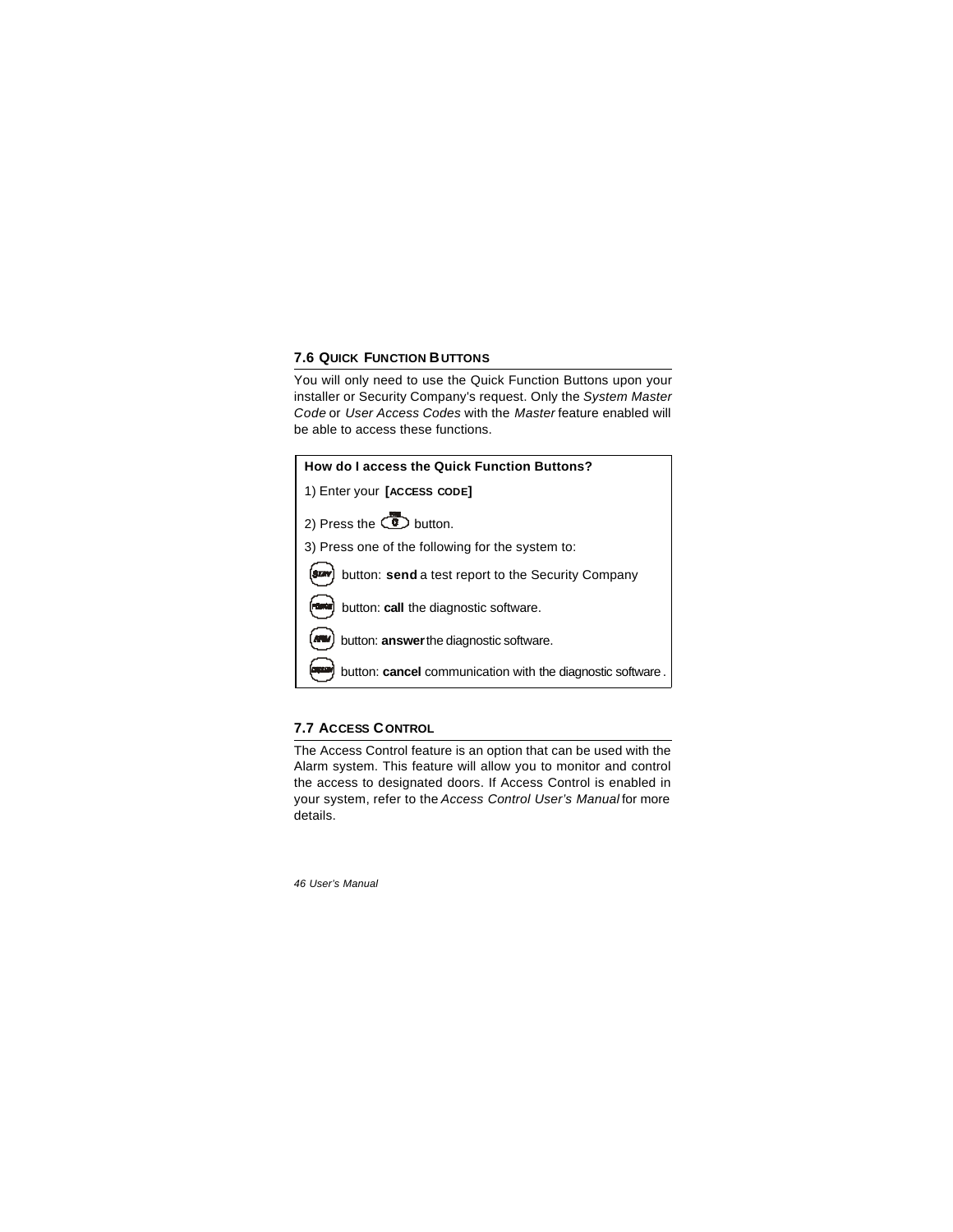## 7.6 Quick Function Buttons

You will only need to use the Quick Function Buttons upon your installer or Security Company's request. Only the *System Master Code* or *User Access Codes* with the *Master* feature enabled will be able to access these functions.

**How do I access the Quick Function Buttons?**

1) Enter your **[ACCESS CODE]**

2) Press the [0] button.

3) Press one of the following for the system to:

[STAY] button: **send** a test report to the Security Company

[FORCE] button: **call** the diagnostic software.

[ARM] button: **answer** the diagnostic software.

[DISARM] button: **cancel** communication with the diagnostic software.

## 7.7 Access Control

The Access Control feature is an option that can be used with the Alarm system. This feature will allow you to monitor and control the access to designated doors. If Access Control is enabled in your system, refer to the *Access Control User's Manual* for more details.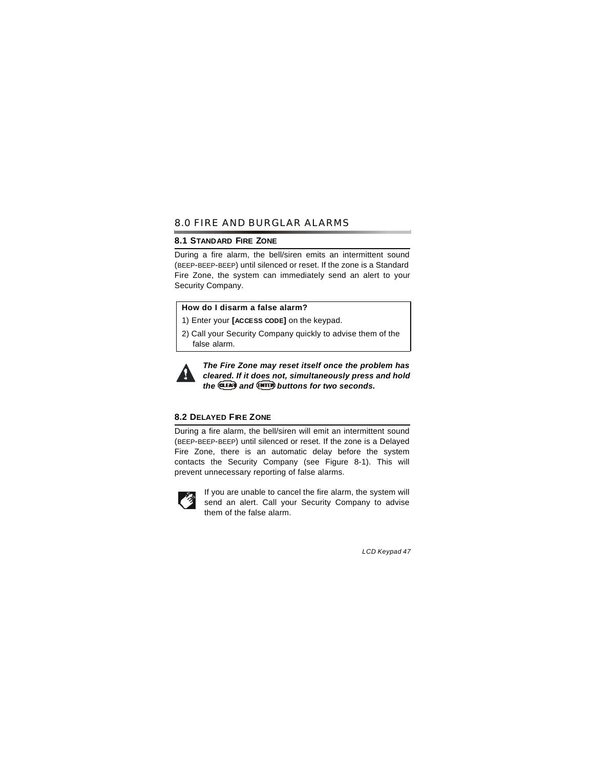# 8.0 FIRE AND BURGLAR ALARMS

## 8.1 STANDARD FIRE ZONE

During a fire alarm, the bell/siren emits an intermittent sound (BEEP-BEEP-BEEP) until silenced or reset. If the zone is a Standard Fire Zone, the system can immediately send an alert to your Security Company.

**How do I disarm a false alarm?**

1) Enter your **[ACCESS CODE]** on the keypad.
2) Call your Security Company quickly to advise them of the false alarm.

***The Fire Zone may reset itself once the problem has cleared. If it does not, simultaneously press and hold the* CLEAR *and* ENTER *buttons for two seconds.***

## 8.2 DELAYED FIRE ZONE

During a fire alarm, the bell/siren will emit an intermittent sound (BEEP-BEEP-BEEP) until silenced or reset. If the zone is a Delayed Fire Zone, there is an automatic delay before the system contacts the Security Company (see Figure 8-1). This will prevent unnecessary reporting of false alarms.

If you are unable to cancel the fire alarm, the system will send an alert. Call your Security Company to advise them of the false alarm.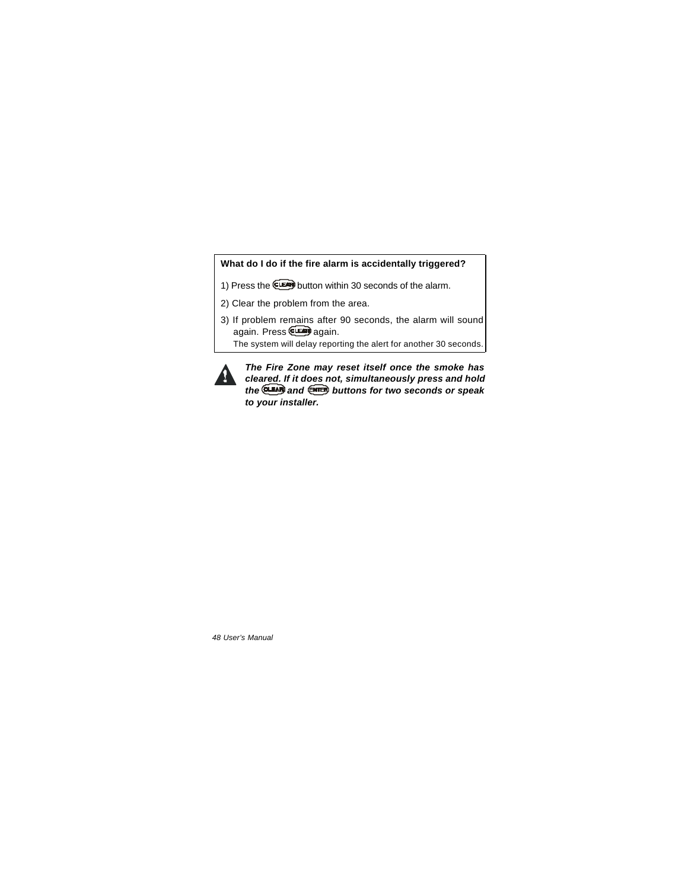**What do I do if the fire alarm is accidentally triggered?**

1) Press the CLEAR button within 30 seconds of the alarm.

2) Clear the problem from the area.

3) If problem remains after 90 seconds, the alarm will sound again. Press CLEAR again.
   The system will delay reporting the alert for another 30 seconds.

***The Fire Zone may reset itself once the smoke has cleared. If it does not, simultaneously press and hold the CLEAR and ENTER buttons for two seconds or speak to your installer.***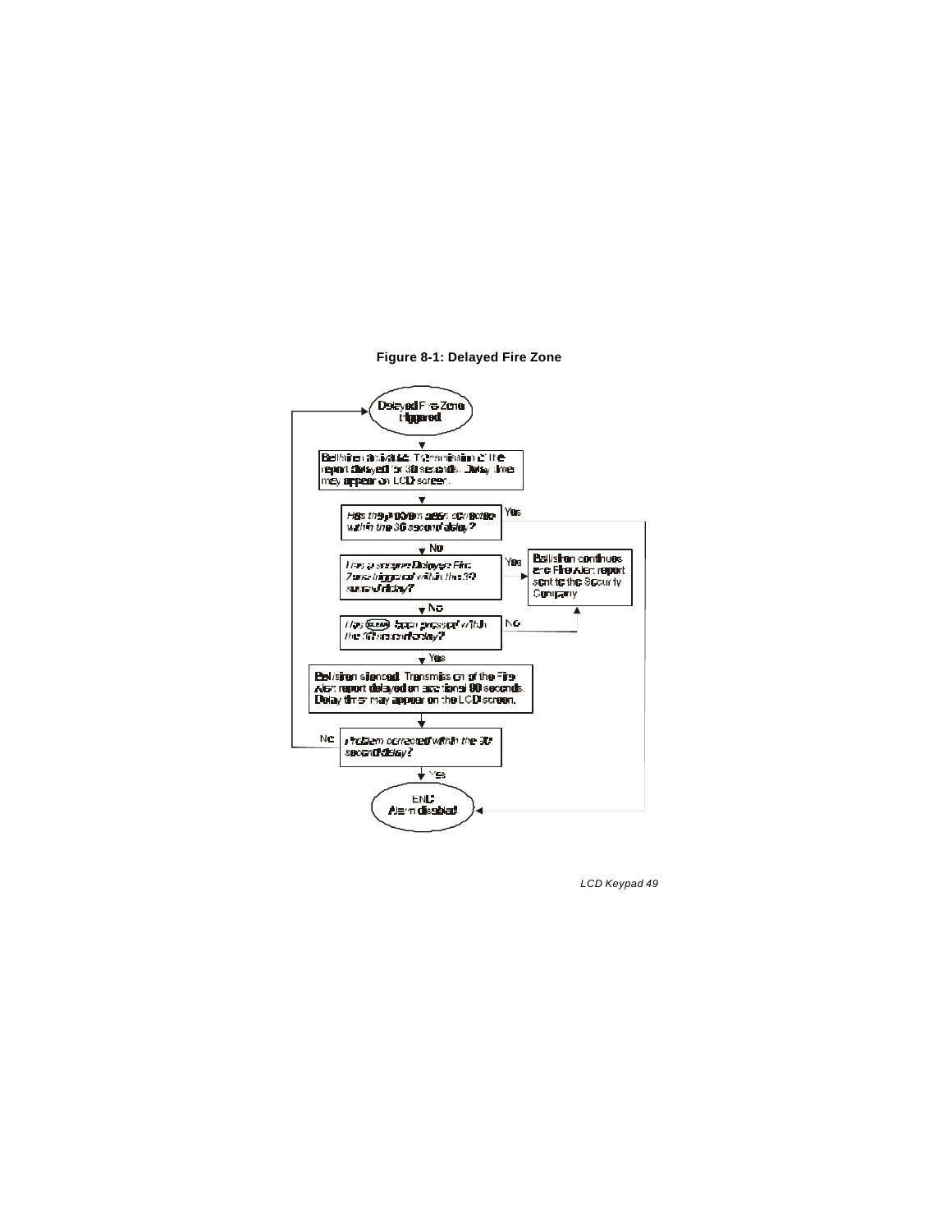**Figure 8-1: Delayed Fire Zone**

Delayed Fire Zone triggered

Bell/siren activated. Transmission of the report delayed for 30 seconds. Delay timer may appear on LCD screen.

Has the problem been corrected within the 30 second delay? — Yes → END Alarm disabled

No ↓

Has a second Delayed Fire Zone triggered within the 30 second delay? — Yes → Bell/siren continues and Fire Alert report sent to the Security Company

No ↓

Has CLEAR been pressed within the 30 second delay? — No → Bell/siren continues and Fire Alert report sent to the Security Company

Yes ↓

Bell/siren silenced. Transmission of the Fire Alert report delayed an additional 90 seconds. Delay timer may appear on the LCD screen.

Problem corrected within the 90 second delay? — No → Delayed Fire Zone triggered

Yes ↓

END Alarm disabled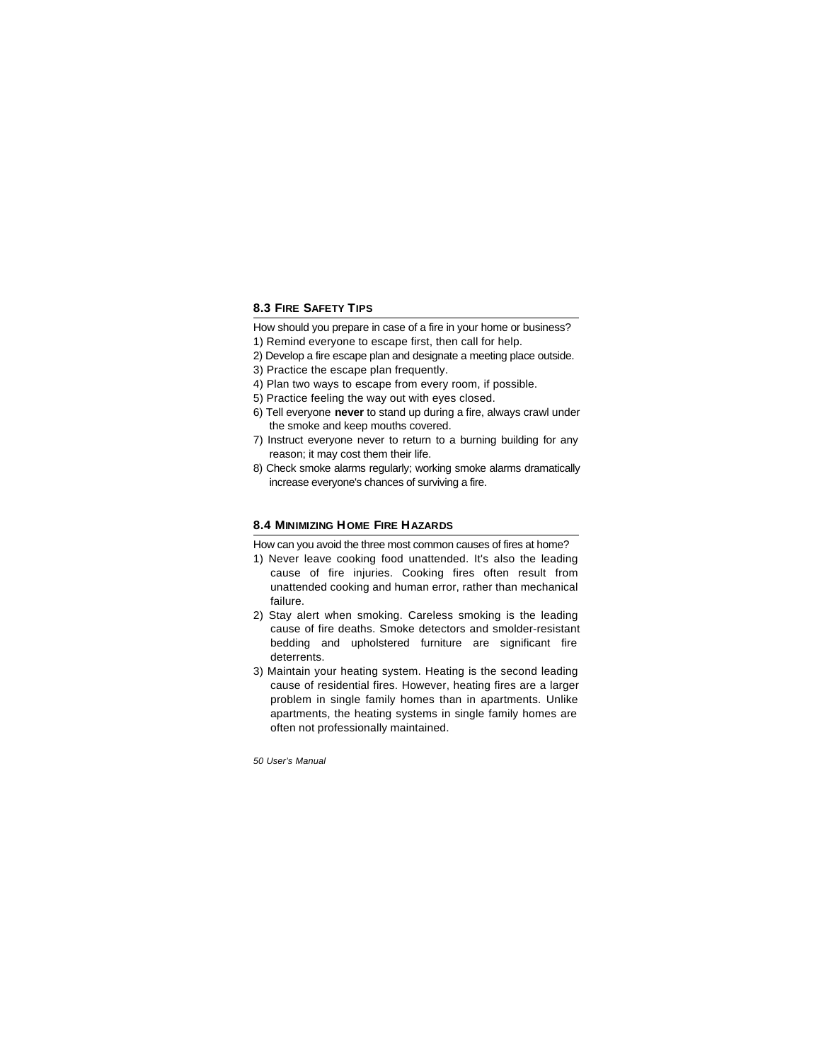### 8.3 Fire Safety Tips

How should you prepare in case of a fire in your home or business?

1) Remind everyone to escape first, then call for help.
2) Develop a fire escape plan and designate a meeting place outside.
3) Practice the escape plan frequently.
4) Plan two ways to escape from every room, if possible.
5) Practice feeling the way out with eyes closed.
6) Tell everyone **never** to stand up during a fire, always crawl under the smoke and keep mouths covered.
7) Instruct everyone never to return to a burning building for any reason; it may cost them their life.
8) Check smoke alarms regularly; working smoke alarms dramatically increase everyone's chances of surviving a fire.

### 8.4 Minimizing Home Fire Hazards

How can you avoid the three most common causes of fires at home?

1) Never leave cooking food unattended. It's also the leading cause of fire injuries. Cooking fires often result from unattended cooking and human error, rather than mechanical failure.
2) Stay alert when smoking. Careless smoking is the leading cause of fire deaths. Smoke detectors and smolder-resistant bedding and upholstered furniture are significant fire deterrents.
3) Maintain your heating system. Heating is the second leading cause of residential fires. However, heating fires are a larger problem in single family homes than in apartments. Unlike apartments, the heating systems in single family homes are often not professionally maintained.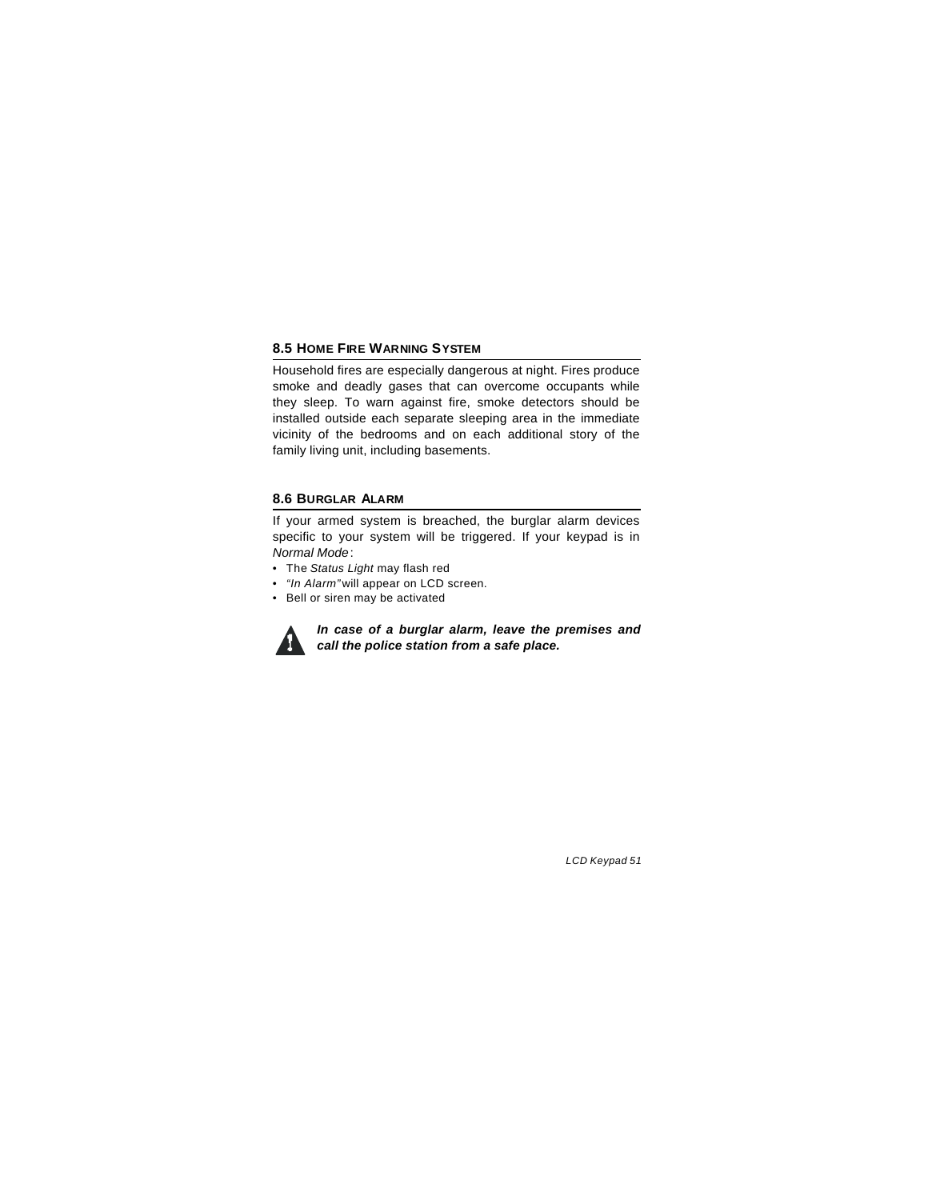## 8.5 Home Fire Warning System

Household fires are especially dangerous at night. Fires produce smoke and deadly gases that can overcome occupants while they sleep. To warn against fire, smoke detectors should be installed outside each separate sleeping area in the immediate vicinity of the bedrooms and on each additional story of the family living unit, including basements.

## 8.6 Burglar Alarm

If your armed system is breached, the burglar alarm devices specific to your system will be triggered. If your keypad is in *Normal Mode*:

- The *Status Light* may flash red
- *"In Alarm"* will appear on LCD screen.
- Bell or siren may be activated

***In case of a burglar alarm, leave the premises and call the police station from a safe place.***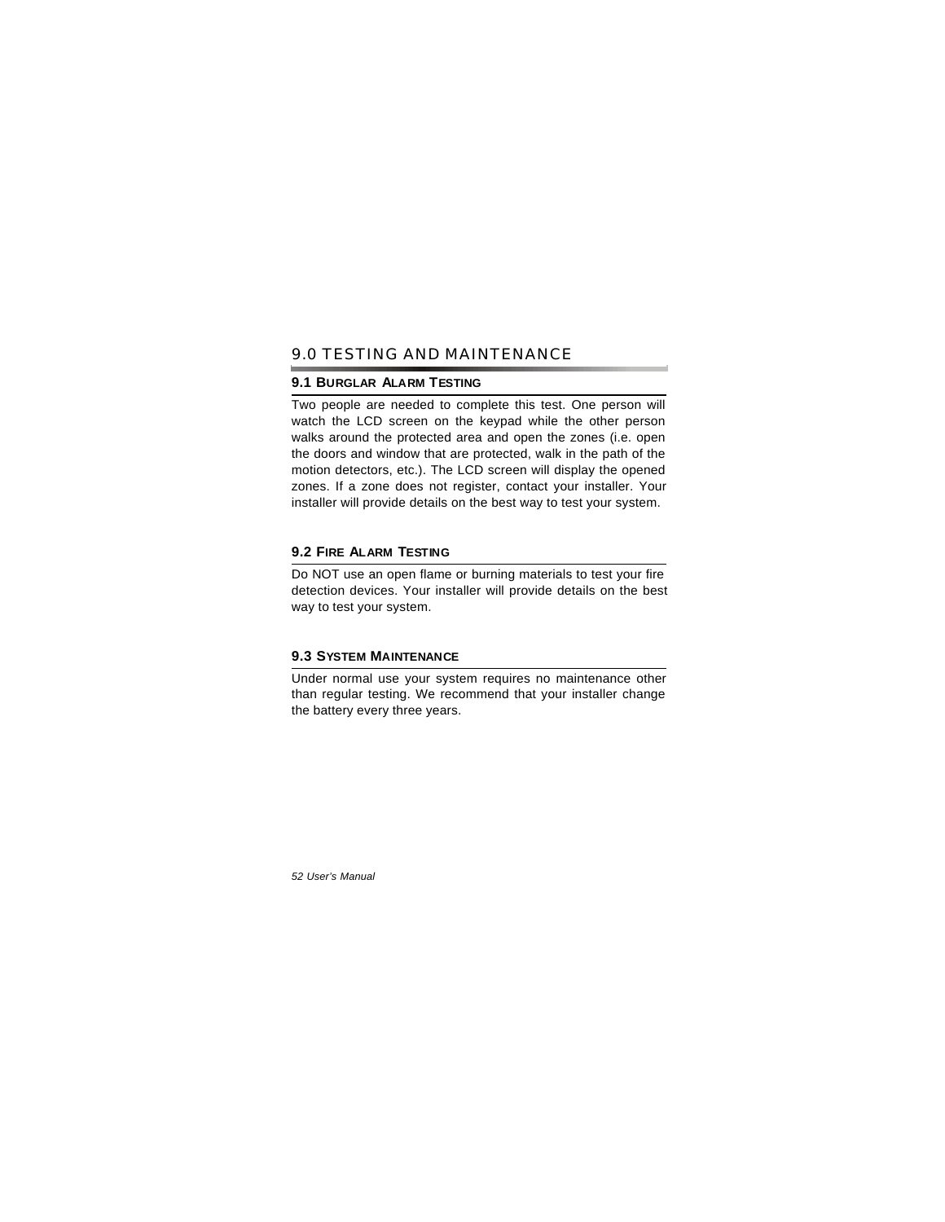# 9.0 TESTING AND MAINTENANCE

## 9.1 Burglar Alarm Testing

Two people are needed to complete this test. One person will watch the LCD screen on the keypad while the other person walks around the protected area and open the zones (i.e. open the doors and window that are protected, walk in the path of the motion detectors, etc.). The LCD screen will display the opened zones. If a zone does not register, contact your installer. Your installer will provide details on the best way to test your system.

## 9.2 Fire Alarm Testing

Do NOT use an open flame or burning materials to test your fire detection devices. Your installer will provide details on the best way to test your system.

## 9.3 System Maintenance

Under normal use your system requires no maintenance other than regular testing. We recommend that your installer change the battery every three years.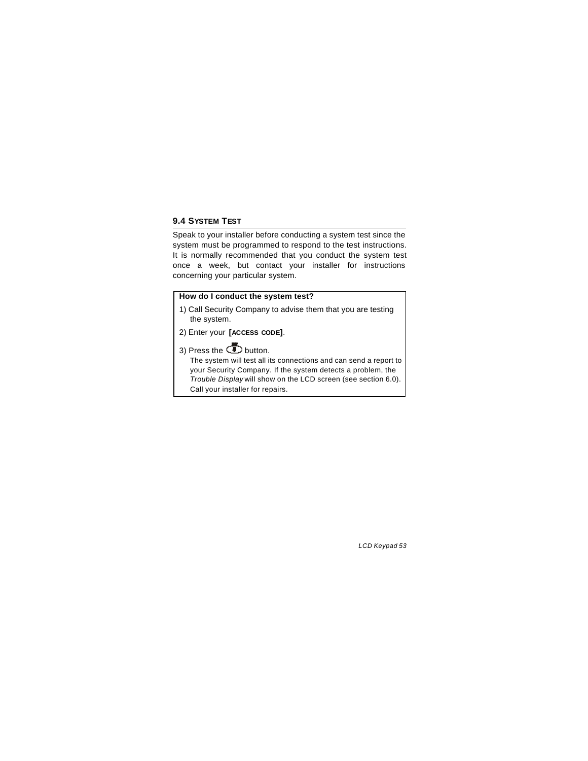## 9.4 SYSTEM TEST

Speak to your installer before conducting a system test since the system must be programmed to respond to the test instructions. It is normally recommended that you conduct the system test once a week, but contact your installer for instructions concerning your particular system.

**How do I conduct the system test?**

1) Call Security Company to advise them that you are testing the system.

2) Enter your **[ACCESS CODE]**.

3) Press the button.

The system will test all its connections and can send a report to your Security Company. If the system detects a problem, the *Trouble Display* will show on the LCD screen (see section 6.0). Call your installer for repairs.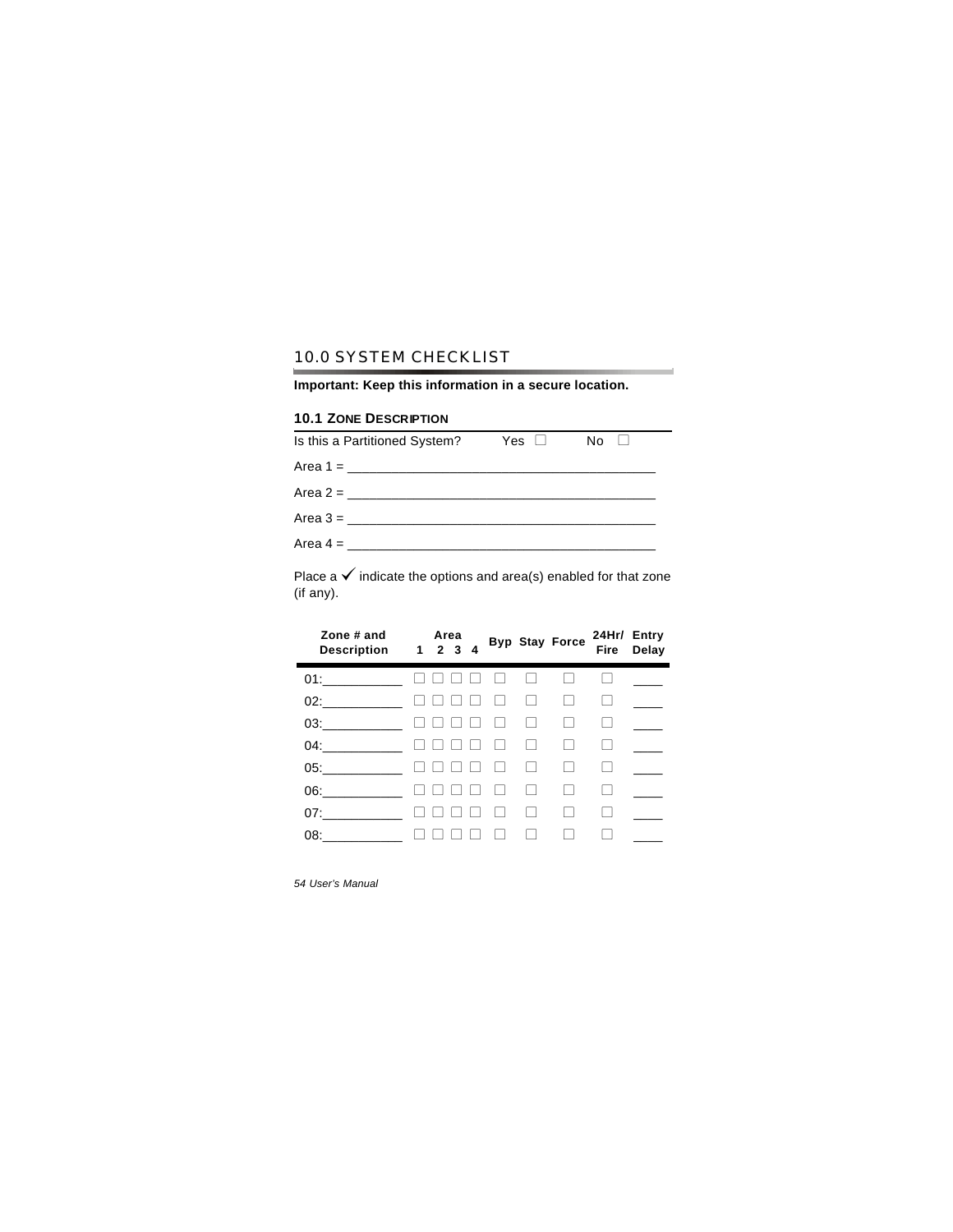# 10.0 SYSTEM CHECKLIST

**Important: Keep this information in a secure location.**

## 10.1 ZONE DESCRIPTION

Is this a Partitioned System? Yes ☐ No ☐

Area 1 = ________________________________________

Area 2 = ________________________________________

Area 3 = ________________________________________

Area 4 = ________________________________________

Place a ✓ indicate the options and area(s) enabled for that zone (if any).

| Zone # and Description | Area 1 | Area 2 | Area 3 | Area 4 | Byp | Stay | Force | 24Hr/ Fire | Entry Delay |
|---|---|---|---|---|---|---|---|---|---|
| 01:__________ | ☐ | ☐ | ☐ | ☐ | ☐ | ☐ | ☐ | ☐ | ____ |
| 02:__________ | ☐ | ☐ | ☐ | ☐ | ☐ | ☐ | ☐ | ☐ | ____ |
| 03:__________ | ☐ | ☐ | ☐ | ☐ | ☐ | ☐ | ☐ | ☐ | ____ |
| 04:__________ | ☐ | ☐ | ☐ | ☐ | ☐ | ☐ | ☐ | ☐ | ____ |
| 05:__________ | ☐ | ☐ | ☐ | ☐ | ☐ | ☐ | ☐ | ☐ | ____ |
| 06:__________ | ☐ | ☐ | ☐ | ☐ | ☐ | ☐ | ☐ | ☐ | ____ |
| 07:__________ | ☐ | ☐ | ☐ | ☐ | ☐ | ☐ | ☐ | ☐ | ____ |
| 08:__________ | ☐ | ☐ | ☐ | ☐ | ☐ | ☐ | ☐ | ☐ | ____ |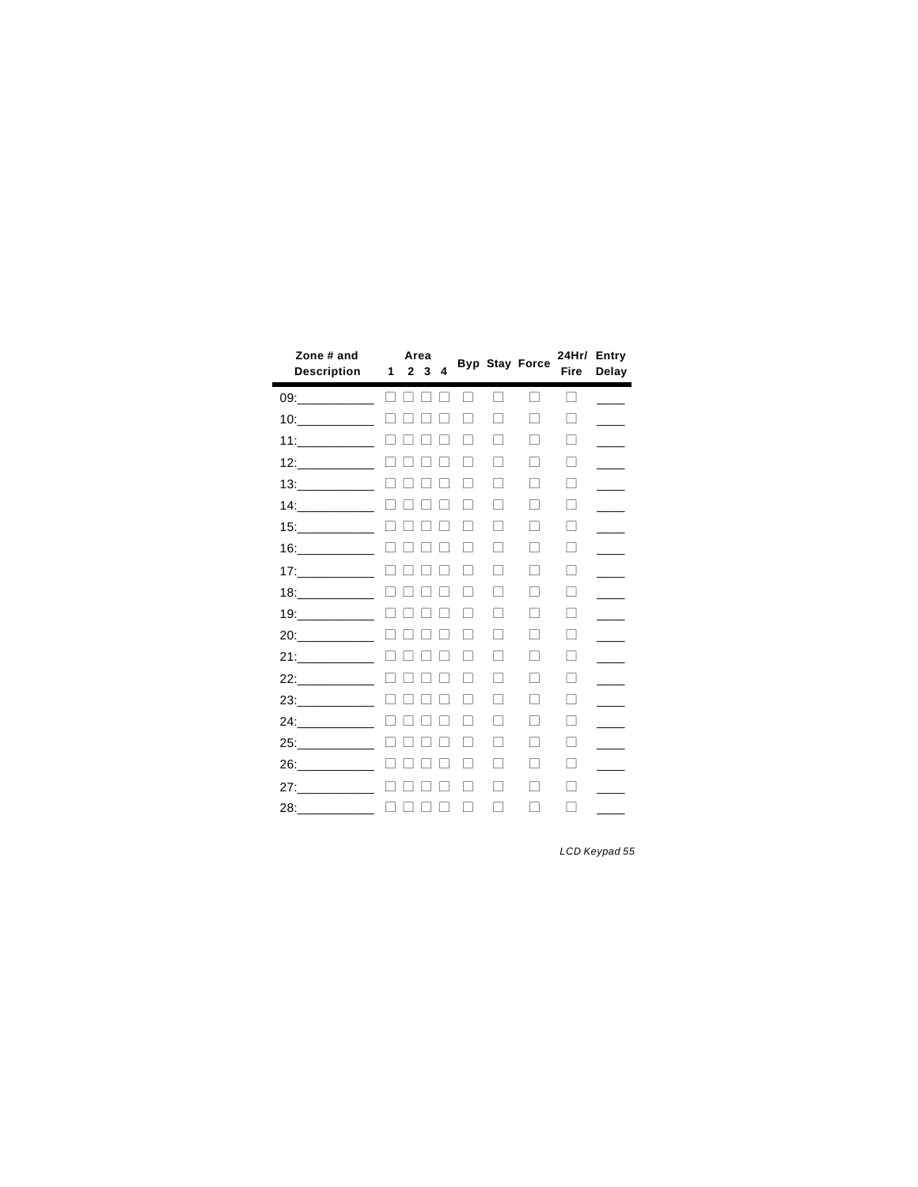| Zone # and Description | Area 1 | 2 | 3 | 4 | Byp | Stay | Force | 24Hr/ Fire | Entry Delay |
|---|---|---|---|---|---|---|---|---|---|
| 09:___________ | ☐ | ☐ | ☐ | ☐ | ☐ | ☐ | ☐ | ☐ | ____ |
| 10:___________ | ☐ | ☐ | ☐ | ☐ | ☐ | ☐ | ☐ | ☐ | ____ |
| 11:___________ | ☐ | ☐ | ☐ | ☐ | ☐ | ☐ | ☐ | ☐ | ____ |
| 12:___________ | ☐ | ☐ | ☐ | ☐ | ☐ | ☐ | ☐ | ☐ | ____ |
| 13:___________ | ☐ | ☐ | ☐ | ☐ | ☐ | ☐ | ☐ | ☐ | ____ |
| 14:___________ | ☐ | ☐ | ☐ | ☐ | ☐ | ☐ | ☐ | ☐ | ____ |
| 15:___________ | ☐ | ☐ | ☐ | ☐ | ☐ | ☐ | ☐ | ☐ | ____ |
| 16:___________ | ☐ | ☐ | ☐ | ☐ | ☐ | ☐ | ☐ | ☐ | ____ |
| 17:___________ | ☐ | ☐ | ☐ | ☐ | ☐ | ☐ | ☐ | ☐ | ____ |
| 18:___________ | ☐ | ☐ | ☐ | ☐ | ☐ | ☐ | ☐ | ☐ | ____ |
| 19:___________ | ☐ | ☐ | ☐ | ☐ | ☐ | ☐ | ☐ | ☐ | ____ |
| 20:___________ | ☐ | ☐ | ☐ | ☐ | ☐ | ☐ | ☐ | ☐ | ____ |
| 21:___________ | ☐ | ☐ | ☐ | ☐ | ☐ | ☐ | ☐ | ☐ | ____ |
| 22:___________ | ☐ | ☐ | ☐ | ☐ | ☐ | ☐ | ☐ | ☐ | ____ |
| 23:___________ | ☐ | ☐ | ☐ | ☐ | ☐ | ☐ | ☐ | ☐ | ____ |
| 24:___________ | ☐ | ☐ | ☐ | ☐ | ☐ | ☐ | ☐ | ☐ | ____ |
| 25:___________ | ☐ | ☐ | ☐ | ☐ | ☐ | ☐ | ☐ | ☐ | ____ |
| 26:___________ | ☐ | ☐ | ☐ | ☐ | ☐ | ☐ | ☐ | ☐ | ____ |
| 27:___________ | ☐ | ☐ | ☐ | ☐ | ☐ | ☐ | ☐ | ☐ | ____ |
| 28:___________ | ☐ | ☐ | ☐ | ☐ | ☐ | ☐ | ☐ | ☐ | ____ |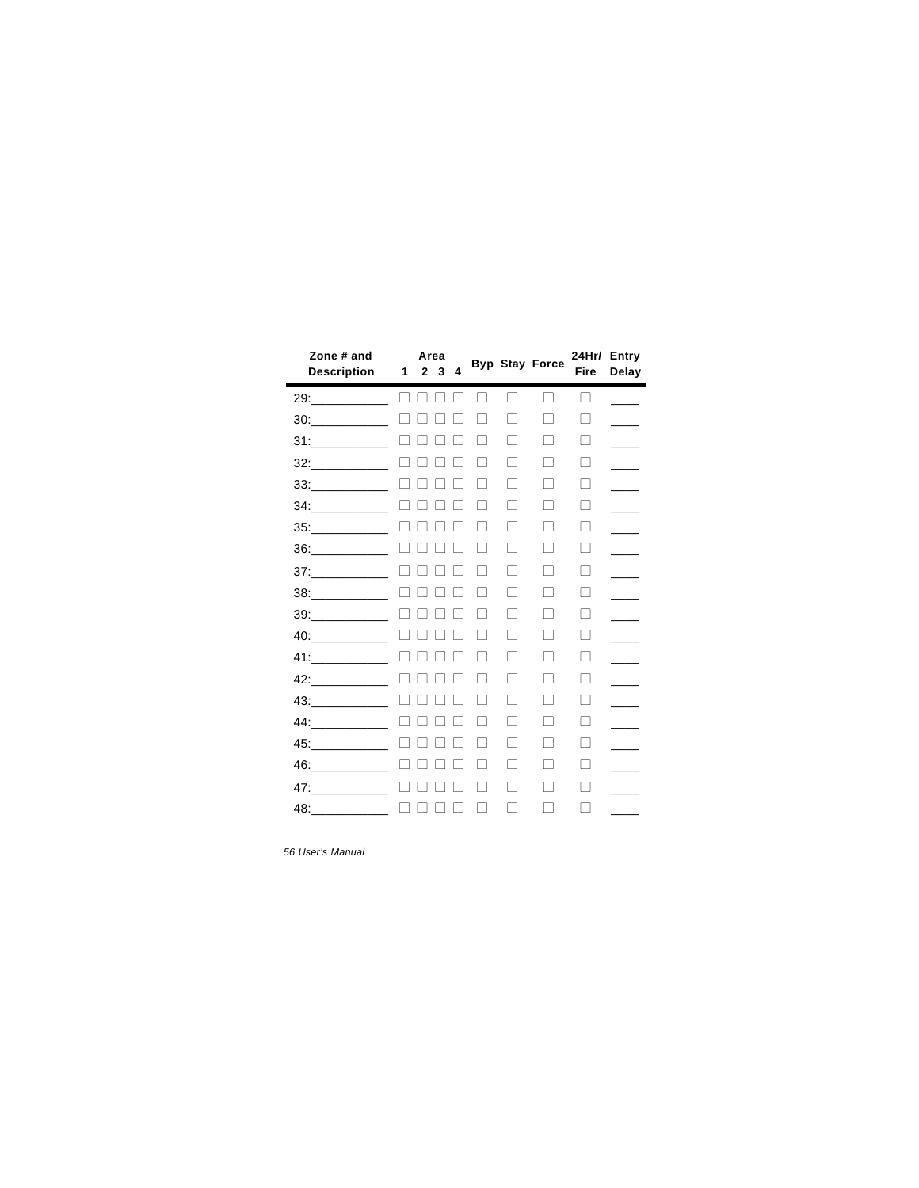| Zone # and Description | Area 1 | 2 | 3 | 4 | Byp | Stay | Force | 24Hr/ Fire | Entry Delay |
|---|---|---|---|---|---|---|---|---|---|
| 29:___________ | ☐ | ☐ | ☐ | ☐ | ☐ | ☐ | ☐ | ☐ | ____ |
| 30:___________ | ☐ | ☐ | ☐ | ☐ | ☐ | ☐ | ☐ | ☐ | ____ |
| 31:___________ | ☐ | ☐ | ☐ | ☐ | ☐ | ☐ | ☐ | ☐ | ____ |
| 32:___________ | ☐ | ☐ | ☐ | ☐ | ☐ | ☐ | ☐ | ☐ | ____ |
| 33:___________ | ☐ | ☐ | ☐ | ☐ | ☐ | ☐ | ☐ | ☐ | ____ |
| 34:___________ | ☐ | ☐ | ☐ | ☐ | ☐ | ☐ | ☐ | ☐ | ____ |
| 35:___________ | ☐ | ☐ | ☐ | ☐ | ☐ | ☐ | ☐ | ☐ | ____ |
| 36:___________ | ☐ | ☐ | ☐ | ☐ | ☐ | ☐ | ☐ | ☐ | ____ |
| 37:___________ | ☐ | ☐ | ☐ | ☐ | ☐ | ☐ | ☐ | ☐ | ____ |
| 38:___________ | ☐ | ☐ | ☐ | ☐ | ☐ | ☐ | ☐ | ☐ | ____ |
| 39:___________ | ☐ | ☐ | ☐ | ☐ | ☐ | ☐ | ☐ | ☐ | ____ |
| 40:___________ | ☐ | ☐ | ☐ | ☐ | ☐ | ☐ | ☐ | ☐ | ____ |
| 41:___________ | ☐ | ☐ | ☐ | ☐ | ☐ | ☐ | ☐ | ☐ | ____ |
| 42:___________ | ☐ | ☐ | ☐ | ☐ | ☐ | ☐ | ☐ | ☐ | ____ |
| 43:___________ | ☐ | ☐ | ☐ | ☐ | ☐ | ☐ | ☐ | ☐ | ____ |
| 44:___________ | ☐ | ☐ | ☐ | ☐ | ☐ | ☐ | ☐ | ☐ | ____ |
| 45:___________ | ☐ | ☐ | ☐ | ☐ | ☐ | ☐ | ☐ | ☐ | ____ |
| 46:___________ | ☐ | ☐ | ☐ | ☐ | ☐ | ☐ | ☐ | ☐ | ____ |
| 47:___________ | ☐ | ☐ | ☐ | ☐ | ☐ | ☐ | ☐ | ☐ | ____ |
| 48:___________ | ☐ | ☐ | ☐ | ☐ | ☐ | ☐ | ☐ | ☐ | ____ |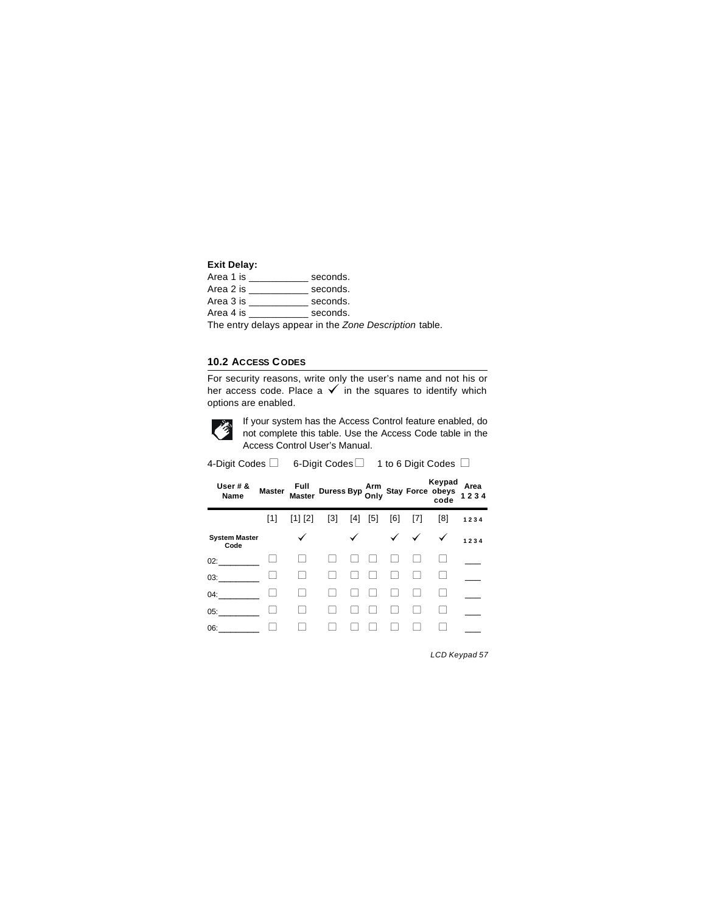**Exit Delay:**

Area 1 is ___________ seconds.
Area 2 is ___________ seconds.
Area 3 is ___________ seconds.
Area 4 is ___________ seconds.
The entry delays appear in the *Zone Description* table.

## 10.2 ACCESS CODES

For security reasons, write only the user's name and not his or her access code. Place a ✓ in the squares to identify which options are enabled.

If your system has the Access Control feature enabled, do not complete this table. Use the Access Code table in the Access Control User's Manual.

4-Digit Codes ☐ 6-Digit Codes ☐ 1 to 6 Digit Codes ☐

| User # & Name | Master | Full Master | Duress | Byp | Arm Only | Stay | Force | Keypad obeys code | Area 1 2 3 4 |
|---|---|---|---|---|---|---|---|---|---|
| | [1] | [1] [2] | [3] | [4] | [5] | [6] | [7] | [8] | 1 2 3 4 |
| **System Master Code** | | ✓ | | ✓ | | ✓ | ✓ | ✓ | 1 2 3 4 |
| 02:_________ | ☐ | ☐ | ☐ | ☐ | ☐ | ☐ | ☐ | ☐ | ___ |
| 03:_________ | ☐ | ☐ | ☐ | ☐ | ☐ | ☐ | ☐ | ☐ | ___ |
| 04:_________ | ☐ | ☐ | ☐ | ☐ | ☐ | ☐ | ☐ | ☐ | ___ |
| 05:_________ | ☐ | ☐ | ☐ | ☐ | ☐ | ☐ | ☐ | ☐ | ___ |
| 06:_________ | ☐ | ☐ | ☐ | ☐ | ☐ | ☐ | ☐ | ☐ | ___ |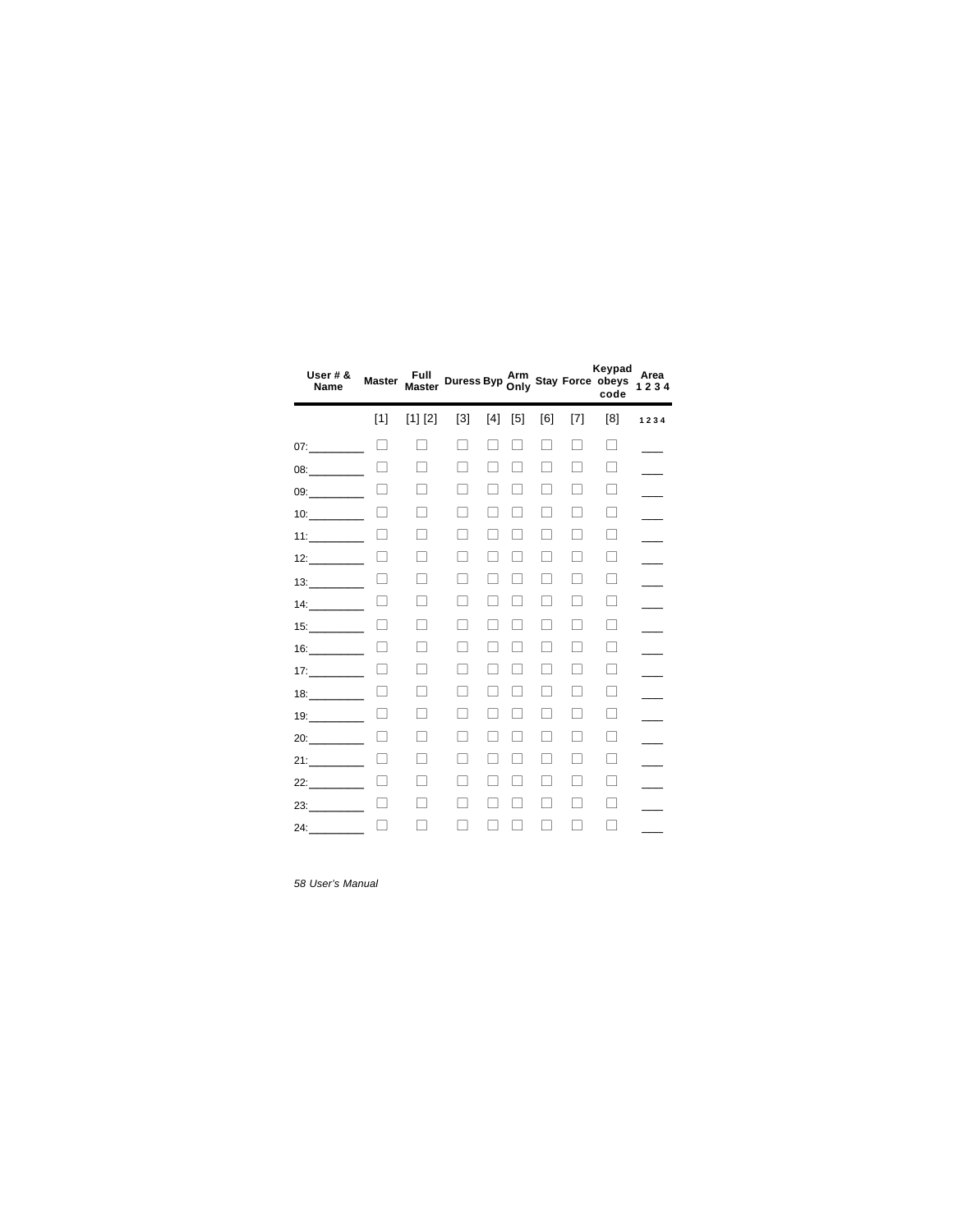| User # & Name | Master | Full Master | Duress | Byp | Arm Only | Stay | Force | Keypad obeys code | Area 1 2 3 4 |
|---|---|---|---|---|---|---|---|---|---|
| | [1] | [1] [2] | [3] | [4] | [5] | [6] | [7] | [8] | 1 2 3 4 |
| 07:_________ | ☐ | ☐ | ☐ | ☐ | ☐ | ☐ | ☐ | ☐ | ___ |
| 08:_________ | ☐ | ☐ | ☐ | ☐ | ☐ | ☐ | ☐ | ☐ | ___ |
| 09:_________ | ☐ | ☐ | ☐ | ☐ | ☐ | ☐ | ☐ | ☐ | ___ |
| 10:_________ | ☐ | ☐ | ☐ | ☐ | ☐ | ☐ | ☐ | ☐ | ___ |
| 11:_________ | ☐ | ☐ | ☐ | ☐ | ☐ | ☐ | ☐ | ☐ | ___ |
| 12:_________ | ☐ | ☐ | ☐ | ☐ | ☐ | ☐ | ☐ | ☐ | ___ |
| 13:_________ | ☐ | ☐ | ☐ | ☐ | ☐ | ☐ | ☐ | ☐ | ___ |
| 14:_________ | ☐ | ☐ | ☐ | ☐ | ☐ | ☐ | ☐ | ☐ | ___ |
| 15:_________ | ☐ | ☐ | ☐ | ☐ | ☐ | ☐ | ☐ | ☐ | ___ |
| 16:_________ | ☐ | ☐ | ☐ | ☐ | ☐ | ☐ | ☐ | ☐ | ___ |
| 17:_________ | ☐ | ☐ | ☐ | ☐ | ☐ | ☐ | ☐ | ☐ | ___ |
| 18:_________ | ☐ | ☐ | ☐ | ☐ | ☐ | ☐ | ☐ | ☐ | ___ |
| 19:_________ | ☐ | ☐ | ☐ | ☐ | ☐ | ☐ | ☐ | ☐ | ___ |
| 20:_________ | ☐ | ☐ | ☐ | ☐ | ☐ | ☐ | ☐ | ☐ | ___ |
| 21:_________ | ☐ | ☐ | ☐ | ☐ | ☐ | ☐ | ☐ | ☐ | ___ |
| 22:_________ | ☐ | ☐ | ☐ | ☐ | ☐ | ☐ | ☐ | ☐ | ___ |
| 23:_________ | ☐ | ☐ | ☐ | ☐ | ☐ | ☐ | ☐ | ☐ | ___ |
| 24:_________ | ☐ | ☐ | ☐ | ☐ | ☐ | ☐ | ☐ | ☐ | ___ |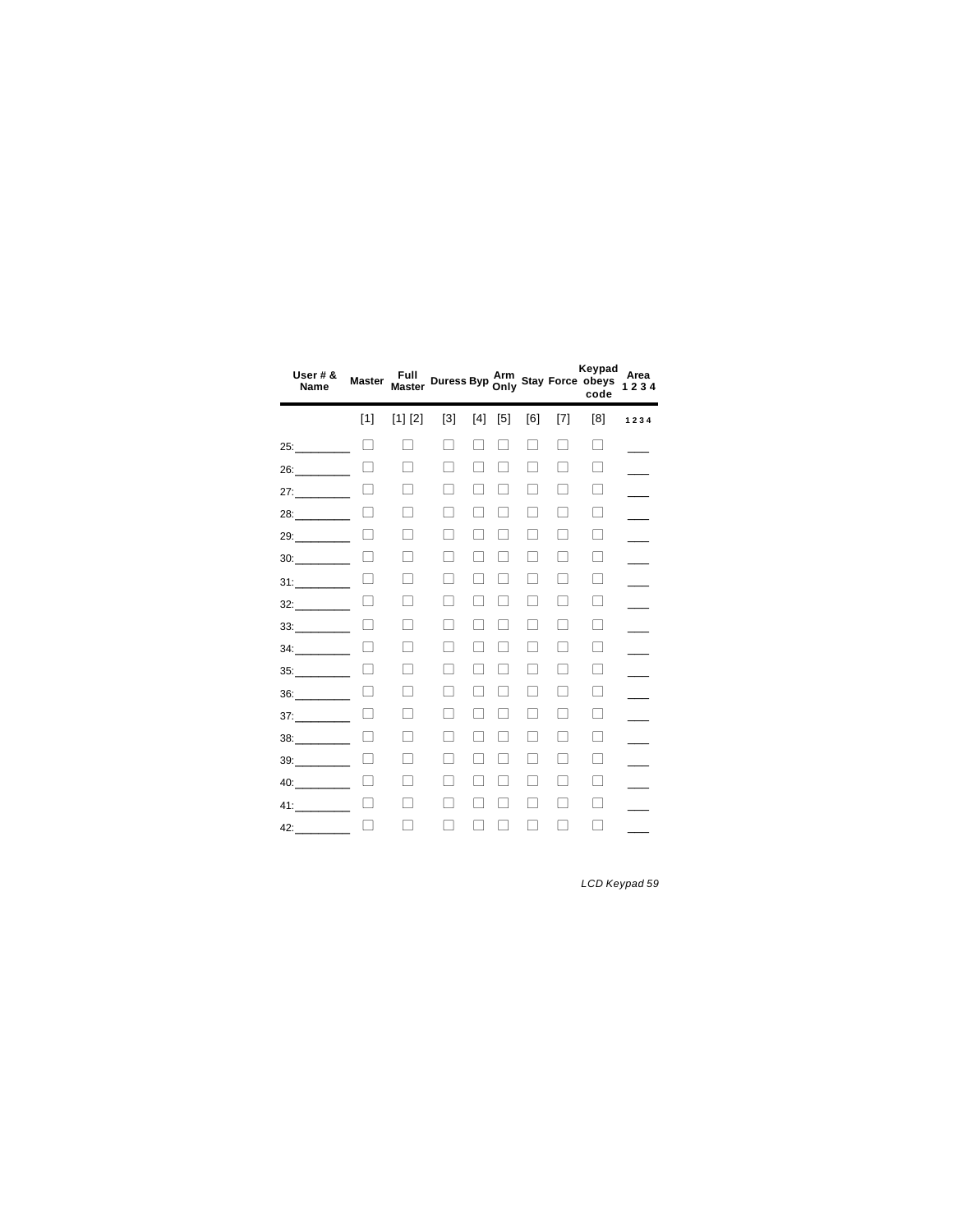| User # & Name | Master | Full Master | Duress | Byp | Arm Only | Stay | Force | Keypad obeys code | Area 1 2 3 4 |
|---|---|---|---|---|---|---|---|---|---|
| | [1] | [1] [2] | [3] | [4] | [5] | [6] | [7] | [8] | 1 2 3 4 |
| 25:_________ | ☐ | ☐ | ☐ | ☐ | ☐ | ☐ | ☐ | ☐ | ___ |
| 26:_________ | ☐ | ☐ | ☐ | ☐ | ☐ | ☐ | ☐ | ☐ | ___ |
| 27:_________ | ☐ | ☐ | ☐ | ☐ | ☐ | ☐ | ☐ | ☐ | ___ |
| 28:_________ | ☐ | ☐ | ☐ | ☐ | ☐ | ☐ | ☐ | ☐ | ___ |
| 29:_________ | ☐ | ☐ | ☐ | ☐ | ☐ | ☐ | ☐ | ☐ | ___ |
| 30:_________ | ☐ | ☐ | ☐ | ☐ | ☐ | ☐ | ☐ | ☐ | ___ |
| 31:_________ | ☐ | ☐ | ☐ | ☐ | ☐ | ☐ | ☐ | ☐ | ___ |
| 32:_________ | ☐ | ☐ | ☐ | ☐ | ☐ | ☐ | ☐ | ☐ | ___ |
| 33:_________ | ☐ | ☐ | ☐ | ☐ | ☐ | ☐ | ☐ | ☐ | ___ |
| 34:_________ | ☐ | ☐ | ☐ | ☐ | ☐ | ☐ | ☐ | ☐ | ___ |
| 35:_________ | ☐ | ☐ | ☐ | ☐ | ☐ | ☐ | ☐ | ☐ | ___ |
| 36:_________ | ☐ | ☐ | ☐ | ☐ | ☐ | ☐ | ☐ | ☐ | ___ |
| 37:_________ | ☐ | ☐ | ☐ | ☐ | ☐ | ☐ | ☐ | ☐ | ___ |
| 38:_________ | ☐ | ☐ | ☐ | ☐ | ☐ | ☐ | ☐ | ☐ | ___ |
| 39:_________ | ☐ | ☐ | ☐ | ☐ | ☐ | ☐ | ☐ | ☐ | ___ |
| 40:_________ | ☐ | ☐ | ☐ | ☐ | ☐ | ☐ | ☐ | ☐ | ___ |
| 41:_________ | ☐ | ☐ | ☐ | ☐ | ☐ | ☐ | ☐ | ☐ | ___ |
| 42:_________ | ☐ | ☐ | ☐ | ☐ | ☐ | ☐ | ☐ | ☐ | ___ |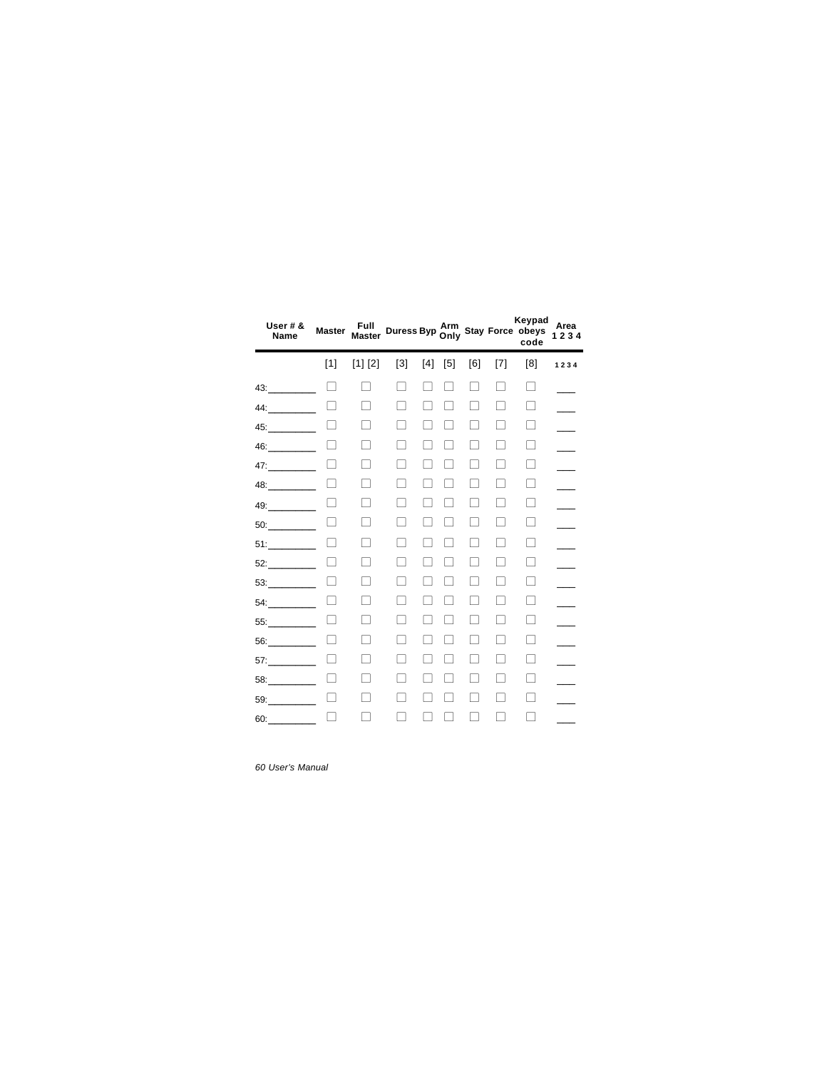| User # & Name | Master | Full Master | Duress | Byp | Arm Only | Stay | Force | Keypad obeys code | Area 1 2 3 4 |
|---|---|---|---|---|---|---|---|---|---|
| | [1] | [1] [2] | [3] | [4] | [5] | [6] | [7] | [8] | 1 2 3 4 |
| 43:_________ | ☐ | ☐ | ☐ | ☐ | ☐ | ☐ | ☐ | ☐ | ___ |
| 44:_________ | ☐ | ☐ | ☐ | ☐ | ☐ | ☐ | ☐ | ☐ | ___ |
| 45:_________ | ☐ | ☐ | ☐ | ☐ | ☐ | ☐ | ☐ | ☐ | ___ |
| 46:_________ | ☐ | ☐ | ☐ | ☐ | ☐ | ☐ | ☐ | ☐ | ___ |
| 47:_________ | ☐ | ☐ | ☐ | ☐ | ☐ | ☐ | ☐ | ☐ | ___ |
| 48:_________ | ☐ | ☐ | ☐ | ☐ | ☐ | ☐ | ☐ | ☐ | ___ |
| 49:_________ | ☐ | ☐ | ☐ | ☐ | ☐ | ☐ | ☐ | ☐ | ___ |
| 50:_________ | ☐ | ☐ | ☐ | ☐ | ☐ | ☐ | ☐ | ☐ | ___ |
| 51:_________ | ☐ | ☐ | ☐ | ☐ | ☐ | ☐ | ☐ | ☐ | ___ |
| 52:_________ | ☐ | ☐ | ☐ | ☐ | ☐ | ☐ | ☐ | ☐ | ___ |
| 53:_________ | ☐ | ☐ | ☐ | ☐ | ☐ | ☐ | ☐ | ☐ | ___ |
| 54:_________ | ☐ | ☐ | ☐ | ☐ | ☐ | ☐ | ☐ | ☐ | ___ |
| 55:_________ | ☐ | ☐ | ☐ | ☐ | ☐ | ☐ | ☐ | ☐ | ___ |
| 56:_________ | ☐ | ☐ | ☐ | ☐ | ☐ | ☐ | ☐ | ☐ | ___ |
| 57:_________ | ☐ | ☐ | ☐ | ☐ | ☐ | ☐ | ☐ | ☐ | ___ |
| 58:_________ | ☐ | ☐ | ☐ | ☐ | ☐ | ☐ | ☐ | ☐ | ___ |
| 59:_________ | ☐ | ☐ | ☐ | ☐ | ☐ | ☐ | ☐ | ☐ | ___ |
| 60:_________ | ☐ | ☐ | ☐ | ☐ | ☐ | ☐ | ☐ | ☐ | ___ |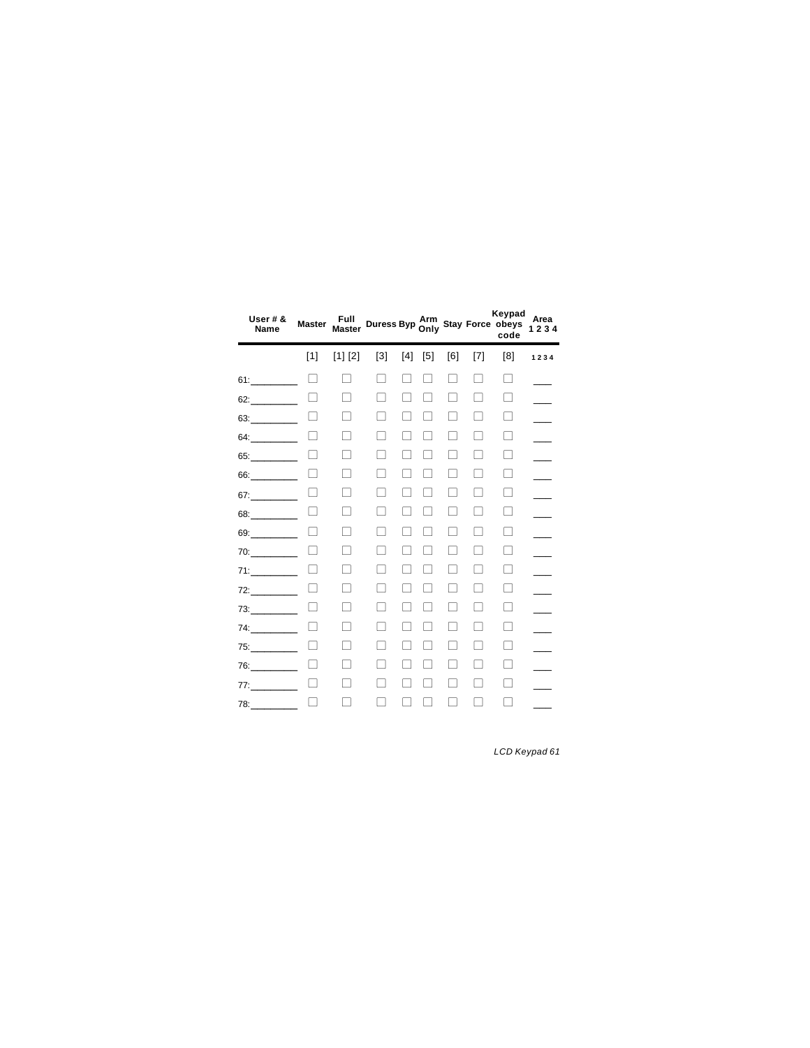| User # & Name | Master | Full Master | Duress | Byp | Arm Only | Stay | Force | Keypad obeys code | Area 1 2 3 4 |
|---|---|---|---|---|---|---|---|---|---|
| | [1] | [1] [2] | [3] | [4] | [5] | [6] | [7] | [8] | 1 2 3 4 |
| 61:_________ | ☐ | ☐ | ☐ | ☐ | ☐ | ☐ | ☐ | ☐ | ___ |
| 62:_________ | ☐ | ☐ | ☐ | ☐ | ☐ | ☐ | ☐ | ☐ | ___ |
| 63:_________ | ☐ | ☐ | ☐ | ☐ | ☐ | ☐ | ☐ | ☐ | ___ |
| 64:_________ | ☐ | ☐ | ☐ | ☐ | ☐ | ☐ | ☐ | ☐ | ___ |
| 65:_________ | ☐ | ☐ | ☐ | ☐ | ☐ | ☐ | ☐ | ☐ | ___ |
| 66:_________ | ☐ | ☐ | ☐ | ☐ | ☐ | ☐ | ☐ | ☐ | ___ |
| 67:_________ | ☐ | ☐ | ☐ | ☐ | ☐ | ☐ | ☐ | ☐ | ___ |
| 68:_________ | ☐ | ☐ | ☐ | ☐ | ☐ | ☐ | ☐ | ☐ | ___ |
| 69:_________ | ☐ | ☐ | ☐ | ☐ | ☐ | ☐ | ☐ | ☐ | ___ |
| 70:_________ | ☐ | ☐ | ☐ | ☐ | ☐ | ☐ | ☐ | ☐ | ___ |
| 71:_________ | ☐ | ☐ | ☐ | ☐ | ☐ | ☐ | ☐ | ☐ | ___ |
| 72:_________ | ☐ | ☐ | ☐ | ☐ | ☐ | ☐ | ☐ | ☐ | ___ |
| 73:_________ | ☐ | ☐ | ☐ | ☐ | ☐ | ☐ | ☐ | ☐ | ___ |
| 74:_________ | ☐ | ☐ | ☐ | ☐ | ☐ | ☐ | ☐ | ☐ | ___ |
| 75:_________ | ☐ | ☐ | ☐ | ☐ | ☐ | ☐ | ☐ | ☐ | ___ |
| 76:_________ | ☐ | ☐ | ☐ | ☐ | ☐ | ☐ | ☐ | ☐ | ___ |
| 77:_________ | ☐ | ☐ | ☐ | ☐ | ☐ | ☐ | ☐ | ☐ | ___ |
| 78:_________ | ☐ | ☐ | ☐ | ☐ | ☐ | ☐ | ☐ | ☐ | ___ |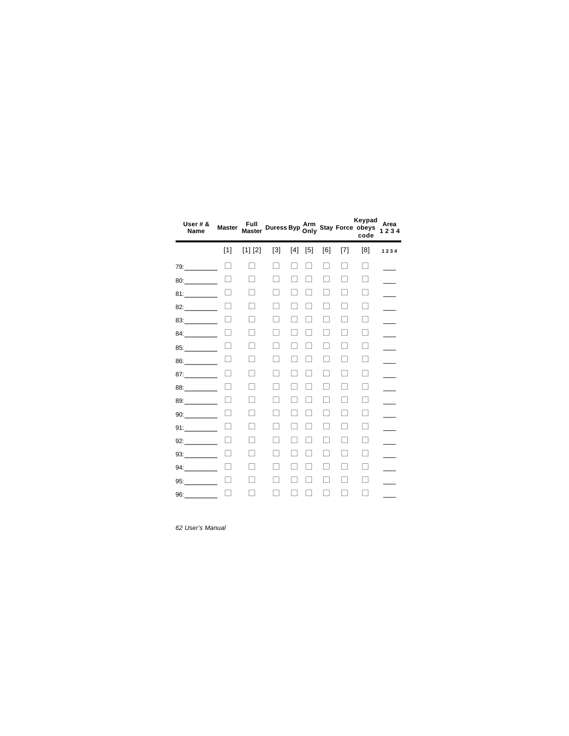| User # & Name | Master | Full Master | Duress | Byp | Arm Only | Stay | Force | Keypad obeys code | Area 1 2 3 4 |
|---|---|---|---|---|---|---|---|---|---|
| | [1] | [1] [2] | [3] | [4] | [5] | [6] | [7] | [8] | 1 2 3 4 |
| 79:_________ | ☐ | ☐ | ☐ | ☐ | ☐ | ☐ | ☐ | ☐ | ___ |
| 80:_________ | ☐ | ☐ | ☐ | ☐ | ☐ | ☐ | ☐ | ☐ | ___ |
| 81:_________ | ☐ | ☐ | ☐ | ☐ | ☐ | ☐ | ☐ | ☐ | ___ |
| 82:_________ | ☐ | ☐ | ☐ | ☐ | ☐ | ☐ | ☐ | ☐ | ___ |
| 83:_________ | ☐ | ☐ | ☐ | ☐ | ☐ | ☐ | ☐ | ☐ | ___ |
| 84:_________ | ☐ | ☐ | ☐ | ☐ | ☐ | ☐ | ☐ | ☐ | ___ |
| 85:_________ | ☐ | ☐ | ☐ | ☐ | ☐ | ☐ | ☐ | ☐ | ___ |
| 86:_________ | ☐ | ☐ | ☐ | ☐ | ☐ | ☐ | ☐ | ☐ | ___ |
| 87:_________ | ☐ | ☐ | ☐ | ☐ | ☐ | ☐ | ☐ | ☐ | ___ |
| 88:_________ | ☐ | ☐ | ☐ | ☐ | ☐ | ☐ | ☐ | ☐ | ___ |
| 89:_________ | ☐ | ☐ | ☐ | ☐ | ☐ | ☐ | ☐ | ☐ | ___ |
| 90:_________ | ☐ | ☐ | ☐ | ☐ | ☐ | ☐ | ☐ | ☐ | ___ |
| 91:_________ | ☐ | ☐ | ☐ | ☐ | ☐ | ☐ | ☐ | ☐ | ___ |
| 92:_________ | ☐ | ☐ | ☐ | ☐ | ☐ | ☐ | ☐ | ☐ | ___ |
| 93:_________ | ☐ | ☐ | ☐ | ☐ | ☐ | ☐ | ☐ | ☐ | ___ |
| 94:_________ | ☐ | ☐ | ☐ | ☐ | ☐ | ☐ | ☐ | ☐ | ___ |
| 95:_________ | ☐ | ☐ | ☐ | ☐ | ☐ | ☐ | ☐ | ☐ | ___ |
| 96:_________ | ☐ | ☐ | ☐ | ☐ | ☐ | ☐ | ☐ | ☐ | ___ |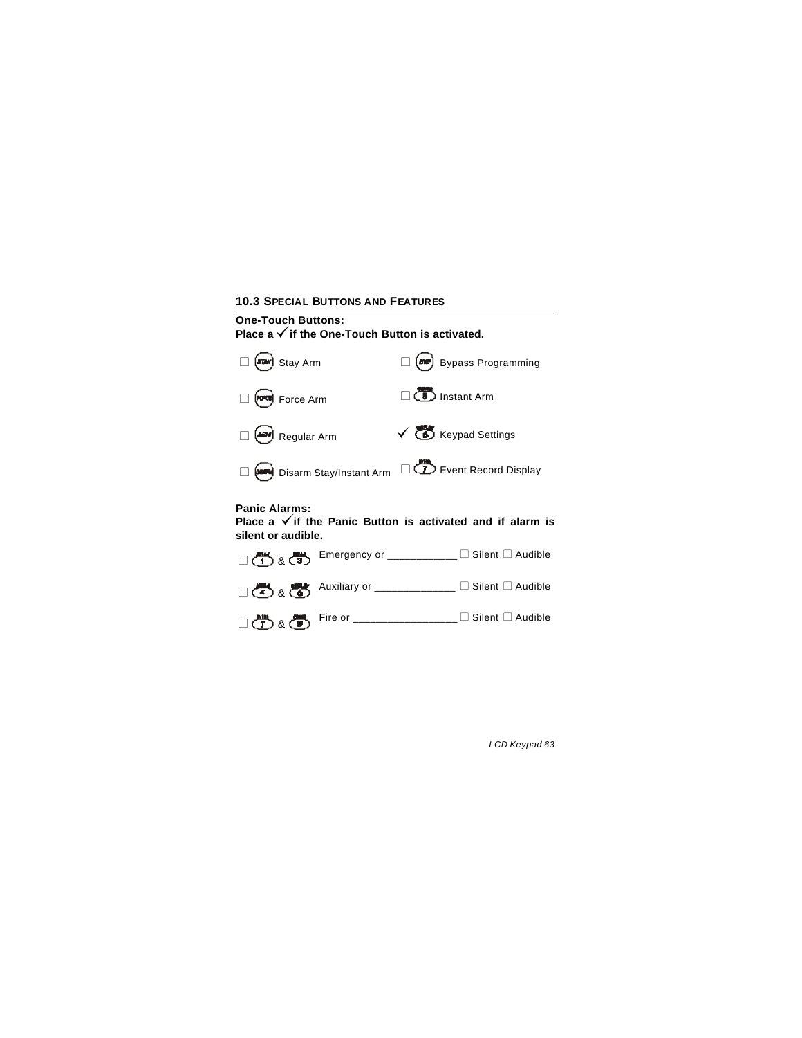### 10.3 Special Buttons and Features

**One-Touch Buttons:**
**Place a ✓ if the One-Touch Button is activated.**

- ☐ [STAY] Stay Arm
- ☐ [FORCE] Force Arm
- ☐ [ARM] Regular Arm
- ☐ [DISARM] Disarm Stay/Instant Arm
- ☐ [BYP] Bypass Programming
- ☐ [5] Instant Arm
- ✓ [6] Keypad Settings
- ☐ [7] Event Record Display

**Panic Alarms:**
**Place a ✓ if the Panic Button is activated and if alarm is silent or audible.**

- ☐ [1] & [3] Emergency or ___________ ☐ Silent ☐ Audible
- ☐ [4] & [6] Auxiliary or _____________ ☐ Silent ☐ Audible
- ☐ [7] & [9] Fire or ________________ ☐ Silent ☐ Audible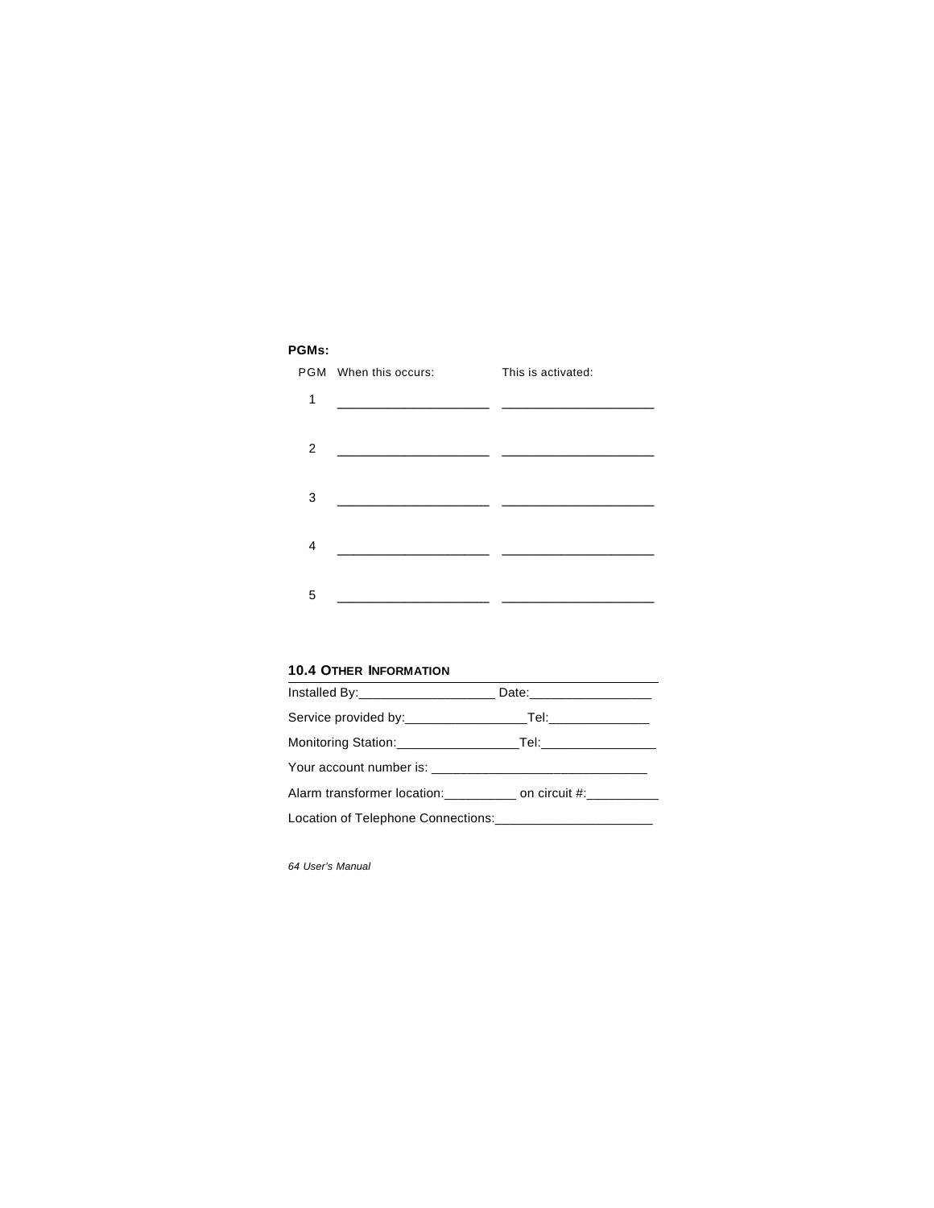**PGMs:**

| PGM | When this occurs: | This is activated: |
|---|---|---|
| 1 | ____________________ | ____________________ |
| 2 | ____________________ | ____________________ |
| 3 | ____________________ | ____________________ |
| 4 | ____________________ | ____________________ |
| 5 | ____________________ | ____________________ |

## 10.4 Other Information

Installed By:___________________ Date:_________________

Service provided by:_________________Tel:______________

Monitoring Station:_________________Tel:________________

Your account number is: ______________________________

Alarm transformer location:__________ on circuit #:__________

Location of Telephone Connections:______________________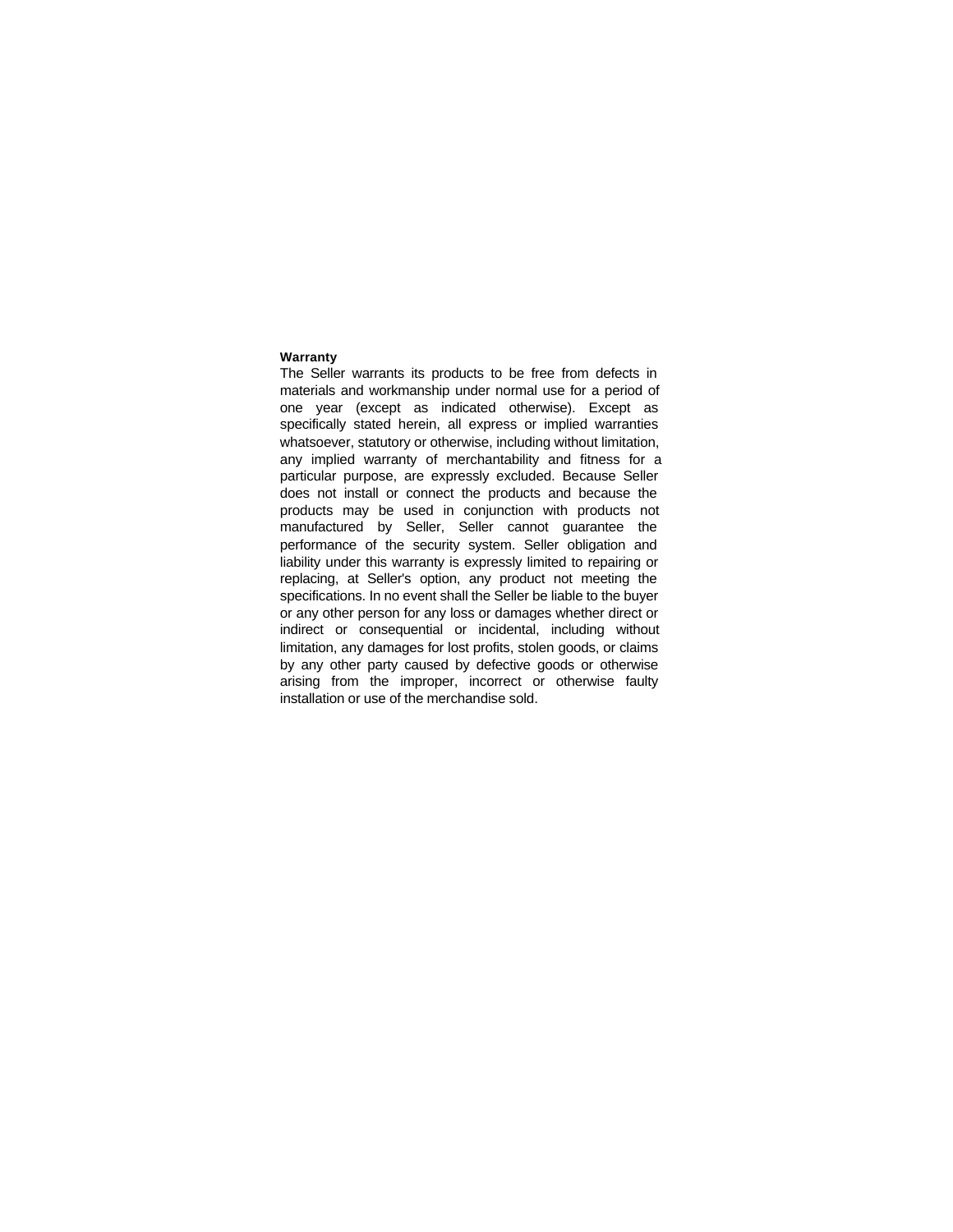**Warranty**

The Seller warrants its products to be free from defects in materials and workmanship under normal use for a period of one year (except as indicated otherwise). Except as specifically stated herein, all express or implied warranties whatsoever, statutory or otherwise, including without limitation, any implied warranty of merchantability and fitness for a particular purpose, are expressly excluded. Because Seller does not install or connect the products and because the products may be used in conjunction with products not manufactured by Seller, Seller cannot guarantee the performance of the security system. Seller obligation and liability under this warranty is expressly limited to repairing or replacing, at Seller's option, any product not meeting the specifications. In no event shall the Seller be liable to the buyer or any other person for any loss or damages whether direct or indirect or consequential or incidental, including without limitation, any damages for lost profits, stolen goods, or claims by any other party caused by defective goods or otherwise arising from the improper, incorrect or otherwise faulty installation or use of the merchandise sold.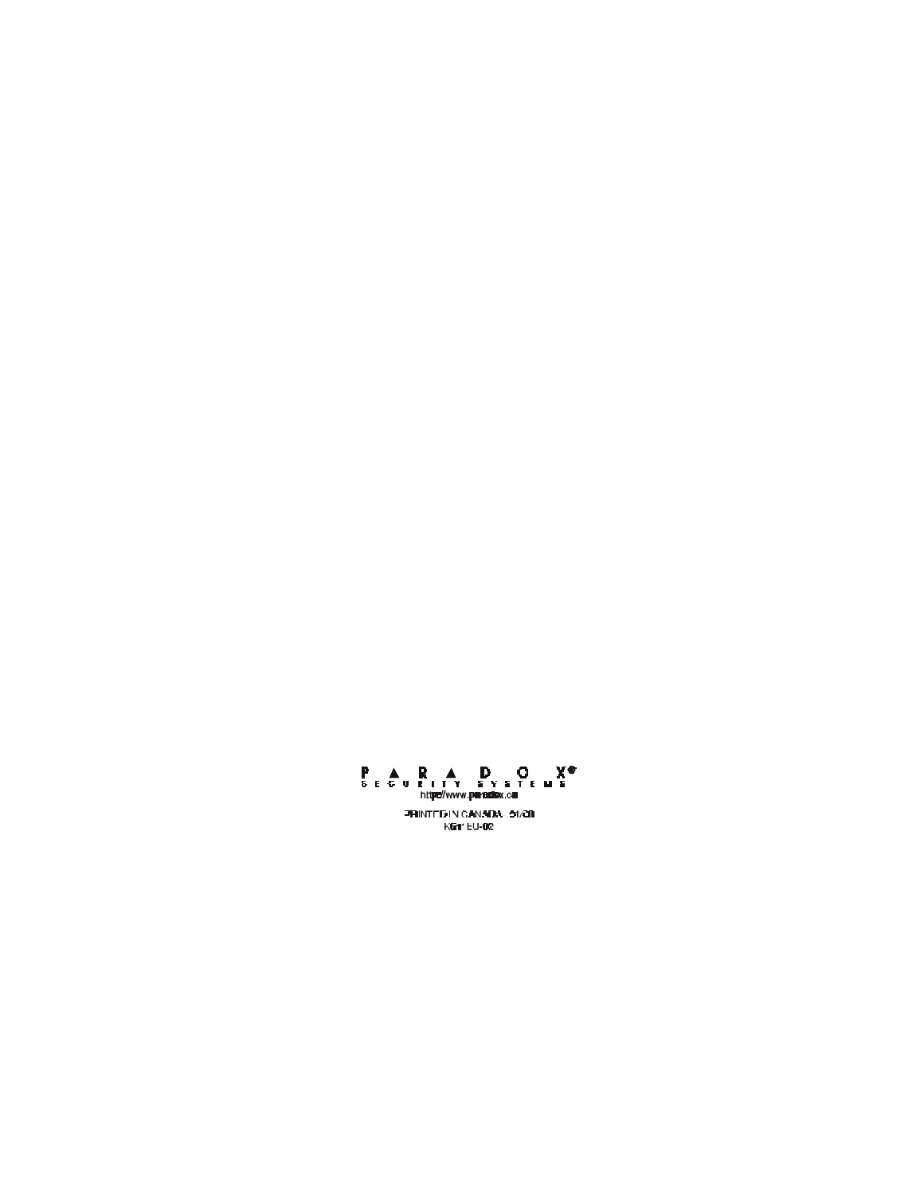P A R A D O X®

S E C U R I T Y S Y S T E M S

http://www.paradox.ca

PRINTED IN CANADA 01/00

K641 EU-02